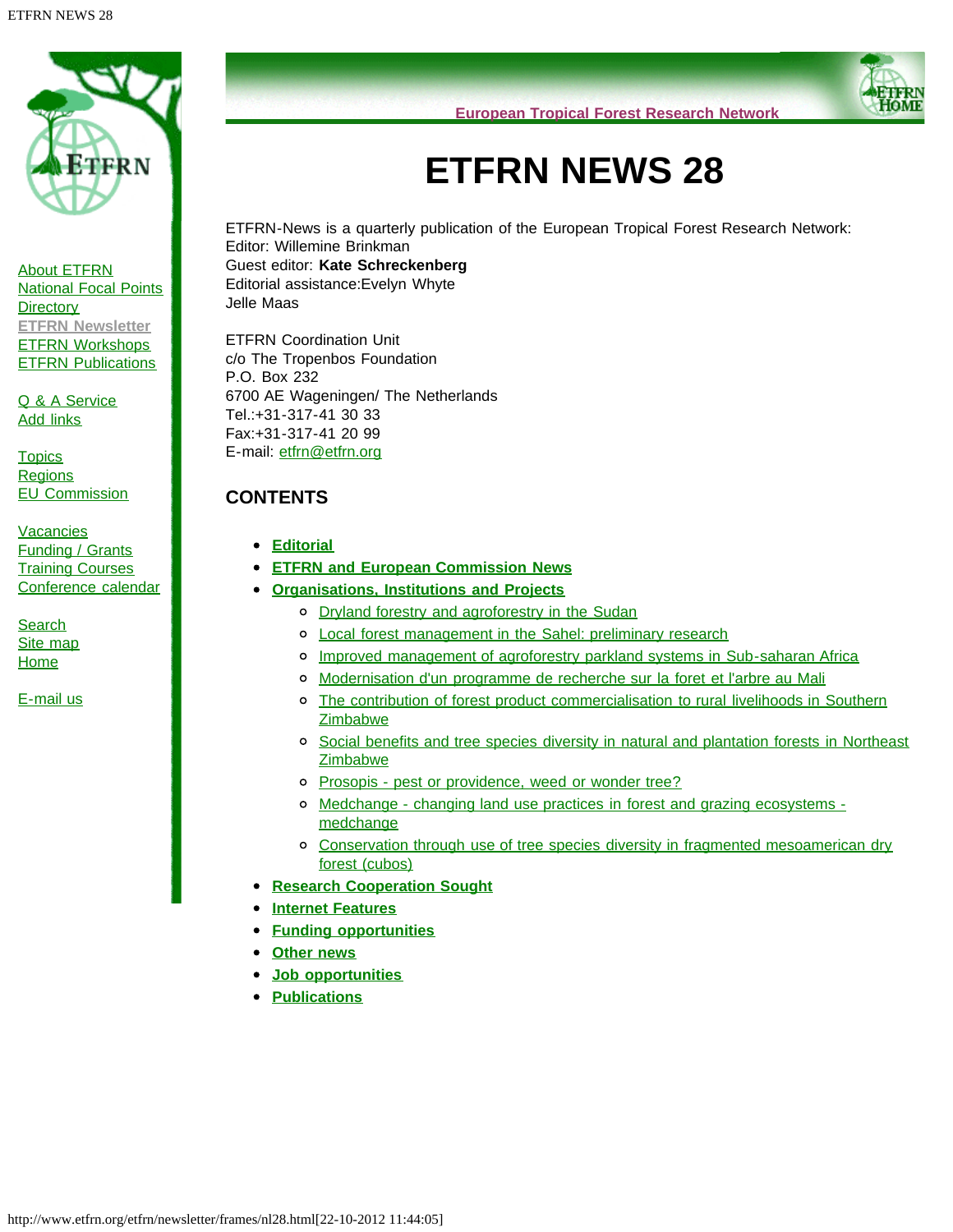About ETFRN
National Focal Points
Directory
ETFRN Newsletter
ETFRN Workshops
ETFRN Publications

Q & A Service
Add links

Topics
Regions
EU Commission

Vacancies
Funding / Grants
Training Courses
Conference calendar

Search
Site map
Home

E-mail us

European Tropical Forest Research Network

# ETFRN NEWS 28

ETFRN-News is a quarterly publication of the European Tropical Forest Research Network:
Editor: Willemine Brinkman
Guest editor: **Kate Schreckenberg**
Editorial assistance:Evelyn Whyte
Jelle Maas

ETFRN Coordination Unit
c/o The Tropenbos Foundation
P.O. Box 232
6700 AE Wageningen/ The Netherlands
Tel.:+31-317-41 30 33
Fax:+31-317-41 20 99
E-mail: etfrn@etfrn.org

## CONTENTS

- **Editorial**
- **ETFRN and European Commission News**
- **Organisations, Institutions and Projects**
  - Dryland forestry and agroforestry in the Sudan
  - Local forest management in the Sahel: preliminary research
  - Improved management of agroforestry parkland systems in Sub-saharan Africa
  - Modernisation d'un programme de recherche sur la foret et l'arbre au Mali
  - The contribution of forest product commercialisation to rural livelihoods in Southern Zimbabwe
  - Social benefits and tree species diversity in natural and plantation forests in Northeast Zimbabwe
  - Prosopis - pest or providence, weed or wonder tree?
  - Medchange - changing land use practices in forest and grazing ecosystems - medchange
  - Conservation through use of tree species diversity in fragmented mesoamerican dry forest (cubos)
- **Research Cooperation Sought**
- **Internet Features**
- **Funding opportunities**
- **Other news**
- **Job opportunities**
- **Publications**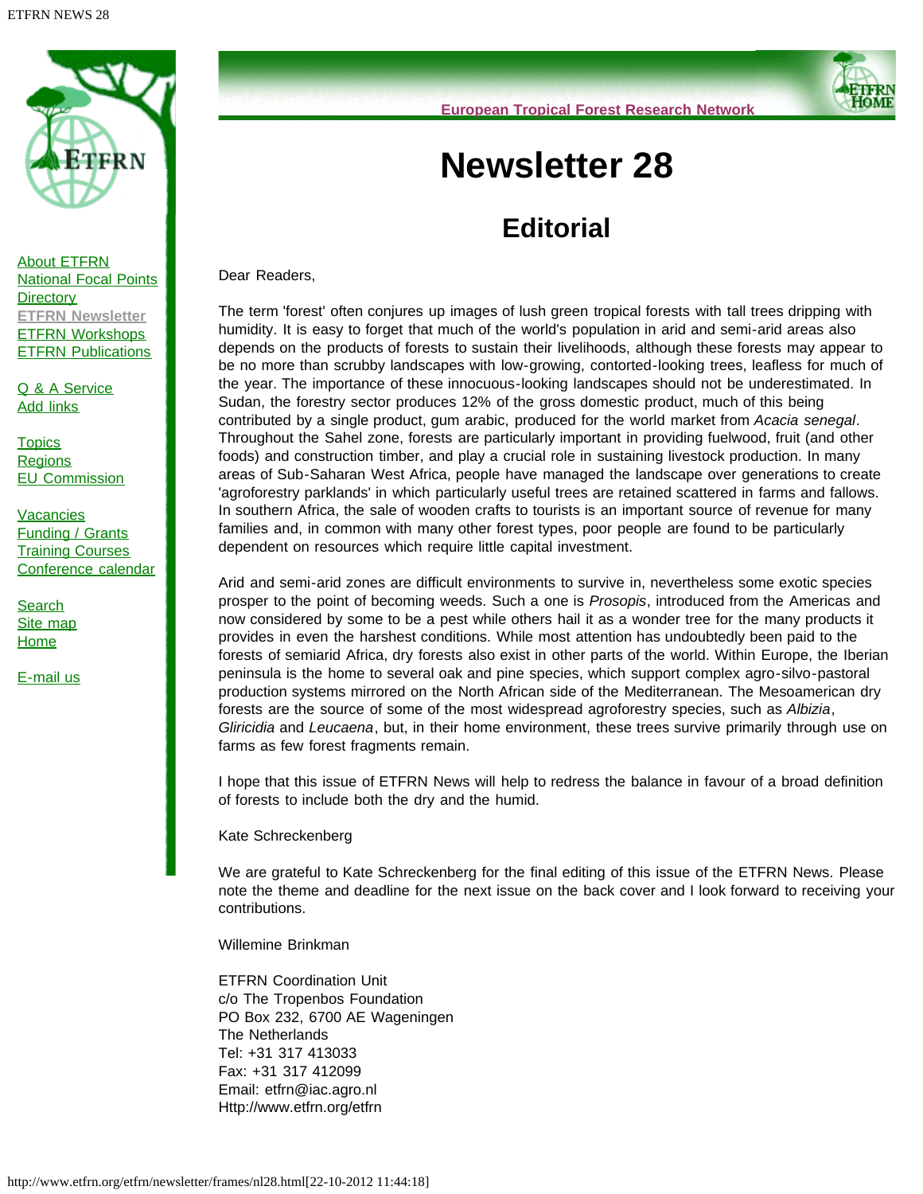European Tropical Forest Research Network

About ETFRN
National Focal Points
Directory
ETFRN Newsletter
ETFRN Workshops
ETFRN Publications

Q & A Service
Add links

Topics
Regions
EU Commission

Vacancies
Funding / Grants
Training Courses
Conference calendar

Search
Site map
Home

E-mail us

# Newsletter 28

## Editorial

Dear Readers,

The term 'forest' often conjures up images of lush green tropical forests with tall trees dripping with humidity. It is easy to forget that much of the world's population in arid and semi-arid areas also depends on the products of forests to sustain their livelihoods, although these forests may appear to be no more than scrubby landscapes with low-growing, contorted-looking trees, leafless for much of the year. The importance of these innocuous-looking landscapes should not be underestimated. In Sudan, the forestry sector produces 12% of the gross domestic product, much of this being contributed by a single product, gum arabic, produced for the world market from *Acacia senegal*. Throughout the Sahel zone, forests are particularly important in providing fuelwood, fruit (and other foods) and construction timber, and play a crucial role in sustaining livestock production. In many areas of Sub-Saharan West Africa, people have managed the landscape over generations to create 'agroforestry parklands' in which particularly useful trees are retained scattered in farms and fallows. In southern Africa, the sale of wooden crafts to tourists is an important source of revenue for many families and, in common with many other forest types, poor people are found to be particularly dependent on resources which require little capital investment.

Arid and semi-arid zones are difficult environments to survive in, nevertheless some exotic species prosper to the point of becoming weeds. Such a one is *Prosopis*, introduced from the Americas and now considered by some to be a pest while others hail it as a wonder tree for the many products it provides in even the harshest conditions. While most attention has undoubtedly been paid to the forests of semiarid Africa, dry forests also exist in other parts of the world. Within Europe, the Iberian peninsula is the home to several oak and pine species, which support complex agro-silvo-pastoral production systems mirrored on the North African side of the Mediterranean. The Mesoamerican dry forests are the source of some of the most widespread agroforestry species, such as *Albizia*, *Gliricidia* and *Leucaena*, but, in their home environment, these trees survive primarily through use on farms as few forest fragments remain.

I hope that this issue of ETFRN News will help to redress the balance in favour of a broad definition of forests to include both the dry and the humid.

Kate Schreckenberg

We are grateful to Kate Schreckenberg for the final editing of this issue of the ETFRN News. Please note the theme and deadline for the next issue on the back cover and I look forward to receiving your contributions.

Willemine Brinkman

ETFRN Coordination Unit
c/o The Tropenbos Foundation
PO Box 232, 6700 AE Wageningen
The Netherlands
Tel: +31 317 413033
Fax: +31 317 412099
Email: etfrn@iac.agro.nl
Http://www.etfrn.org/etfrn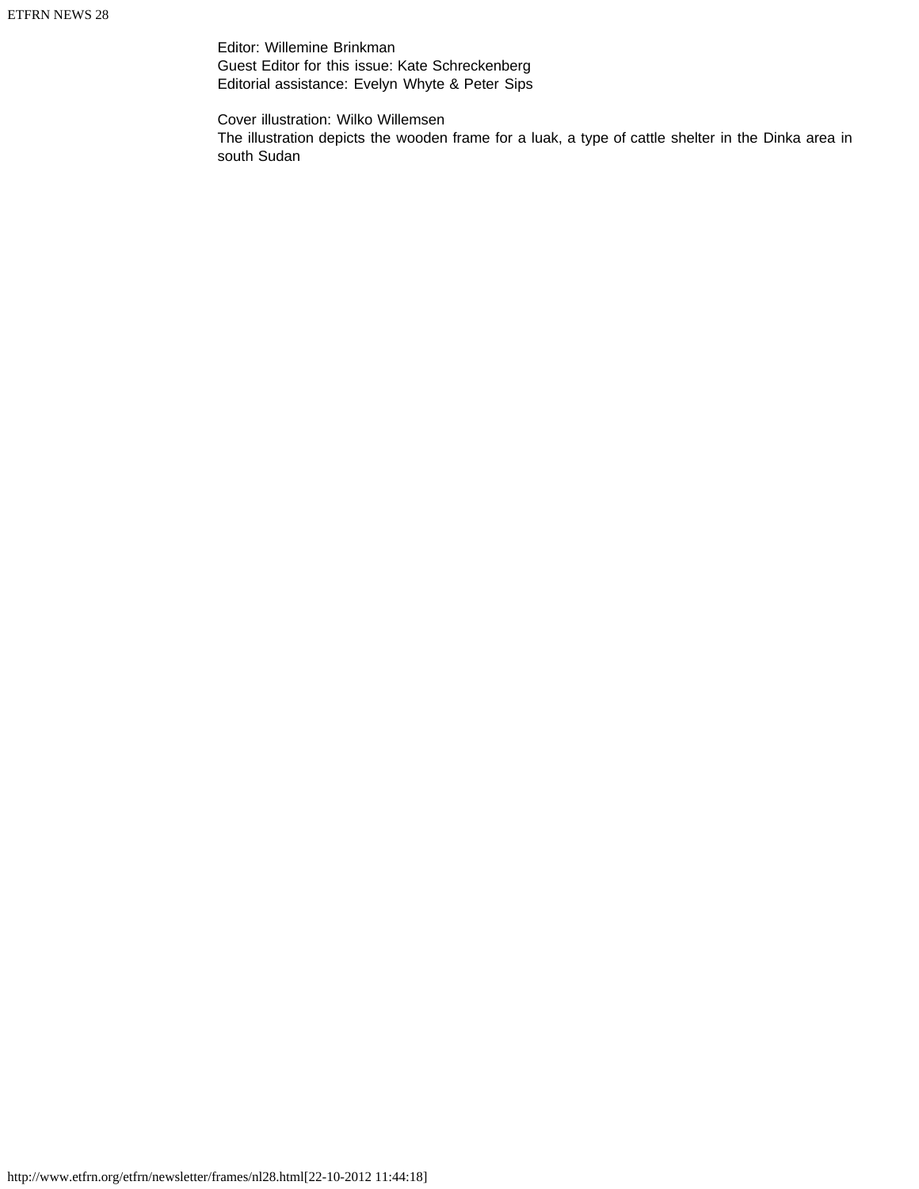Editor: Willemine Brinkman
Guest Editor for this issue: Kate Schreckenberg
Editorial assistance: Evelyn Whyte & Peter Sips

Cover illustration: Wilko Willemsen
The illustration depicts the wooden frame for a luak, a type of cattle shelter in the Dinka area in south Sudan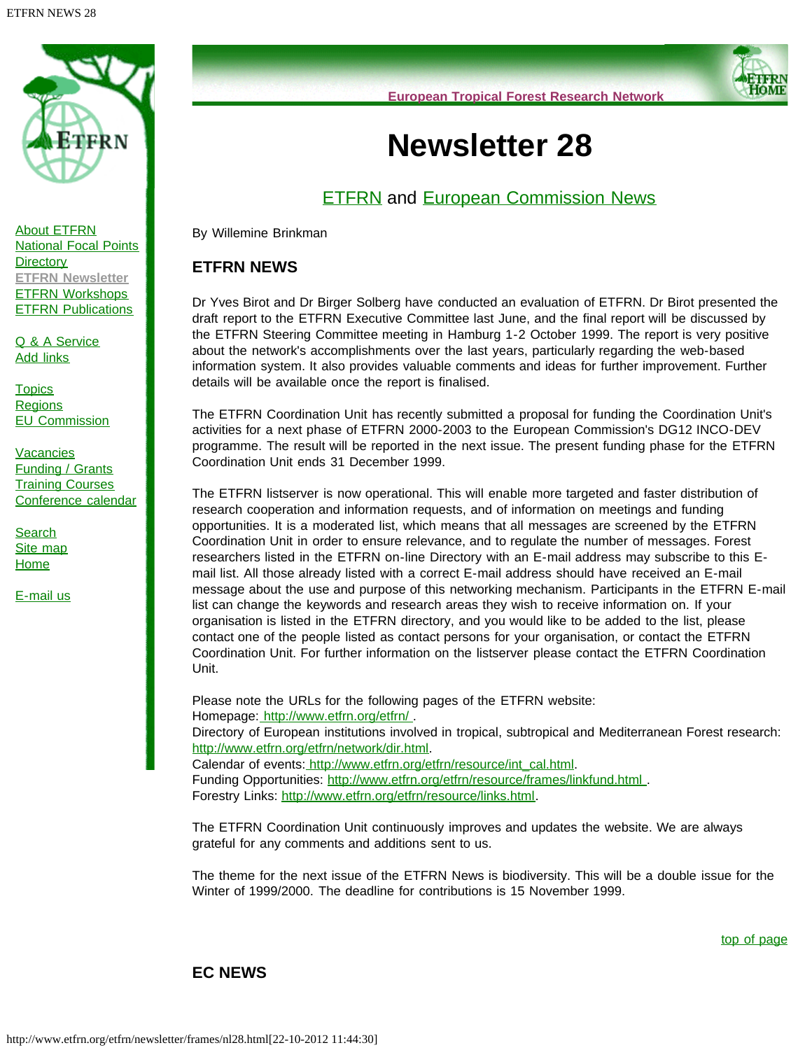European Tropical Forest Research Network

# Newsletter 28

## ETFRN and European Commission News

By Willemine Brinkman

### ETFRN NEWS

Dr Yves Birot and Dr Birger Solberg have conducted an evaluation of ETFRN. Dr Birot presented the draft report to the ETFRN Executive Committee last June, and the final report will be discussed by the ETFRN Steering Committee meeting in Hamburg 1-2 October 1999. The report is very positive about the network's accomplishments over the last years, particularly regarding the web-based information system. It also provides valuable comments and ideas for further improvement. Further details will be available once the report is finalised.

The ETFRN Coordination Unit has recently submitted a proposal for funding the Coordination Unit's activities for a next phase of ETFRN 2000-2003 to the European Commission's DG12 INCO-DEV programme. The result will be reported in the next issue. The present funding phase for the ETFRN Coordination Unit ends 31 December 1999.

The ETFRN listserver is now operational. This will enable more targeted and faster distribution of research cooperation and information requests, and of information on meetings and funding opportunities. It is a moderated list, which means that all messages are screened by the ETFRN Coordination Unit in order to ensure relevance, and to regulate the number of messages. Forest researchers listed in the ETFRN on-line Directory with an E-mail address may subscribe to this E-mail list. All those already listed with a correct E-mail address should have received an E-mail message about the use and purpose of this networking mechanism. Participants in the ETFRN E-mail list can change the keywords and research areas they wish to receive information on. If your organisation is listed in the ETFRN directory, and you would like to be added to the list, please contact one of the people listed as contact persons for your organisation, or contact the ETFRN Coordination Unit. For further information on the listserver please contact the ETFRN Coordination Unit.

Please note the URLs for the following pages of the ETFRN website:
Homepage: http://www.etfrn.org/etfrn/ .
Directory of European institutions involved in tropical, subtropical and Mediterranean Forest research: http://www.etfrn.org/etfrn/network/dir.html.
Calendar of events: http://www.etfrn.org/etfrn/resource/int_cal.html.
Funding Opportunities: http://www.etfrn.org/etfrn/resource/frames/linkfund.html .
Forestry Links: http://www.etfrn.org/etfrn/resource/links.html.

The ETFRN Coordination Unit continuously improves and updates the website. We are always grateful for any comments and additions sent to us.

The theme for the next issue of the ETFRN News is biodiversity. This will be a double issue for the Winter of 1999/2000. The deadline for contributions is 15 November 1999.

top of page

### EC NEWS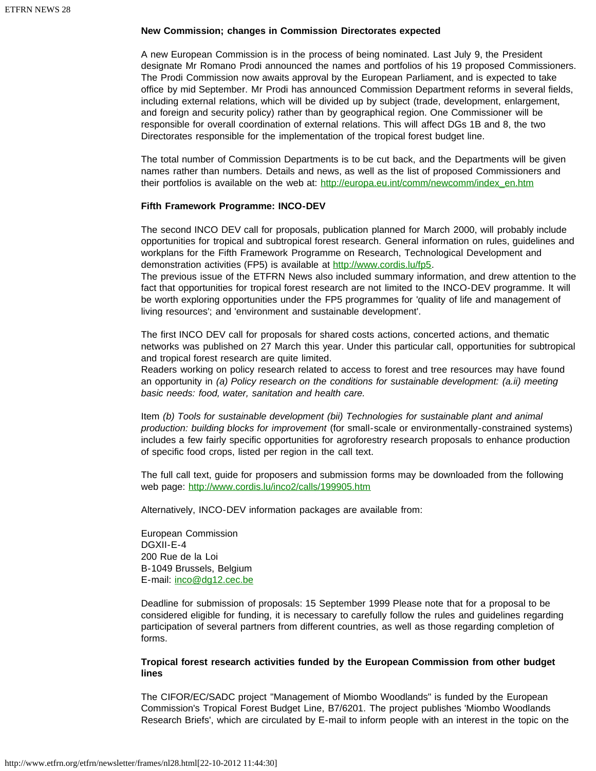### New Commission; changes in Commission Directorates expected

A new European Commission is in the process of being nominated. Last July 9, the President designate Mr Romano Prodi announced the names and portfolios of his 19 proposed Commissioners. The Prodi Commission now awaits approval by the European Parliament, and is expected to take office by mid September. Mr Prodi has announced Commission Department reforms in several fields, including external relations, which will be divided up by subject (trade, development, enlargement, and foreign and security policy) rather than by geographical region. One Commissioner will be responsible for overall coordination of external relations. This will affect DGs 1B and 8, the two Directorates responsible for the implementation of the tropical forest budget line.

The total number of Commission Departments is to be cut back, and the Departments will be given names rather than numbers. Details and news, as well as the list of proposed Commissioners and their portfolios is available on the web at: http://europa.eu.int/comm/newcomm/index_en.htm

### Fifth Framework Programme: INCO-DEV

The second INCO DEV call for proposals, publication planned for March 2000, will probably include opportunities for tropical and subtropical forest research. General information on rules, guidelines and workplans for the Fifth Framework Programme on Research, Technological Development and demonstration activities (FP5) is available at http://www.cordis.lu/fp5.
The previous issue of the ETFRN News also included summary information, and drew attention to the fact that opportunities for tropical forest research are not limited to the INCO-DEV programme. It will be worth exploring opportunities under the FP5 programmes for 'quality of life and management of living resources'; and 'environment and sustainable development'.

The first INCO DEV call for proposals for shared costs actions, concerted actions, and thematic networks was published on 27 March this year. Under this particular call, opportunities for subtropical and tropical forest research are quite limited.
Readers working on policy research related to access to forest and tree resources may have found an opportunity in *(a) Policy research on the conditions for sustainable development: (a.ii) meeting basic needs: food, water, sanitation and health care.*

Item *(b) Tools for sustainable development (bii) Technologies for sustainable plant and animal production: building blocks for improvement* (for small-scale or environmentally-constrained systems) includes a few fairly specific opportunities for agroforestry research proposals to enhance production of specific food crops, listed per region in the call text.

The full call text, guide for proposers and submission forms may be downloaded from the following web page: http://www.cordis.lu/inco2/calls/199905.htm

Alternatively, INCO-DEV information packages are available from:

European Commission
DGXII-E-4
200 Rue de la Loi
B-1049 Brussels, Belgium
E-mail: inco@dg12.cec.be

Deadline for submission of proposals: 15 September 1999 Please note that for a proposal to be considered eligible for funding, it is necessary to carefully follow the rules and guidelines regarding participation of several partners from different countries, as well as those regarding completion of forms.

### Tropical forest research activities funded by the European Commission from other budget lines

The CIFOR/EC/SADC project "Management of Miombo Woodlands" is funded by the European Commission's Tropical Forest Budget Line, B7/6201. The project publishes 'Miombo Woodlands Research Briefs', which are circulated by E-mail to inform people with an interest in the topic on the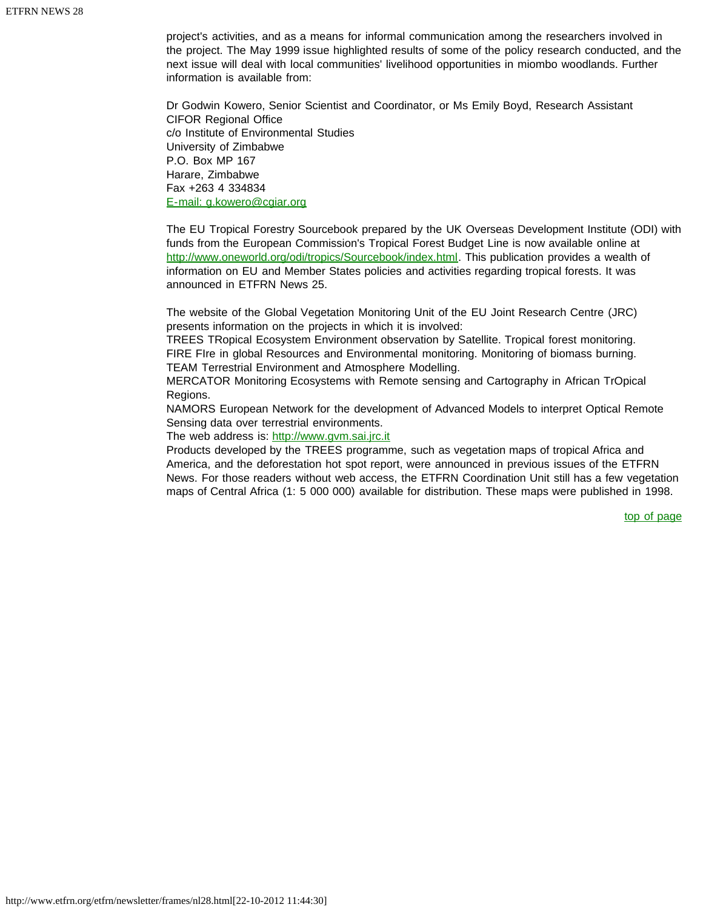project's activities, and as a means for informal communication among the researchers involved in the project. The May 1999 issue highlighted results of some of the policy research conducted, and the next issue will deal with local communities' livelihood opportunities in miombo woodlands. Further information is available from:

Dr Godwin Kowero, Senior Scientist and Coordinator, or Ms Emily Boyd, Research Assistant
CIFOR Regional Office
c/o Institute of Environmental Studies
University of Zimbabwe
P.O. Box MP 167
Harare, Zimbabwe
Fax +263 4 334834
E-mail: g.kowero@cgiar.org

The EU Tropical Forestry Sourcebook prepared by the UK Overseas Development Institute (ODI) with funds from the European Commission's Tropical Forest Budget Line is now available online at http://www.oneworld.org/odi/tropics/Sourcebook/index.html. This publication provides a wealth of information on EU and Member States policies and activities regarding tropical forests. It was announced in ETFRN News 25.

The website of the Global Vegetation Monitoring Unit of the EU Joint Research Centre (JRC) presents information on the projects in which it is involved:
TREES TRopical Ecosystem Environment observation by Satellite. Tropical forest monitoring.
FIRE FIre in global Resources and Environmental monitoring. Monitoring of biomass burning.
TEAM Terrestrial Environment and Atmosphere Modelling.
MERCATOR Monitoring Ecosystems with Remote sensing and Cartography in African TrOpical Regions.
NAMORS European Network for the development of Advanced Models to interpret Optical Remote Sensing data over terrestrial environments.
The web address is: http://www.gvm.sai.jrc.it
Products developed by the TREES programme, such as vegetation maps of tropical Africa and America, and the deforestation hot spot report, were announced in previous issues of the ETFRN News. For those readers without web access, the ETFRN Coordination Unit still has a few vegetation maps of Central Africa (1: 5 000 000) available for distribution. These maps were published in 1998.

top of page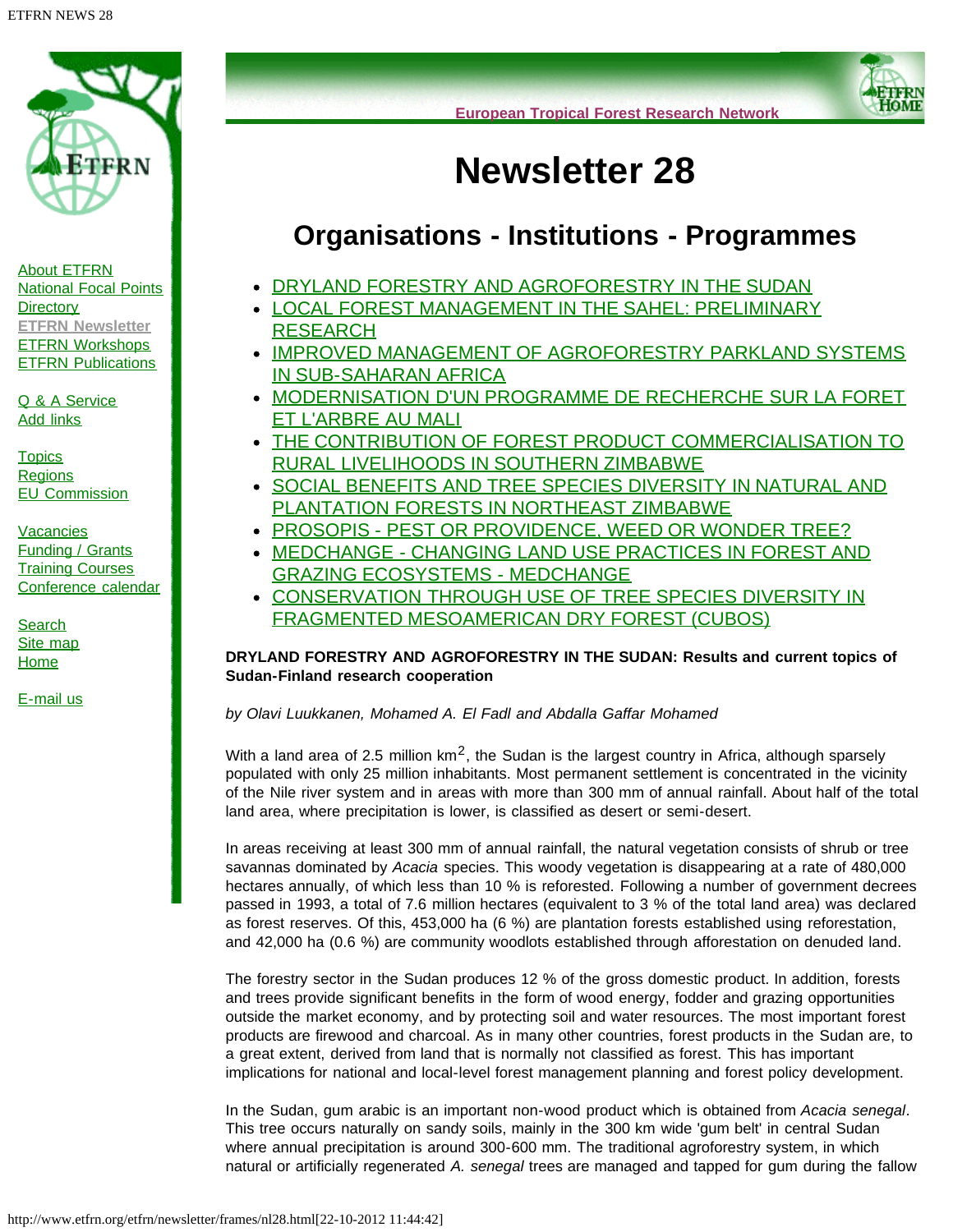# Newsletter 28

## Organisations - Institutions - Programmes

- DRYLAND FORESTRY AND AGROFORESTRY IN THE SUDAN
- LOCAL FOREST MANAGEMENT IN THE SAHEL: PRELIMINARY RESEARCH
- IMPROVED MANAGEMENT OF AGROFORESTRY PARKLAND SYSTEMS IN SUB-SAHARAN AFRICA
- MODERNISATION D'UN PROGRAMME DE RECHERCHE SUR LA FORET ET L'ARBRE AU MALI
- THE CONTRIBUTION OF FOREST PRODUCT COMMERCIALISATION TO RURAL LIVELIHOODS IN SOUTHERN ZIMBABWE
- SOCIAL BENEFITS AND TREE SPECIES DIVERSITY IN NATURAL AND PLANTATION FORESTS IN NORTHEAST ZIMBABWE
- PROSOPIS - PEST OR PROVIDENCE, WEED OR WONDER TREE?
- MEDCHANGE - CHANGING LAND USE PRACTICES IN FOREST AND GRAZING ECOSYSTEMS - MEDCHANGE
- CONSERVATION THROUGH USE OF TREE SPECIES DIVERSITY IN FRAGMENTED MESOAMERICAN DRY FOREST (CUBOS)

**DRYLAND FORESTRY AND AGROFORESTRY IN THE SUDAN: Results and current topics of Sudan-Finland research cooperation**

*by Olavi Luukkanen, Mohamed A. El Fadl and Abdalla Gaffar Mohamed*

With a land area of 2.5 million km$^2$, the Sudan is the largest country in Africa, although sparsely populated with only 25 million inhabitants. Most permanent settlement is concentrated in the vicinity of the Nile river system and in areas with more than 300 mm of annual rainfall. About half of the total land area, where precipitation is lower, is classified as desert or semi-desert.

In areas receiving at least 300 mm of annual rainfall, the natural vegetation consists of shrub or tree savannas dominated by *Acacia* species. This woody vegetation is disappearing at a rate of 480,000 hectares annually, of which less than 10 % is reforested. Following a number of government decrees passed in 1993, a total of 7.6 million hectares (equivalent to 3 % of the total land area) was declared as forest reserves. Of this, 453,000 ha (6 %) are plantation forests established using reforestation, and 42,000 ha (0.6 %) are community woodlots established through afforestation on denuded land.

The forestry sector in the Sudan produces 12 % of the gross domestic product. In addition, forests and trees provide significant benefits in the form of wood energy, fodder and grazing opportunities outside the market economy, and by protecting soil and water resources. The most important forest products are firewood and charcoal. As in many other countries, forest products in the Sudan are, to a great extent, derived from land that is normally not classified as forest. This has important implications for national and local-level forest management planning and forest policy development.

In the Sudan, gum arabic is an important non-wood product which is obtained from *Acacia senegal*. This tree occurs naturally on sandy soils, mainly in the 300 km wide 'gum belt' in central Sudan where annual precipitation is around 300-600 mm. The traditional agroforestry system, in which natural or artificially regenerated *A. senegal* trees are managed and tapped for gum during the fallow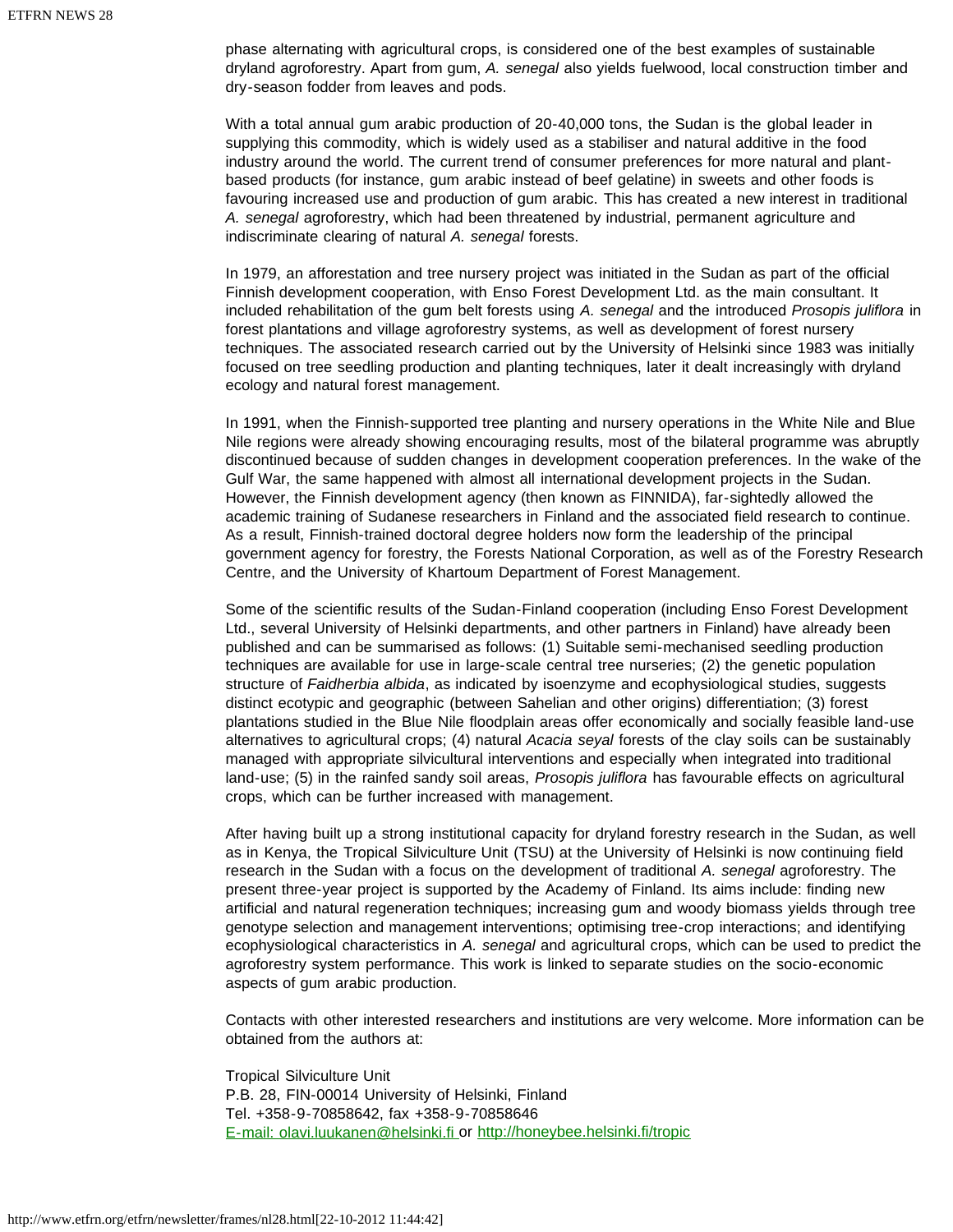phase alternating with agricultural crops, is considered one of the best examples of sustainable dryland agroforestry. Apart from gum, *A. senegal* also yields fuelwood, local construction timber and dry-season fodder from leaves and pods.

With a total annual gum arabic production of 20-40,000 tons, the Sudan is the global leader in supplying this commodity, which is widely used as a stabiliser and natural additive in the food industry around the world. The current trend of consumer preferences for more natural and plant-based products (for instance, gum arabic instead of beef gelatine) in sweets and other foods is favouring increased use and production of gum arabic. This has created a new interest in traditional *A. senegal* agroforestry, which had been threatened by industrial, permanent agriculture and indiscriminate clearing of natural *A. senegal* forests.

In 1979, an afforestation and tree nursery project was initiated in the Sudan as part of the official Finnish development cooperation, with Enso Forest Development Ltd. as the main consultant. It included rehabilitation of the gum belt forests using *A. senegal* and the introduced *Prosopis juliflora* in forest plantations and village agroforestry systems, as well as development of forest nursery techniques. The associated research carried out by the University of Helsinki since 1983 was initially focused on tree seedling production and planting techniques, later it dealt increasingly with dryland ecology and natural forest management.

In 1991, when the Finnish-supported tree planting and nursery operations in the White Nile and Blue Nile regions were already showing encouraging results, most of the bilateral programme was abruptly discontinued because of sudden changes in development cooperation preferences. In the wake of the Gulf War, the same happened with almost all international development projects in the Sudan. However, the Finnish development agency (then known as FINNIDA), far-sightedly allowed the academic training of Sudanese researchers in Finland and the associated field research to continue. As a result, Finnish-trained doctoral degree holders now form the leadership of the principal government agency for forestry, the Forests National Corporation, as well as of the Forestry Research Centre, and the University of Khartoum Department of Forest Management.

Some of the scientific results of the Sudan-Finland cooperation (including Enso Forest Development Ltd., several University of Helsinki departments, and other partners in Finland) have already been published and can be summarised as follows: (1) Suitable semi-mechanised seedling production techniques are available for use in large-scale central tree nurseries; (2) the genetic population structure of *Faidherbia albida*, as indicated by isoenzyme and ecophysiological studies, suggests distinct ecotypic and geographic (between Sahelian and other origins) differentiation; (3) forest plantations studied in the Blue Nile floodplain areas offer economically and socially feasible land-use alternatives to agricultural crops; (4) natural *Acacia seyal* forests of the clay soils can be sustainably managed with appropriate silvicultural interventions and especially when integrated into traditional land-use; (5) in the rainfed sandy soil areas, *Prosopis juliflora* has favourable effects on agricultural crops, which can be further increased with management.

After having built up a strong institutional capacity for dryland forestry research in the Sudan, as well as in Kenya, the Tropical Silviculture Unit (TSU) at the University of Helsinki is now continuing field research in the Sudan with a focus on the development of traditional *A. senegal* agroforestry. The present three-year project is supported by the Academy of Finland. Its aims include: finding new artificial and natural regeneration techniques; increasing gum and woody biomass yields through tree genotype selection and management interventions; optimising tree-crop interactions; and identifying ecophysiological characteristics in *A. senegal* and agricultural crops, which can be used to predict the agroforestry system performance. This work is linked to separate studies on the socio-economic aspects of gum arabic production.

Contacts with other interested researchers and institutions are very welcome. More information can be obtained from the authors at:

Tropical Silviculture Unit
P.B. 28, FIN-00014 University of Helsinki, Finland
Tel. +358-9-70858642, fax +358-9-70858646
E-mail: olavi.luukanen@helsinki.fi or http://honeybee.helsinki.fi/tropic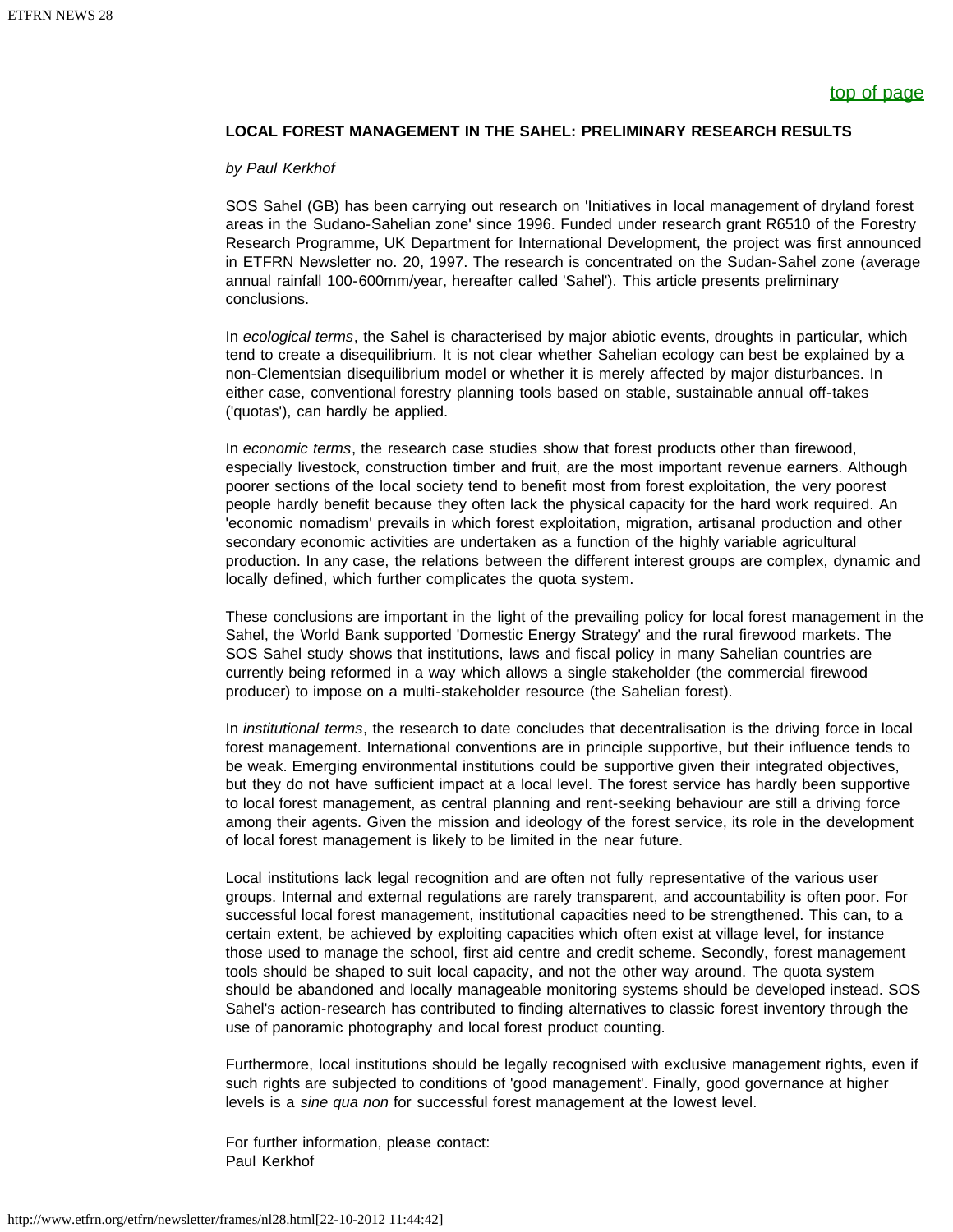top of page

### LOCAL FOREST MANAGEMENT IN THE SAHEL: PRELIMINARY RESEARCH RESULTS

*by Paul Kerkhof*

SOS Sahel (GB) has been carrying out research on 'Initiatives in local management of dryland forest areas in the Sudano-Sahelian zone' since 1996. Funded under research grant R6510 of the Forestry Research Programme, UK Department for International Development, the project was first announced in ETFRN Newsletter no. 20, 1997. The research is concentrated on the Sudan-Sahel zone (average annual rainfall 100-600mm/year, hereafter called 'Sahel'). This article presents preliminary conclusions.

In *ecological terms*, the Sahel is characterised by major abiotic events, droughts in particular, which tend to create a disequilibrium. It is not clear whether Sahelian ecology can best be explained by a non-Clementsian disequilibrium model or whether it is merely affected by major disturbances. In either case, conventional forestry planning tools based on stable, sustainable annual off-takes ('quotas'), can hardly be applied.

In *economic terms*, the research case studies show that forest products other than firewood, especially livestock, construction timber and fruit, are the most important revenue earners. Although poorer sections of the local society tend to benefit most from forest exploitation, the very poorest people hardly benefit because they often lack the physical capacity for the hard work required. An 'economic nomadism' prevails in which forest exploitation, migration, artisanal production and other secondary economic activities are undertaken as a function of the highly variable agricultural production. In any case, the relations between the different interest groups are complex, dynamic and locally defined, which further complicates the quota system.

These conclusions are important in the light of the prevailing policy for local forest management in the Sahel, the World Bank supported 'Domestic Energy Strategy' and the rural firewood markets. The SOS Sahel study shows that institutions, laws and fiscal policy in many Sahelian countries are currently being reformed in a way which allows a single stakeholder (the commercial firewood producer) to impose on a multi-stakeholder resource (the Sahelian forest).

In *institutional terms*, the research to date concludes that decentralisation is the driving force in local forest management. International conventions are in principle supportive, but their influence tends to be weak. Emerging environmental institutions could be supportive given their integrated objectives, but they do not have sufficient impact at a local level. The forest service has hardly been supportive to local forest management, as central planning and rent-seeking behaviour are still a driving force among their agents. Given the mission and ideology of the forest service, its role in the development of local forest management is likely to be limited in the near future.

Local institutions lack legal recognition and are often not fully representative of the various user groups. Internal and external regulations are rarely transparent, and accountability is often poor. For successful local forest management, institutional capacities need to be strengthened. This can, to a certain extent, be achieved by exploiting capacities which often exist at village level, for instance those used to manage the school, first aid centre and credit scheme. Secondly, forest management tools should be shaped to suit local capacity, and not the other way around. The quota system should be abandoned and locally manageable monitoring systems should be developed instead. SOS Sahel's action-research has contributed to finding alternatives to classic forest inventory through the use of panoramic photography and local forest product counting.

Furthermore, local institutions should be legally recognised with exclusive management rights, even if such rights are subjected to conditions of 'good management'. Finally, good governance at higher levels is a *sine qua non* for successful forest management at the lowest level.

For further information, please contact:
Paul Kerkhof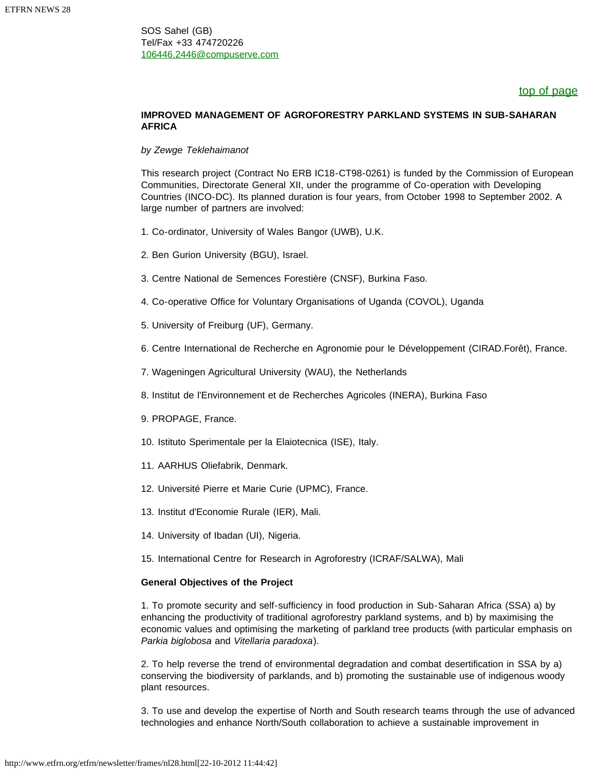SOS Sahel (GB)
Tel/Fax +33 474720226
106446.2446@compuserve.com

top of page

**IMPROVED MANAGEMENT OF AGROFORESTRY PARKLAND SYSTEMS IN SUB-SAHARAN AFRICA**

*by Zewge Teklehaimanot*

This research project (Contract No ERB IC18-CT98-0261) is funded by the Commission of European Communities, Directorate General XII, under the programme of Co-operation with Developing Countries (INCO-DC). Its planned duration is four years, from October 1998 to September 2002. A large number of partners are involved:

1. Co-ordinator, University of Wales Bangor (UWB), U.K.
2. Ben Gurion University (BGU), Israel.
3. Centre National de Semences Forestière (CNSF), Burkina Faso.
4. Co-operative Office for Voluntary Organisations of Uganda (COVOL), Uganda
5. University of Freiburg (UF), Germany.
6. Centre International de Recherche en Agronomie pour le Développement (CIRAD.Forêt), France.
7. Wageningen Agricultural University (WAU), the Netherlands
8. Institut de l'Environnement et de Recherches Agricoles (INERA), Burkina Faso
9. PROPAGE, France.
10. Istituto Sperimentale per la Elaiotecnica (ISE), Italy.
11. AARHUS Oliefabrik, Denmark.
12. Université Pierre et Marie Curie (UPMC), France.
13. Institut d'Economie Rurale (IER), Mali.
14. University of Ibadan (UI), Nigeria.
15. International Centre for Research in Agroforestry (ICRAF/SALWA), Mali

**General Objectives of the Project**

1. To promote security and self-sufficiency in food production in Sub-Saharan Africa (SSA) a) by enhancing the productivity of traditional agroforestry parkland systems, and b) by maximising the economic values and optimising the marketing of parkland tree products (with particular emphasis on *Parkia biglobosa* and *Vitellaria paradoxa*).

2. To help reverse the trend of environmental degradation and combat desertification in SSA by a) conserving the biodiversity of parklands, and b) promoting the sustainable use of indigenous woody plant resources.

3. To use and develop the expertise of North and South research teams through the use of advanced technologies and enhance North/South collaboration to achieve a sustainable improvement in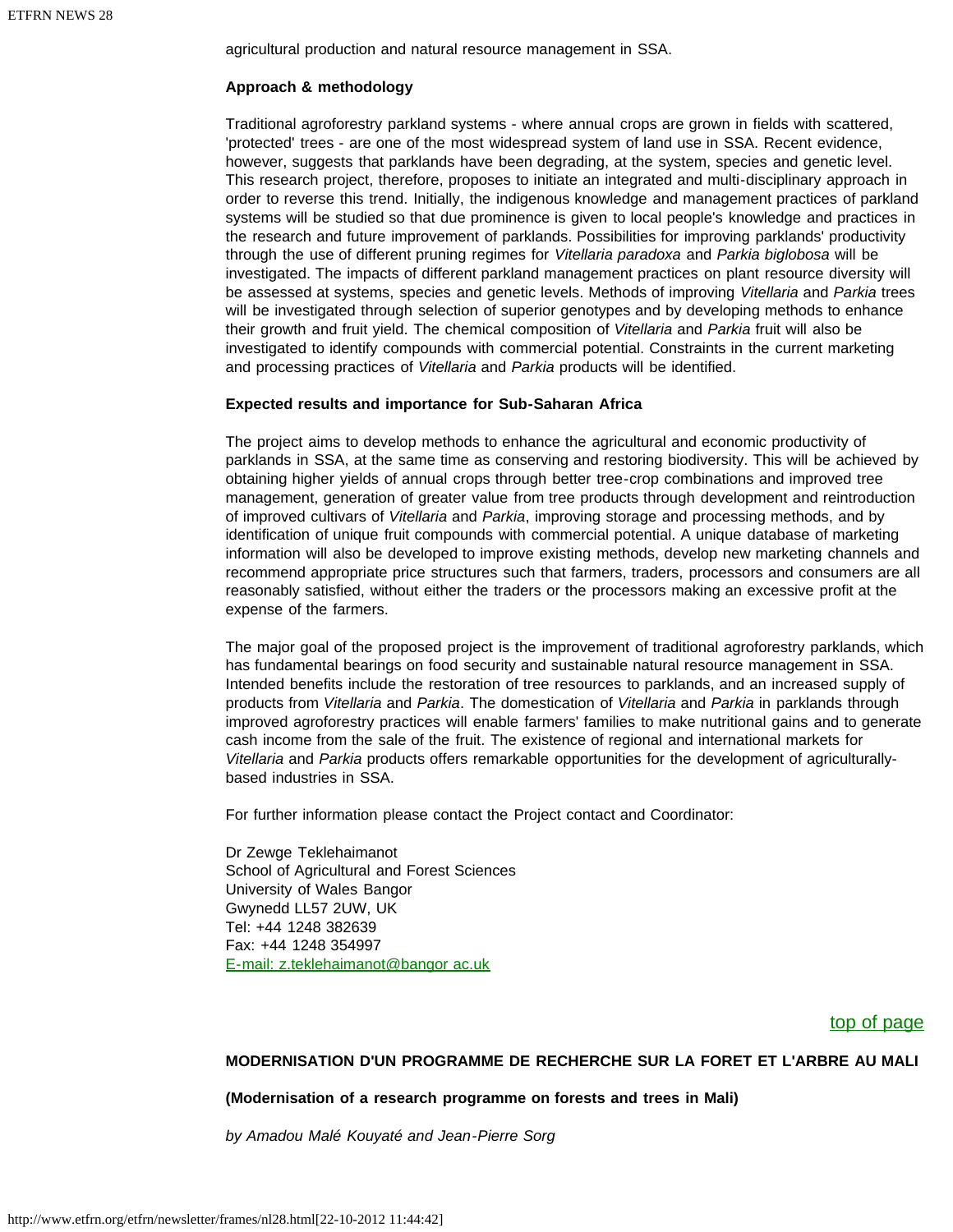agricultural production and natural resource management in SSA.

**Approach & methodology**

Traditional agroforestry parkland systems - where annual crops are grown in fields with scattered, 'protected' trees - are one of the most widespread system of land use in SSA. Recent evidence, however, suggests that parklands have been degrading, at the system, species and genetic level. This research project, therefore, proposes to initiate an integrated and multi-disciplinary approach in order to reverse this trend. Initially, the indigenous knowledge and management practices of parkland systems will be studied so that due prominence is given to local people's knowledge and practices in the research and future improvement of parklands. Possibilities for improving parklands' productivity through the use of different pruning regimes for *Vitellaria paradoxa* and *Parkia biglobosa* will be investigated. The impacts of different parkland management practices on plant resource diversity will be assessed at systems, species and genetic levels. Methods of improving *Vitellaria* and *Parkia* trees will be investigated through selection of superior genotypes and by developing methods to enhance their growth and fruit yield. The chemical composition of *Vitellaria* and *Parkia* fruit will also be investigated to identify compounds with commercial potential. Constraints in the current marketing and processing practices of *Vitellaria* and *Parkia* products will be identified.

**Expected results and importance for Sub-Saharan Africa**

The project aims to develop methods to enhance the agricultural and economic productivity of parklands in SSA, at the same time as conserving and restoring biodiversity. This will be achieved by obtaining higher yields of annual crops through better tree-crop combinations and improved tree management, generation of greater value from tree products through development and reintroduction of improved cultivars of *Vitellaria* and *Parkia*, improving storage and processing methods, and by identification of unique fruit compounds with commercial potential. A unique database of marketing information will also be developed to improve existing methods, develop new marketing channels and recommend appropriate price structures such that farmers, traders, processors and consumers are all reasonably satisfied, without either the traders or the processors making an excessive profit at the expense of the farmers.

The major goal of the proposed project is the improvement of traditional agroforestry parklands, which has fundamental bearings on food security and sustainable natural resource management in SSA. Intended benefits include the restoration of tree resources to parklands, and an increased supply of products from *Vitellaria* and *Parkia*. The domestication of *Vitellaria* and *Parkia* in parklands through improved agroforestry practices will enable farmers' families to make nutritional gains and to generate cash income from the sale of the fruit. The existence of regional and international markets for *Vitellaria* and *Parkia* products offers remarkable opportunities for the development of agriculturally-based industries in SSA.

For further information please contact the Project contact and Coordinator:

Dr Zewge Teklehaimanot
School of Agricultural and Forest Sciences
University of Wales Bangor
Gwynedd LL57 2UW, UK
Tel: +44 1248 382639
Fax: +44 1248 354997
E-mail: z.teklehaimanot@bangor ac.uk

top of page

**MODERNISATION D'UN PROGRAMME DE RECHERCHE SUR LA FORET ET L'ARBRE AU MALI**

**(Modernisation of a research programme on forests and trees in Mali)**

*by Amadou Malé Kouyaté and Jean-Pierre Sorg*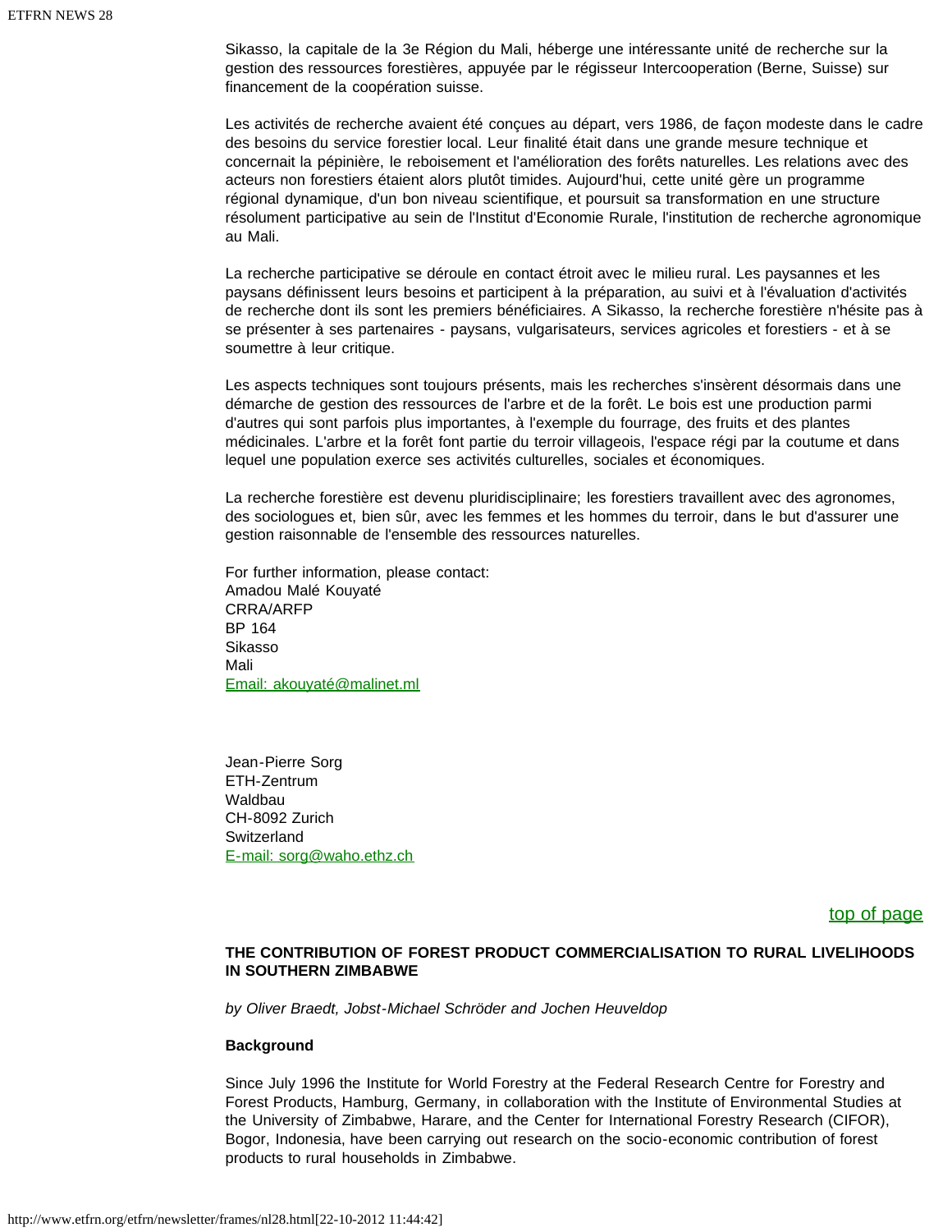Sikasso, la capitale de la 3e Région du Mali, héberge une intéressante unité de recherche sur la gestion des ressources forestières, appuyée par le régisseur Intercooperation (Berne, Suisse) sur financement de la coopération suisse.

Les activités de recherche avaient été conçues au départ, vers 1986, de façon modeste dans le cadre des besoins du service forestier local. Leur finalité était dans une grande mesure technique et concernait la pépinière, le reboisement et l'amélioration des forêts naturelles. Les relations avec des acteurs non forestiers étaient alors plutôt timides. Aujourd'hui, cette unité gère un programme régional dynamique, d'un bon niveau scientifique, et poursuit sa transformation en une structure résolument participative au sein de l'Institut d'Economie Rurale, l'institution de recherche agronomique au Mali.

La recherche participative se déroule en contact étroit avec le milieu rural. Les paysannes et les paysans définissent leurs besoins et participent à la préparation, au suivi et à l'évaluation d'activités de recherche dont ils sont les premiers bénéficiaires. A Sikasso, la recherche forestière n'hésite pas à se présenter à ses partenaires - paysans, vulgarisateurs, services agricoles et forestiers - et à se soumettre à leur critique.

Les aspects techniques sont toujours présents, mais les recherches s'insèrent désormais dans une démarche de gestion des ressources de l'arbre et de la forêt. Le bois est une production parmi d'autres qui sont parfois plus importantes, à l'exemple du fourrage, des fruits et des plantes médicinales. L'arbre et la forêt font partie du terroir villageois, l'espace régi par la coutume et dans lequel une population exerce ses activités culturelles, sociales et économiques.

La recherche forestière est devenu pluridisciplinaire; les forestiers travaillent avec des agronomes, des sociologues et, bien sûr, avec les femmes et les hommes du terroir, dans le but d'assurer une gestion raisonnable de l'ensemble des ressources naturelles.

For further information, please contact:
Amadou Malé Kouyaté
CRRA/ARFP
BP 164
Sikasso
Mali
Email: akouyaté@malinet.ml

Jean-Pierre Sorg
ETH-Zentrum
Waldbau
CH-8092 Zurich
Switzerland
E-mail: sorg@waho.ethz.ch

top of page

## THE CONTRIBUTION OF FOREST PRODUCT COMMERCIALISATION TO RURAL LIVELIHOODS IN SOUTHERN ZIMBABWE

*by Oliver Braedt, Jobst-Michael Schröder and Jochen Heuveldop*

### Background

Since July 1996 the Institute for World Forestry at the Federal Research Centre for Forestry and Forest Products, Hamburg, Germany, in collaboration with the Institute of Environmental Studies at the University of Zimbabwe, Harare, and the Center for International Forestry Research (CIFOR), Bogor, Indonesia, have been carrying out research on the socio-economic contribution of forest products to rural households in Zimbabwe.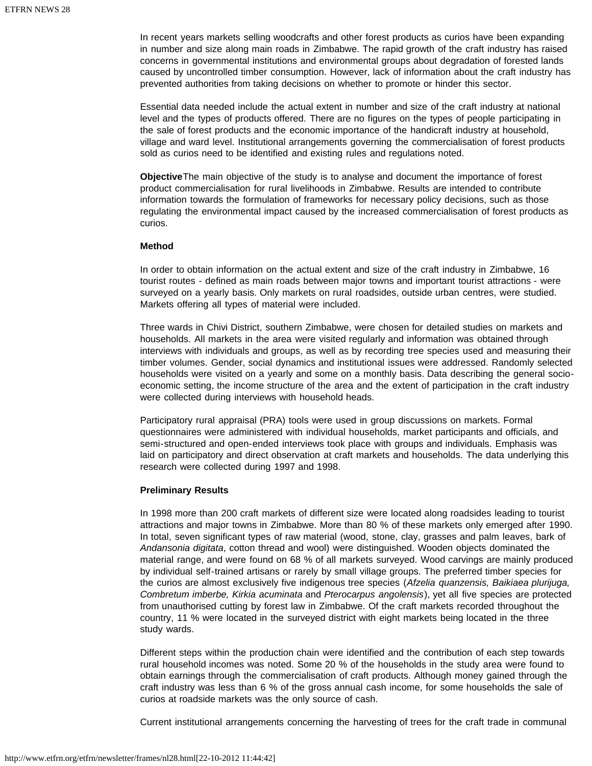In recent years markets selling woodcrafts and other forest products as curios have been expanding in number and size along main roads in Zimbabwe. The rapid growth of the craft industry has raised concerns in governmental institutions and environmental groups about degradation of forested lands caused by uncontrolled timber consumption. However, lack of information about the craft industry has prevented authorities from taking decisions on whether to promote or hinder this sector.

Essential data needed include the actual extent in number and size of the craft industry at national level and the types of products offered. There are no figures on the types of people participating in the sale of forest products and the economic importance of the handicraft industry at household, village and ward level. Institutional arrangements governing the commercialisation of forest products sold as curios need to be identified and existing rules and regulations noted.

**Objective**The main objective of the study is to analyse and document the importance of forest product commercialisation for rural livelihoods in Zimbabwe. Results are intended to contribute information towards the formulation of frameworks for necessary policy decisions, such as those regulating the environmental impact caused by the increased commercialisation of forest products as curios.

**Method**

In order to obtain information on the actual extent and size of the craft industry in Zimbabwe, 16 tourist routes - defined as main roads between major towns and important tourist attractions - were surveyed on a yearly basis. Only markets on rural roadsides, outside urban centres, were studied. Markets offering all types of material were included.

Three wards in Chivi District, southern Zimbabwe, were chosen for detailed studies on markets and households. All markets in the area were visited regularly and information was obtained through interviews with individuals and groups, as well as by recording tree species used and measuring their timber volumes. Gender, social dynamics and institutional issues were addressed. Randomly selected households were visited on a yearly and some on a monthly basis. Data describing the general socio-economic setting, the income structure of the area and the extent of participation in the craft industry were collected during interviews with household heads.

Participatory rural appraisal (PRA) tools were used in group discussions on markets. Formal questionnaires were administered with individual households, market participants and officials, and semi-structured and open-ended interviews took place with groups and individuals. Emphasis was laid on participatory and direct observation at craft markets and households. The data underlying this research were collected during 1997 and 1998.

**Preliminary Results**

In 1998 more than 200 craft markets of different size were located along roadsides leading to tourist attractions and major towns in Zimbabwe. More than 80 % of these markets only emerged after 1990. In total, seven significant types of raw material (wood, stone, clay, grasses and palm leaves, bark of *Andansonia digitata*, cotton thread and wool) were distinguished. Wooden objects dominated the material range, and were found on 68 % of all markets surveyed. Wood carvings are mainly produced by individual self-trained artisans or rarely by small village groups. The preferred timber species for the curios are almost exclusively five indigenous tree species (*Afzelia quanzensis, Baikiaea plurijuga, Combretum imberbe, Kirkia acuminata* and *Pterocarpus angolensis*), yet all five species are protected from unauthorised cutting by forest law in Zimbabwe. Of the craft markets recorded throughout the country, 11 % were located in the surveyed district with eight markets being located in the three study wards.

Different steps within the production chain were identified and the contribution of each step towards rural household incomes was noted. Some 20 % of the households in the study area were found to obtain earnings through the commercialisation of craft products. Although money gained through the craft industry was less than 6 % of the gross annual cash income, for some households the sale of curios at roadside markets was the only source of cash.

Current institutional arrangements concerning the harvesting of trees for the craft trade in communal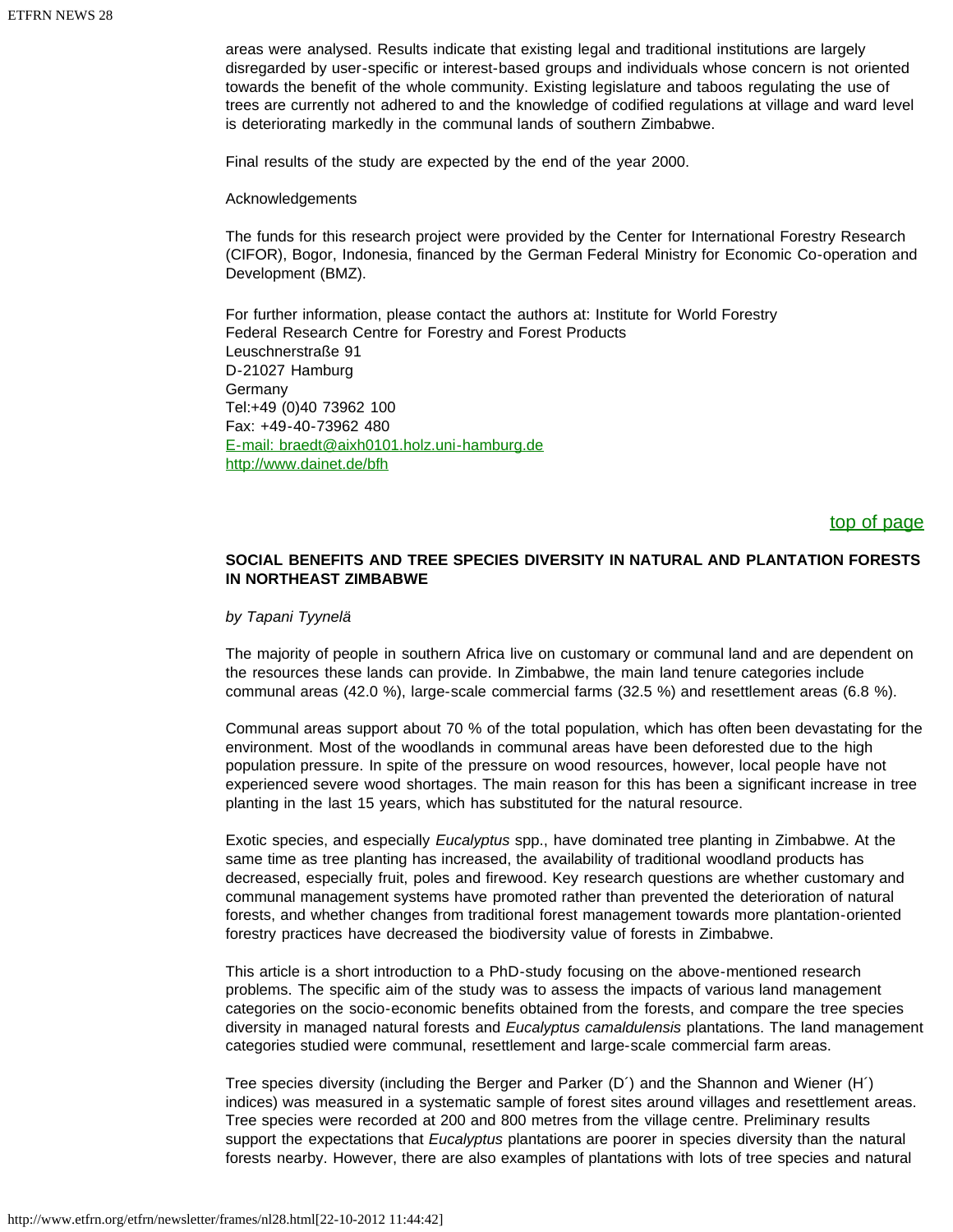areas were analysed. Results indicate that existing legal and traditional institutions are largely disregarded by user-specific or interest-based groups and individuals whose concern is not oriented towards the benefit of the whole community. Existing legislature and taboos regulating the use of trees are currently not adhered to and the knowledge of codified regulations at village and ward level is deteriorating markedly in the communal lands of southern Zimbabwe.

Final results of the study are expected by the end of the year 2000.

Acknowledgements

The funds for this research project were provided by the Center for International Forestry Research (CIFOR), Bogor, Indonesia, financed by the German Federal Ministry for Economic Co-operation and Development (BMZ).

For further information, please contact the authors at: Institute for World Forestry
Federal Research Centre for Forestry and Forest Products
Leuschnerstraße 91
D-21027 Hamburg
Germany
Tel:+49 (0)40 73962 100
Fax: +49-40-73962 480
[E-mail: braedt@aixh0101.holz.uni-hamburg.de](mailto:braedt@aixh0101.holz.uni-hamburg.de)
[http://www.dainet.de/bfh](http://www.dainet.de/bfh)

top of page

## SOCIAL BENEFITS AND TREE SPECIES DIVERSITY IN NATURAL AND PLANTATION FORESTS IN NORTHEAST ZIMBABWE

*by Tapani Tyynelä*

The majority of people in southern Africa live on customary or communal land and are dependent on the resources these lands can provide. In Zimbabwe, the main land tenure categories include communal areas (42.0 %), large-scale commercial farms (32.5 %) and resettlement areas (6.8 %).

Communal areas support about 70 % of the total population, which has often been devastating for the environment. Most of the woodlands in communal areas have been deforested due to the high population pressure. In spite of the pressure on wood resources, however, local people have not experienced severe wood shortages. The main reason for this has been a significant increase in tree planting in the last 15 years, which has substituted for the natural resource.

Exotic species, and especially *Eucalyptus* spp., have dominated tree planting in Zimbabwe. At the same time as tree planting has increased, the availability of traditional woodland products has decreased, especially fruit, poles and firewood. Key research questions are whether customary and communal management systems have promoted rather than prevented the deterioration of natural forests, and whether changes from traditional forest management towards more plantation-oriented forestry practices have decreased the biodiversity value of forests in Zimbabwe.

This article is a short introduction to a PhD-study focusing on the above-mentioned research problems. The specific aim of the study was to assess the impacts of various land management categories on the socio-economic benefits obtained from the forests, and compare the tree species diversity in managed natural forests and *Eucalyptus camaldulensis* plantations. The land management categories studied were communal, resettlement and large-scale commercial farm areas.

Tree species diversity (including the Berger and Parker ($D'$) and the Shannon and Wiener ($H'$) indices) was measured in a systematic sample of forest sites around villages and resettlement areas. Tree species were recorded at 200 and 800 metres from the village centre. Preliminary results support the expectations that *Eucalyptus* plantations are poorer in species diversity than the natural forests nearby. However, there are also examples of plantations with lots of tree species and natural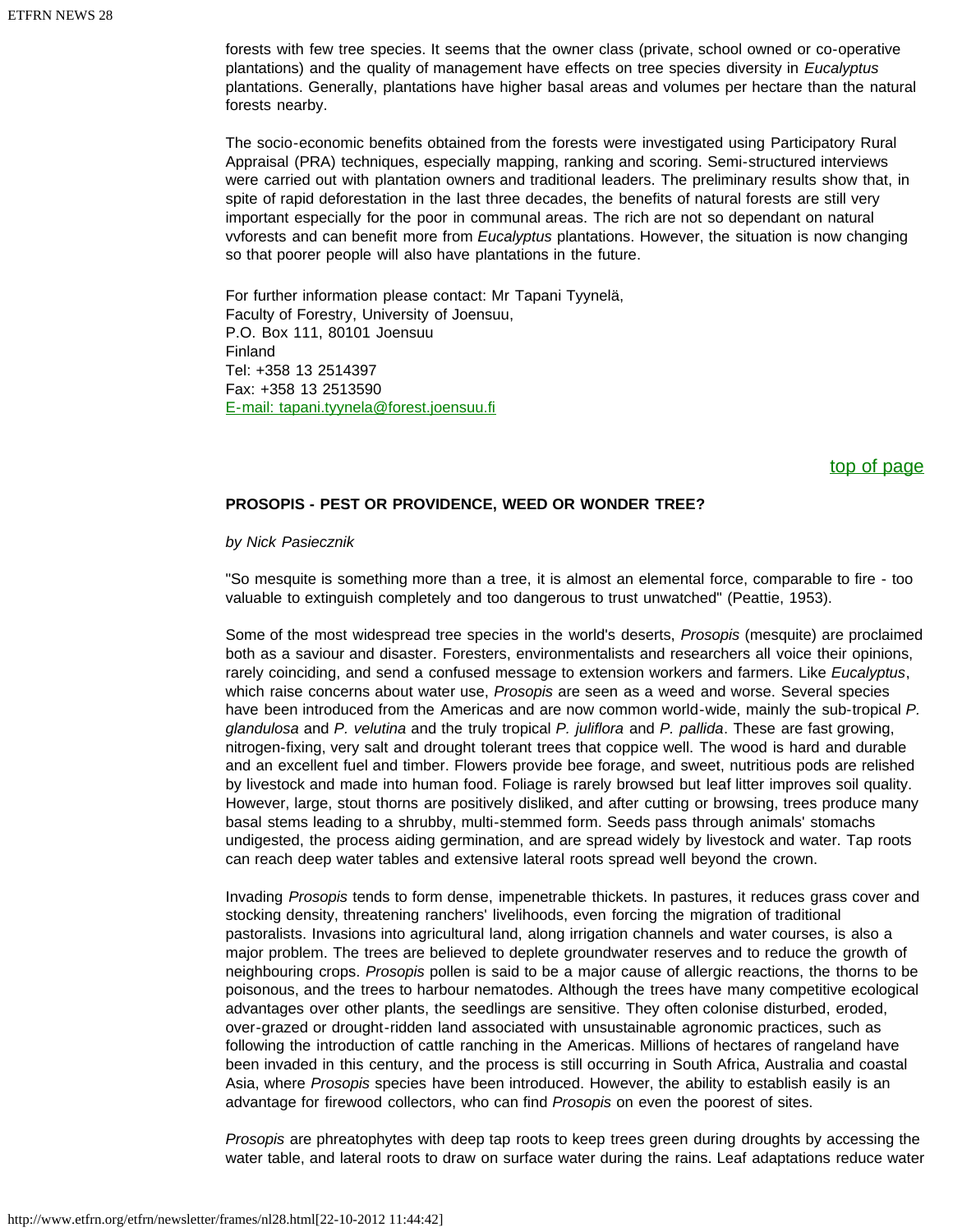forests with few tree species. It seems that the owner class (private, school owned or co-operative plantations) and the quality of management have effects on tree species diversity in *Eucalyptus* plantations. Generally, plantations have higher basal areas and volumes per hectare than the natural forests nearby.

The socio-economic benefits obtained from the forests were investigated using Participatory Rural Appraisal (PRA) techniques, especially mapping, ranking and scoring. Semi-structured interviews were carried out with plantation owners and traditional leaders. The preliminary results show that, in spite of rapid deforestation in the last three decades, the benefits of natural forests are still very important especially for the poor in communal areas. The rich are not so dependant on natural vvforests and can benefit more from *Eucalyptus* plantations. However, the situation is now changing so that poorer people will also have plantations in the future.

For further information please contact: Mr Tapani Tyynelä,
Faculty of Forestry, University of Joensuu,
P.O. Box 111, 80101 Joensuu
Finland
Tel: +358 13 2514397
Fax: +358 13 2513590
E-mail: tapani.tyynela@forest.joensuu.fi

top of page

**PROSOPIS - PEST OR PROVIDENCE, WEED OR WONDER TREE?**

*by Nick Pasiecznik*

"So mesquite is something more than a tree, it is almost an elemental force, comparable to fire - too valuable to extinguish completely and too dangerous to trust unwatched" (Peattie, 1953).

Some of the most widespread tree species in the world's deserts, *Prosopis* (mesquite) are proclaimed both as a saviour and disaster. Foresters, environmentalists and researchers all voice their opinions, rarely coinciding, and send a confused message to extension workers and farmers. Like *Eucalyptus*, which raise concerns about water use, *Prosopis* are seen as a weed and worse. Several species have been introduced from the Americas and are now common world-wide, mainly the sub-tropical *P. glandulosa* and *P. velutina* and the truly tropical *P. juliflora* and *P. pallida*. These are fast growing, nitrogen-fixing, very salt and drought tolerant trees that coppice well. The wood is hard and durable and an excellent fuel and timber. Flowers provide bee forage, and sweet, nutritious pods are relished by livestock and made into human food. Foliage is rarely browsed but leaf litter improves soil quality. However, large, stout thorns are positively disliked, and after cutting or browsing, trees produce many basal stems leading to a shrubby, multi-stemmed form. Seeds pass through animals' stomachs undigested, the process aiding germination, and are spread widely by livestock and water. Tap roots can reach deep water tables and extensive lateral roots spread well beyond the crown.

Invading *Prosopis* tends to form dense, impenetrable thickets. In pastures, it reduces grass cover and stocking density, threatening ranchers' livelihoods, even forcing the migration of traditional pastoralists. Invasions into agricultural land, along irrigation channels and water courses, is also a major problem. The trees are believed to deplete groundwater reserves and to reduce the growth of neighbouring crops. *Prosopis* pollen is said to be a major cause of allergic reactions, the thorns to be poisonous, and the trees to harbour nematodes. Although the trees have many competitive ecological advantages over other plants, the seedlings are sensitive. They often colonise disturbed, eroded, over-grazed or drought-ridden land associated with unsustainable agronomic practices, such as following the introduction of cattle ranching in the Americas. Millions of hectares of rangeland have been invaded in this century, and the process is still occurring in South Africa, Australia and coastal Asia, where *Prosopis* species have been introduced. However, the ability to establish easily is an advantage for firewood collectors, who can find *Prosopis* on even the poorest of sites.

*Prosopis* are phreatophytes with deep tap roots to keep trees green during droughts by accessing the water table, and lateral roots to draw on surface water during the rains. Leaf adaptations reduce water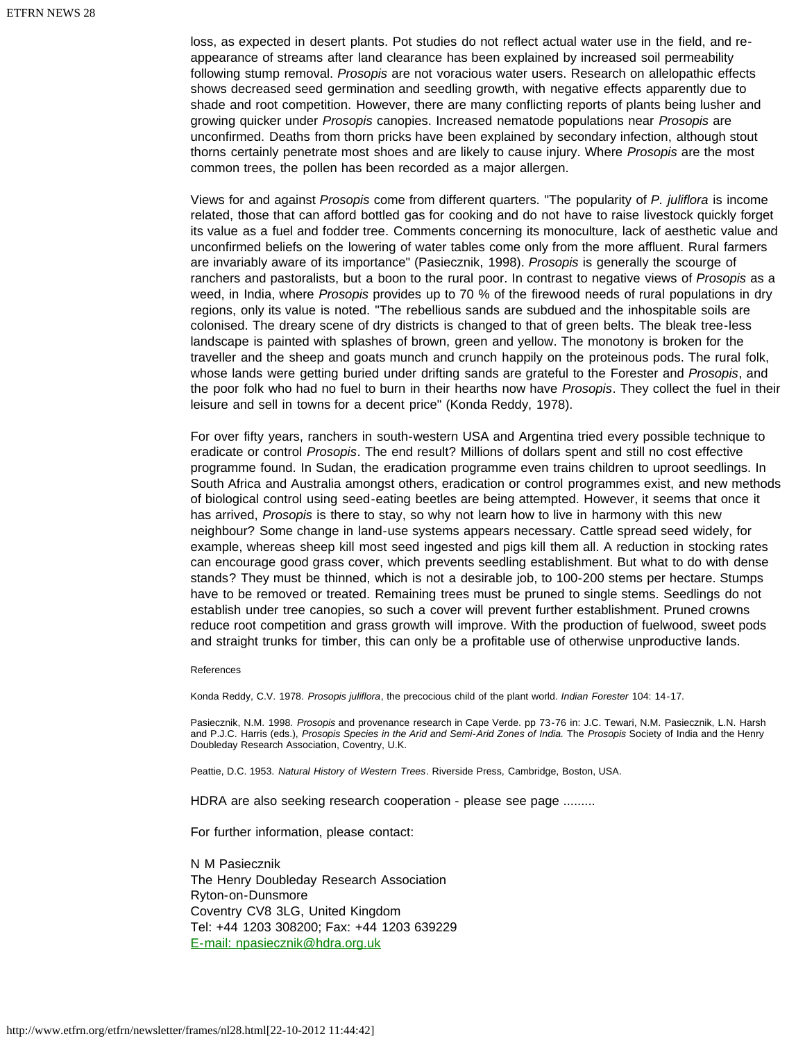loss, as expected in desert plants. Pot studies do not reflect actual water use in the field, and re-appearance of streams after land clearance has been explained by increased soil permeability following stump removal. *Prosopis* are not voracious water users. Research on allelopathic effects shows decreased seed germination and seedling growth, with negative effects apparently due to shade and root competition. However, there are many conflicting reports of plants being lusher and growing quicker under *Prosopis* canopies. Increased nematode populations near *Prosopis* are unconfirmed. Deaths from thorn pricks have been explained by secondary infection, although stout thorns certainly penetrate most shoes and are likely to cause injury. Where *Prosopis* are the most common trees, the pollen has been recorded as a major allergen.

Views for and against *Prosopis* come from different quarters. "The popularity of *P. juliflora* is income related, those that can afford bottled gas for cooking and do not have to raise livestock quickly forget its value as a fuel and fodder tree. Comments concerning its monoculture, lack of aesthetic value and unconfirmed beliefs on the lowering of water tables come only from the more affluent. Rural farmers are invariably aware of its importance" (Pasiecznik, 1998). *Prosopis* is generally the scourge of ranchers and pastoralists, but a boon to the rural poor. In contrast to negative views of *Prosopis* as a weed, in India, where *Prosopis* provides up to 70 % of the firewood needs of rural populations in dry regions, only its value is noted. "The rebellious sands are subdued and the inhospitable soils are colonised. The dreary scene of dry districts is changed to that of green belts. The bleak tree-less landscape is painted with splashes of brown, green and yellow. The monotony is broken for the traveller and the sheep and goats munch and crunch happily on the proteinous pods. The rural folk, whose lands were getting buried under drifting sands are grateful to the Forester and *Prosopis*, and the poor folk who had no fuel to burn in their hearths now have *Prosopis*. They collect the fuel in their leisure and sell in towns for a decent price" (Konda Reddy, 1978).

For over fifty years, ranchers in south-western USA and Argentina tried every possible technique to eradicate or control *Prosopis*. The end result? Millions of dollars spent and still no cost effective programme found. In Sudan, the eradication programme even trains children to uproot seedlings. In South Africa and Australia amongst others, eradication or control programmes exist, and new methods of biological control using seed-eating beetles are being attempted. However, it seems that once it has arrived, *Prosopis* is there to stay, so why not learn how to live in harmony with this new neighbour? Some change in land-use systems appears necessary. Cattle spread seed widely, for example, whereas sheep kill most seed ingested and pigs kill them all. A reduction in stocking rates can encourage good grass cover, which prevents seedling establishment. But what to do with dense stands? They must be thinned, which is not a desirable job, to 100-200 stems per hectare. Stumps have to be removed or treated. Remaining trees must be pruned to single stems. Seedlings do not establish under tree canopies, so such a cover will prevent further establishment. Pruned crowns reduce root competition and grass growth will improve. With the production of fuelwood, sweet pods and straight trunks for timber, this can only be a profitable use of otherwise unproductive lands.

References

Konda Reddy, C.V. 1978. *Prosopis juliflora*, the precocious child of the plant world. *Indian Forester* 104: 14-17.

Pasiecznik, N.M. 1998. *Prosopis* and provenance research in Cape Verde. pp 73-76 in: J.C. Tewari, N.M. Pasiecznik, L.N. Harsh and P.J.C. Harris (eds.), *Prosopis Species in the Arid and Semi-Arid Zones of India.* The *Prosopis* Society of India and the Henry Doubleday Research Association, Coventry, U.K.

Peattie, D.C. 1953. *Natural History of Western Trees*. Riverside Press, Cambridge, Boston, USA.

HDRA are also seeking research cooperation - please see page .........

For further information, please contact:

N M Pasiecznik  
The Henry Doubleday Research Association  
Ryton-on-Dunsmore  
Coventry CV8 3LG, United Kingdom  
Tel: +44 1203 308200; Fax: +44 1203 639229  
E-mail: npasiecznik@hdra.org.uk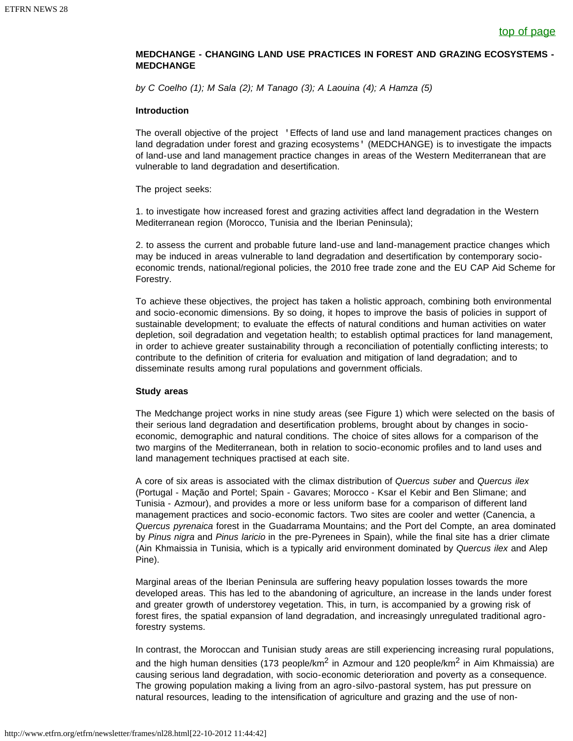[top of page](#)

**MEDCHANGE - CHANGING LAND USE PRACTICES IN FOREST AND GRAZING ECOSYSTEMS - MEDCHANGE**

*by C Coelho (1); M Sala (2); M Tanago (3); A Laouina (4); A Hamza (5)*

**Introduction**

The overall objective of the project 'Effects of land use and land management practices changes on land degradation under forest and grazing ecosystems' (MEDCHANGE) is to investigate the impacts of land-use and land management practice changes in areas of the Western Mediterranean that are vulnerable to land degradation and desertification.

The project seeks:

1. to investigate how increased forest and grazing activities affect land degradation in the Western Mediterranean region (Morocco, Tunisia and the Iberian Peninsula);

2. to assess the current and probable future land-use and land-management practice changes which may be induced in areas vulnerable to land degradation and desertification by contemporary socio-economic trends, national/regional policies, the 2010 free trade zone and the EU CAP Aid Scheme for Forestry.

To achieve these objectives, the project has taken a holistic approach, combining both environmental and socio-economic dimensions. By so doing, it hopes to improve the basis of policies in support of sustainable development; to evaluate the effects of natural conditions and human activities on water depletion, soil degradation and vegetation health; to establish optimal practices for land management, in order to achieve greater sustainability through a reconciliation of potentially conflicting interests; to contribute to the definition of criteria for evaluation and mitigation of land degradation; and to disseminate results among rural populations and government officials.

**Study areas**

The Medchange project works in nine study areas (see Figure 1) which were selected on the basis of their serious land degradation and desertification problems, brought about by changes in socio-economic, demographic and natural conditions. The choice of sites allows for a comparison of the two margins of the Mediterranean, both in relation to socio-economic profiles and to land uses and land management techniques practised at each site.

A core of six areas is associated with the climax distribution of *Quercus suber* and *Quercus ilex* (Portugal - Mação and Portel; Spain - Gavares; Morocco - Ksar el Kebir and Ben Slimane; and Tunisia - Azmour), and provides a more or less uniform base for a comparison of different land management practices and socio-economic factors. Two sites are cooler and wetter (Canencia, a *Quercus pyrenaica* forest in the Guadarrama Mountains; and the Port del Compte, an area dominated by *Pinus nigra* and *Pinus laricio* in the pre-Pyrenees in Spain), while the final site has a drier climate (Ain Khmaissia in Tunisia, which is a typically arid environment dominated by *Quercus ilex* and Alep Pine).

Marginal areas of the Iberian Peninsula are suffering heavy population losses towards the more developed areas. This has led to the abandoning of agriculture, an increase in the lands under forest and greater growth of understorey vegetation. This, in turn, is accompanied by a growing risk of forest fires, the spatial expansion of land degradation, and increasingly unregulated traditional agro-forestry systems.

In contrast, the Moroccan and Tunisian study areas are still experiencing increasing rural populations, and the high human densities (173 people/km$^2$ in Azmour and 120 people/km$^2$ in Aim Khmaissia) are causing serious land degradation, with socio-economic deterioration and poverty as a consequence. The growing population making a living from an agro-silvo-pastoral system, has put pressure on natural resources, leading to the intensification of agriculture and grazing and the use of non-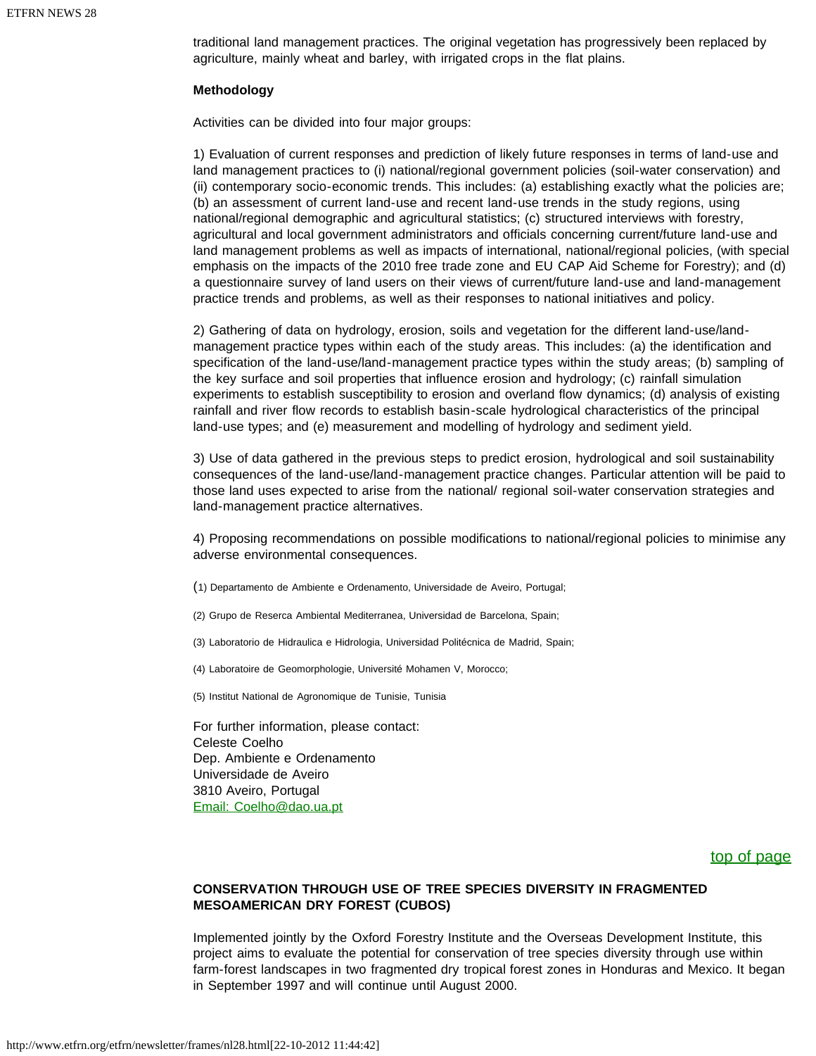traditional land management practices. The original vegetation has progressively been replaced by agriculture, mainly wheat and barley, with irrigated crops in the flat plains.

**Methodology**

Activities can be divided into four major groups:

1) Evaluation of current responses and prediction of likely future responses in terms of land-use and land management practices to (i) national/regional government policies (soil-water conservation) and (ii) contemporary socio-economic trends. This includes: (a) establishing exactly what the policies are; (b) an assessment of current land-use and recent land-use trends in the study regions, using national/regional demographic and agricultural statistics; (c) structured interviews with forestry, agricultural and local government administrators and officials concerning current/future land-use and land management problems as well as impacts of international, national/regional policies, (with special emphasis on the impacts of the 2010 free trade zone and EU CAP Aid Scheme for Forestry); and (d) a questionnaire survey of land users on their views of current/future land-use and land-management practice trends and problems, as well as their responses to national initiatives and policy.

2) Gathering of data on hydrology, erosion, soils and vegetation for the different land-use/land-management practice types within each of the study areas. This includes: (a) the identification and specification of the land-use/land-management practice types within the study areas; (b) sampling of the key surface and soil properties that influence erosion and hydrology; (c) rainfall simulation experiments to establish susceptibility to erosion and overland flow dynamics; (d) analysis of existing rainfall and river flow records to establish basin-scale hydrological characteristics of the principal land-use types; and (e) measurement and modelling of hydrology and sediment yield.

3) Use of data gathered in the previous steps to predict erosion, hydrological and soil sustainability consequences of the land-use/land-management practice changes. Particular attention will be paid to those land uses expected to arise from the national/ regional soil-water conservation strategies and land-management practice alternatives.

4) Proposing recommendations on possible modifications to national/regional policies to minimise any adverse environmental consequences.

(1) Departamento de Ambiente e Ordenamento, Universidade de Aveiro, Portugal;

(2) Grupo de Reserca Ambiental Mediterranea, Universidad de Barcelona, Spain;

(3) Laboratorio de Hidraulica e Hidrologia, Universidad Politécnica de Madrid, Spain;

(4) Laboratoire de Geomorphologie, Université Mohamen V, Morocco;

(5) Institut National de Agronomique de Tunisie, Tunisia

For further information, please contact:
Celeste Coelho
Dep. Ambiente e Ordenamento
Universidade de Aveiro
3810 Aveiro, Portugal
Email: Coelho@dao.ua.pt

top of page

**CONSERVATION THROUGH USE OF TREE SPECIES DIVERSITY IN FRAGMENTED MESOAMERICAN DRY FOREST (CUBOS)**

Implemented jointly by the Oxford Forestry Institute and the Overseas Development Institute, this project aims to evaluate the potential for conservation of tree species diversity through use within farm-forest landscapes in two fragmented dry tropical forest zones in Honduras and Mexico. It began in September 1997 and will continue until August 2000.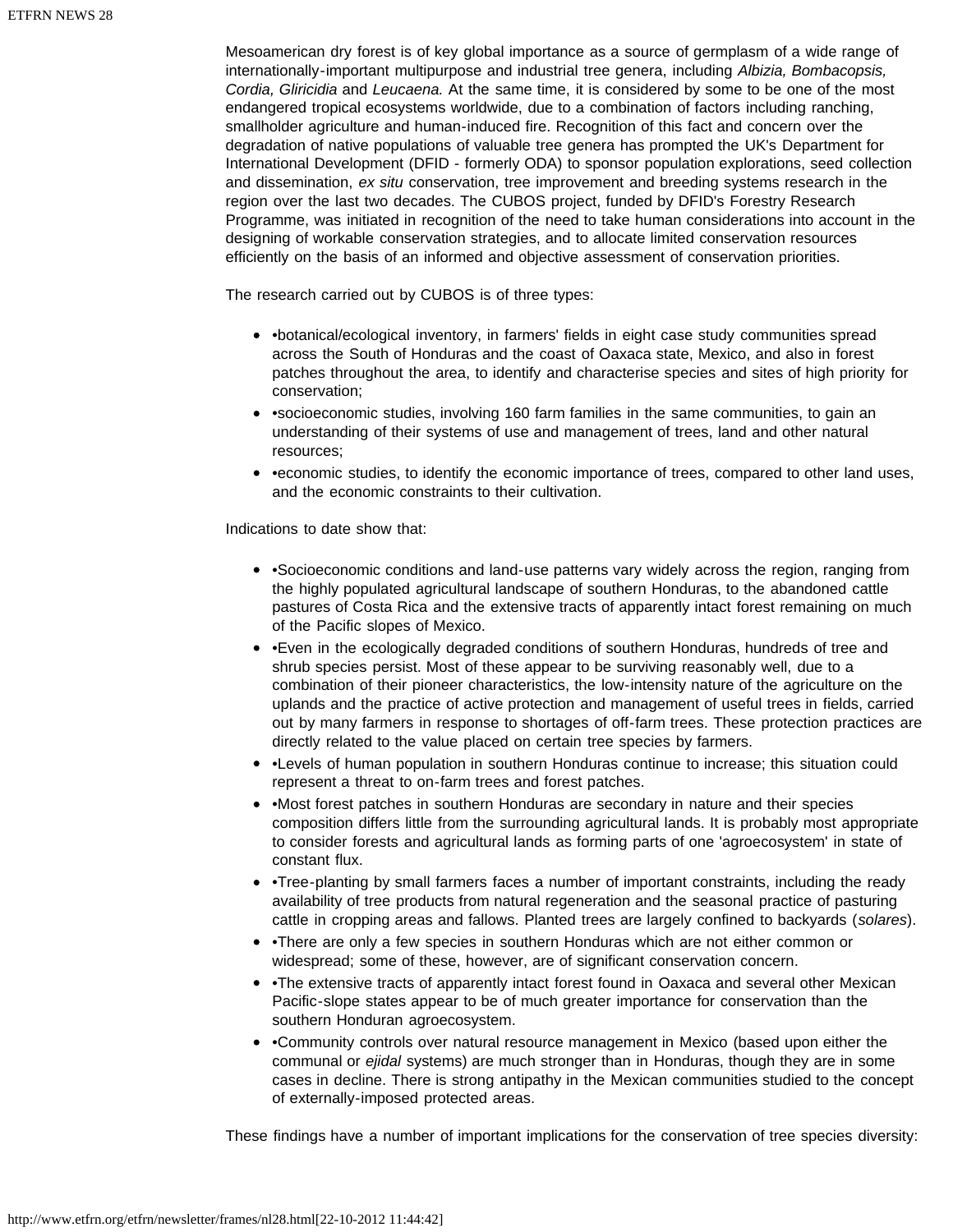Mesoamerican dry forest is of key global importance as a source of germplasm of a wide range of internationally-important multipurpose and industrial tree genera, including *Albizia, Bombacopsis, Cordia, Gliricidia* and *Leucaena.* At the same time, it is considered by some to be one of the most endangered tropical ecosystems worldwide, due to a combination of factors including ranching, smallholder agriculture and human-induced fire. Recognition of this fact and concern over the degradation of native populations of valuable tree genera has prompted the UK's Department for International Development (DFID - formerly ODA) to sponsor population explorations, seed collection and dissemination, *ex situ* conservation, tree improvement and breeding systems research in the region over the last two decades. The CUBOS project, funded by DFID's Forestry Research Programme, was initiated in recognition of the need to take human considerations into account in the designing of workable conservation strategies, and to allocate limited conservation resources efficiently on the basis of an informed and objective assessment of conservation priorities.

The research carried out by CUBOS is of three types:

- •botanical/ecological inventory, in farmers' fields in eight case study communities spread across the South of Honduras and the coast of Oaxaca state, Mexico, and also in forest patches throughout the area, to identify and characterise species and sites of high priority for conservation;
- •socioeconomic studies, involving 160 farm families in the same communities, to gain an understanding of their systems of use and management of trees, land and other natural resources;
- •economic studies, to identify the economic importance of trees, compared to other land uses, and the economic constraints to their cultivation.

Indications to date show that:

- •Socioeconomic conditions and land-use patterns vary widely across the region, ranging from the highly populated agricultural landscape of southern Honduras, to the abandoned cattle pastures of Costa Rica and the extensive tracts of apparently intact forest remaining on much of the Pacific slopes of Mexico.
- •Even in the ecologically degraded conditions of southern Honduras, hundreds of tree and shrub species persist. Most of these appear to be surviving reasonably well, due to a combination of their pioneer characteristics, the low-intensity nature of the agriculture on the uplands and the practice of active protection and management of useful trees in fields, carried out by many farmers in response to shortages of off-farm trees. These protection practices are directly related to the value placed on certain tree species by farmers.
- •Levels of human population in southern Honduras continue to increase; this situation could represent a threat to on-farm trees and forest patches.
- •Most forest patches in southern Honduras are secondary in nature and their species composition differs little from the surrounding agricultural lands. It is probably most appropriate to consider forests and agricultural lands as forming parts of one 'agroecosystem' in state of constant flux.
- •Tree-planting by small farmers faces a number of important constraints, including the ready availability of tree products from natural regeneration and the seasonal practice of pasturing cattle in cropping areas and fallows. Planted trees are largely confined to backyards (*solares*).
- •There are only a few species in southern Honduras which are not either common or widespread; some of these, however, are of significant conservation concern.
- •The extensive tracts of apparently intact forest found in Oaxaca and several other Mexican Pacific-slope states appear to be of much greater importance for conservation than the southern Honduran agroecosystem.
- •Community controls over natural resource management in Mexico (based upon either the communal or *ejidal* systems) are much stronger than in Honduras, though they are in some cases in decline. There is strong antipathy in the Mexican communities studied to the concept of externally-imposed protected areas.

These findings have a number of important implications for the conservation of tree species diversity: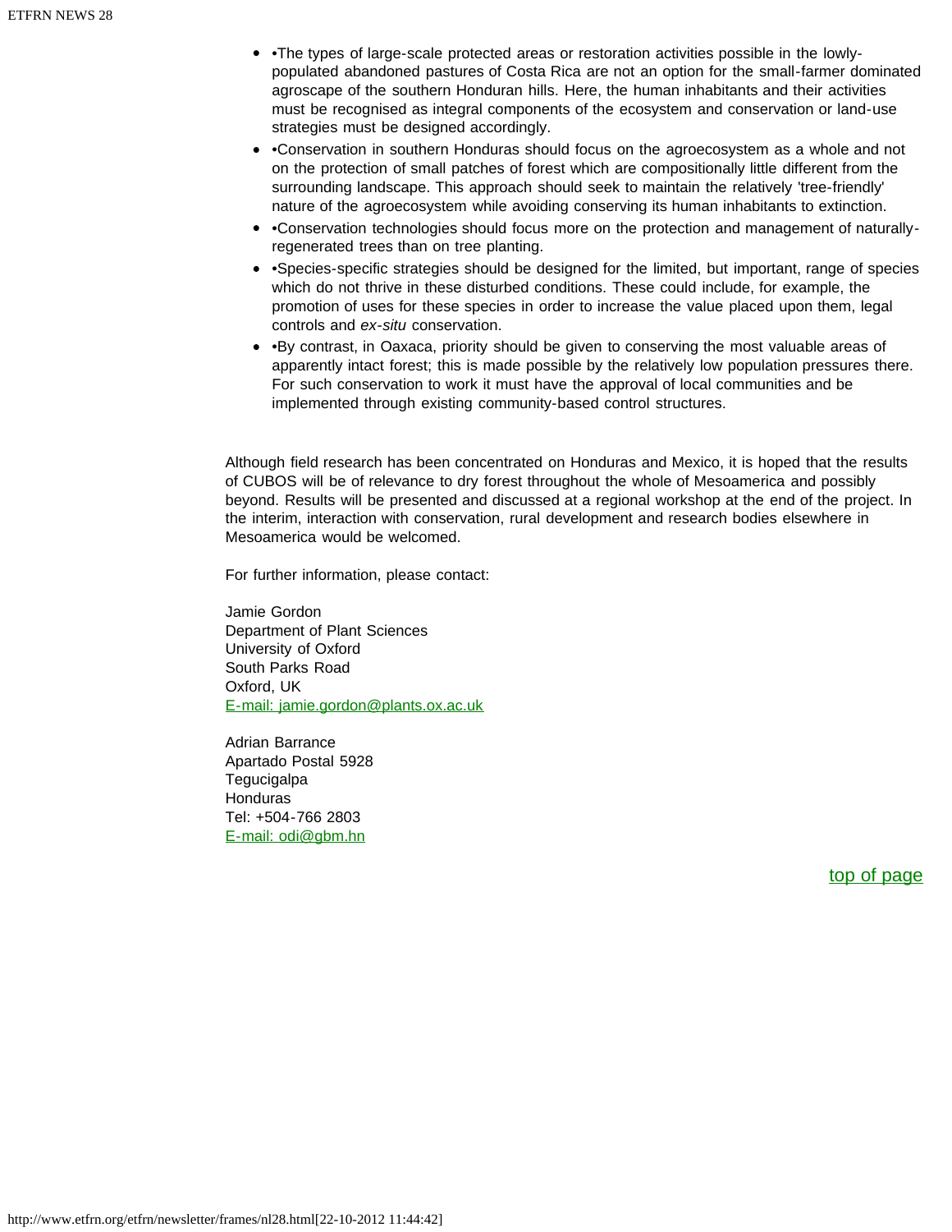- •The types of large-scale protected areas or restoration activities possible in the lowly-populated abandoned pastures of Costa Rica are not an option for the small-farmer dominated agroscape of the southern Honduran hills. Here, the human inhabitants and their activities must be recognised as integral components of the ecosystem and conservation or land-use strategies must be designed accordingly.
- •Conservation in southern Honduras should focus on the agroecosystem as a whole and not on the protection of small patches of forest which are compositionally little different from the surrounding landscape. This approach should seek to maintain the relatively 'tree-friendly' nature of the agroecosystem while avoiding conserving its human inhabitants to extinction.
- •Conservation technologies should focus more on the protection and management of naturally-regenerated trees than on tree planting.
- •Species-specific strategies should be designed for the limited, but important, range of species which do not thrive in these disturbed conditions. These could include, for example, the promotion of uses for these species in order to increase the value placed upon them, legal controls and *ex-situ* conservation.
- •By contrast, in Oaxaca, priority should be given to conserving the most valuable areas of apparently intact forest; this is made possible by the relatively low population pressures there. For such conservation to work it must have the approval of local communities and be implemented through existing community-based control structures.

Although field research has been concentrated on Honduras and Mexico, it is hoped that the results of CUBOS will be of relevance to dry forest throughout the whole of Mesoamerica and possibly beyond. Results will be presented and discussed at a regional workshop at the end of the project. In the interim, interaction with conservation, rural development and research bodies elsewhere in Mesoamerica would be welcomed.

For further information, please contact:

Jamie Gordon
Department of Plant Sciences
University of Oxford
South Parks Road
Oxford, UK
E-mail: jamie.gordon@plants.ox.ac.uk

Adrian Barrance
Apartado Postal 5928
Tegucigalpa
Honduras
Tel: +504-766 2803
E-mail: odi@gbm.hn

top of page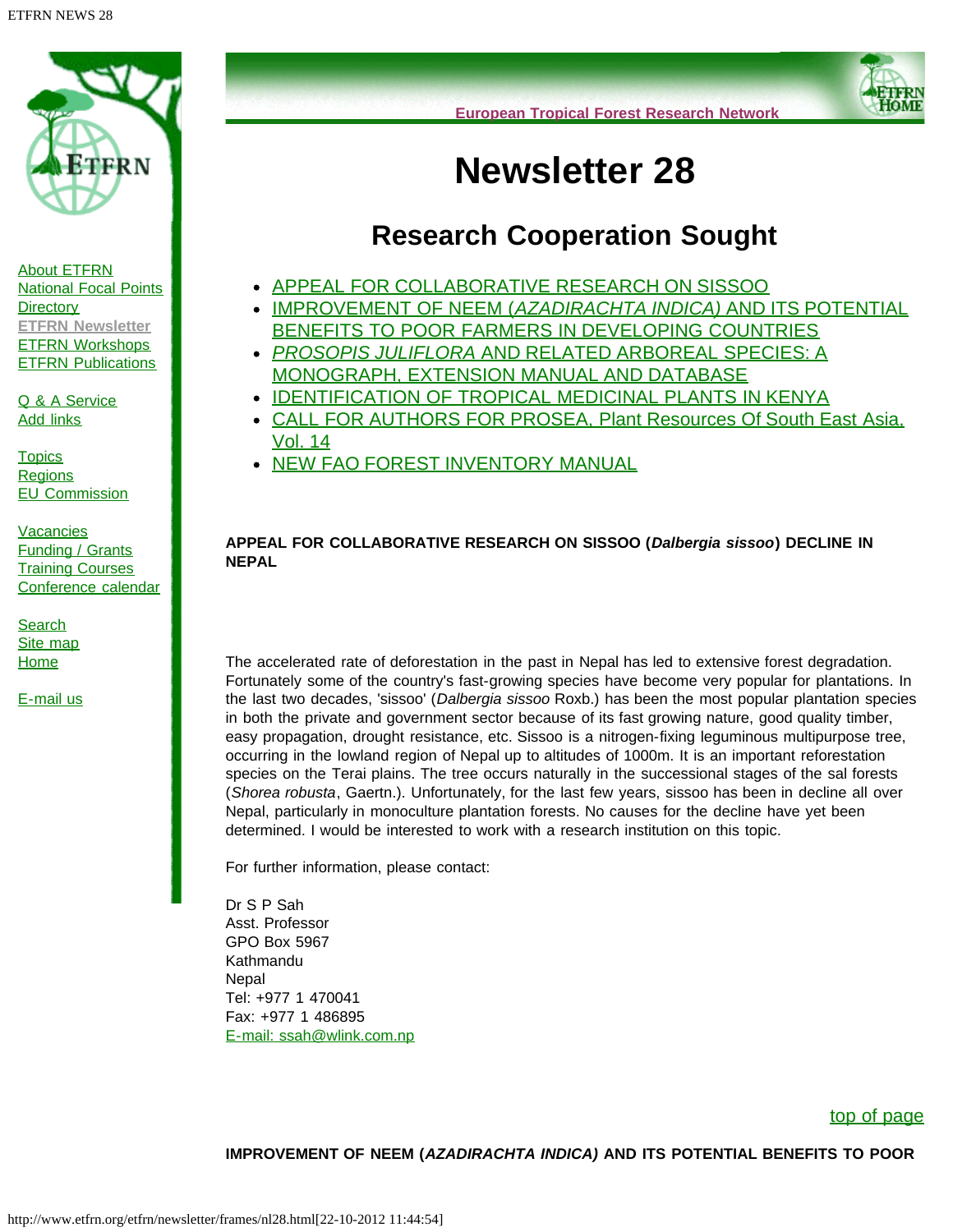# Newsletter 28

## Research Cooperation Sought

- APPEAL FOR COLLABORATIVE RESEARCH ON SISSOO
- IMPROVEMENT OF NEEM (*AZADIRACHTA INDICA)* AND ITS POTENTIAL BENEFITS TO POOR FARMERS IN DEVELOPING COUNTRIES
- *PROSOPIS JULIFLORA* AND RELATED ARBOREAL SPECIES: A MONOGRAPH, EXTENSION MANUAL AND DATABASE
- IDENTIFICATION OF TROPICAL MEDICINAL PLANTS IN KENYA
- CALL FOR AUTHORS FOR PROSEA, Plant Resources Of South East Asia, Vol. 14
- NEW FAO FOREST INVENTORY MANUAL

**APPEAL FOR COLLABORATIVE RESEARCH ON SISSOO (*Dalbergia sissoo*) DECLINE IN NEPAL**

The accelerated rate of deforestation in the past in Nepal has led to extensive forest degradation. Fortunately some of the country's fast-growing species have become very popular for plantations. In the last two decades, 'sissoo' (*Dalbergia sissoo* Roxb.) has been the most popular plantation species in both the private and government sector because of its fast growing nature, good quality timber, easy propagation, drought resistance, etc. Sissoo is a nitrogen-fixing leguminous multipurpose tree, occurring in the lowland region of Nepal up to altitudes of 1000m. It is an important reforestation species on the Terai plains. The tree occurs naturally in the successional stages of the sal forests (*Shorea robusta*, Gaertn.). Unfortunately, for the last few years, sissoo has been in decline all over Nepal, particularly in monoculture plantation forests. No causes for the decline have yet been determined. I would be interested to work with a research institution on this topic.

For further information, please contact:

Dr S P Sah  
Asst. Professor  
GPO Box 5967  
Kathmandu  
Nepal  
Tel: +977 1 470041  
Fax: +977 1 486895  
E-mail: ssah@wlink.com.np

top of page

**IMPROVEMENT OF NEEM (*AZADIRACHTA INDICA)* AND ITS POTENTIAL BENEFITS TO POOR**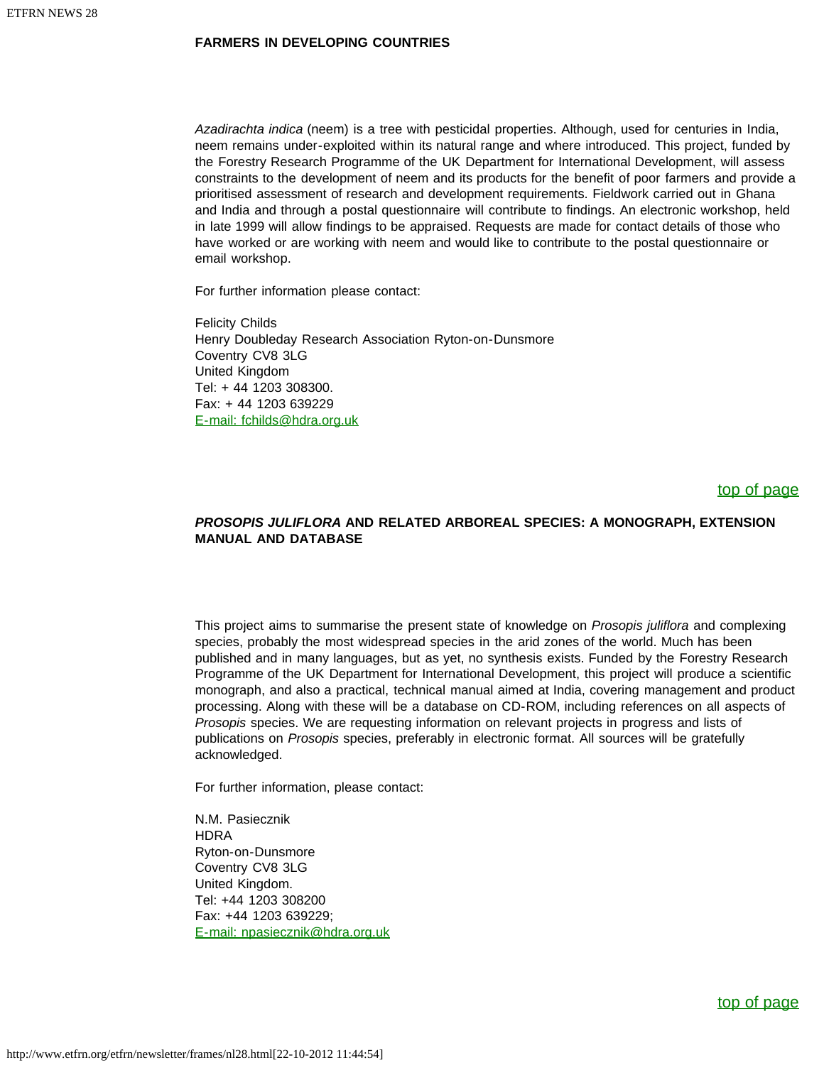**FARMERS IN DEVELOPING COUNTRIES**

*Azadirachta indica* (neem) is a tree with pesticidal properties. Although, used for centuries in India, neem remains under-exploited within its natural range and where introduced. This project, funded by the Forestry Research Programme of the UK Department for International Development, will assess constraints to the development of neem and its products for the benefit of poor farmers and provide a prioritised assessment of research and development requirements. Fieldwork carried out in Ghana and India and through a postal questionnaire will contribute to findings. An electronic workshop, held in late 1999 will allow findings to be appraised. Requests are made for contact details of those who have worked or are working with neem and would like to contribute to the postal questionnaire or email workshop.

For further information please contact:

Felicity Childs
Henry Doubleday Research Association Ryton-on-Dunsmore
Coventry CV8 3LG
United Kingdom
Tel: + 44 1203 308300.
Fax: + 44 1203 639229
E-mail: fchilds@hdra.org.uk

top of page

### *PROSOPIS JULIFLORA* AND RELATED ARBOREAL SPECIES: A MONOGRAPH, EXTENSION MANUAL AND DATABASE

This project aims to summarise the present state of knowledge on *Prosopis juliflora* and complexing species, probably the most widespread species in the arid zones of the world. Much has been published and in many languages, but as yet, no synthesis exists. Funded by the Forestry Research Programme of the UK Department for International Development, this project will produce a scientific monograph, and also a practical, technical manual aimed at India, covering management and product processing. Along with these will be a database on CD-ROM, including references on all aspects of *Prosopis* species. We are requesting information on relevant projects in progress and lists of publications on *Prosopis* species, preferably in electronic format. All sources will be gratefully acknowledged.

For further information, please contact:

N.M. Pasiecznik
HDRA
Ryton-on-Dunsmore
Coventry CV8 3LG
United Kingdom.
Tel: +44 1203 308200
Fax: +44 1203 639229;
E-mail: npasiecznik@hdra.org.uk

top of page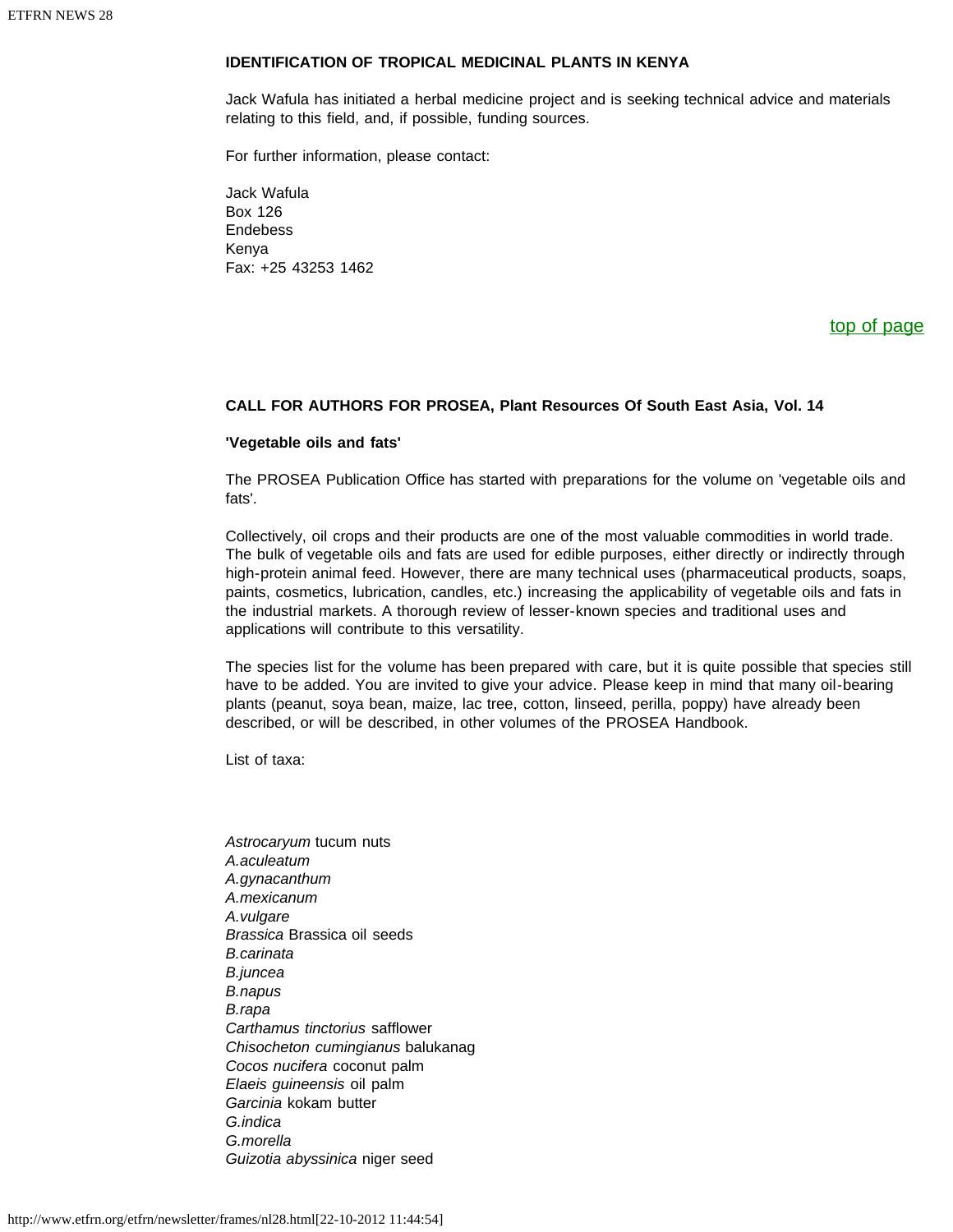### IDENTIFICATION OF TROPICAL MEDICINAL PLANTS IN KENYA

Jack Wafula has initiated a herbal medicine project and is seeking technical advice and materials relating to this field, and, if possible, funding sources.

For further information, please contact:

Jack Wafula
Box 126
Endebess
Kenya
Fax: +25 43253 1462

top of page

### CALL FOR AUTHORS FOR PROSEA, Plant Resources Of South East Asia, Vol. 14

**'Vegetable oils and fats'**

The PROSEA Publication Office has started with preparations for the volume on 'vegetable oils and fats'.

Collectively, oil crops and their products are one of the most valuable commodities in world trade. The bulk of vegetable oils and fats are used for edible purposes, either directly or indirectly through high-protein animal feed. However, there are many technical uses (pharmaceutical products, soaps, paints, cosmetics, lubrication, candles, etc.) increasing the applicability of vegetable oils and fats in the industrial markets. A thorough review of lesser-known species and traditional uses and applications will contribute to this versatility.

The species list for the volume has been prepared with care, but it is quite possible that species still have to be added. You are invited to give your advice. Please keep in mind that many oil-bearing plants (peanut, soya bean, maize, lac tree, cotton, linseed, perilla, poppy) have already been described, or will be described, in other volumes of the PROSEA Handbook.

List of taxa:

*Astrocaryum* tucum nuts
*A.aculeatum*
*A.gynacanthum*
*A.mexicanum*
*A.vulgare*
*Brassica* Brassica oil seeds
*B.carinata*
*B.juncea*
*B.napus*
*B.rapa*
*Carthamus tinctorius* safflower
*Chisocheton cumingianus* balukanag
*Cocos nucifera* coconut palm
*Elaeis guineensis* oil palm
*Garcinia* kokam butter
*G.indica*
*G.morella*
*Guizotia abyssinica* niger seed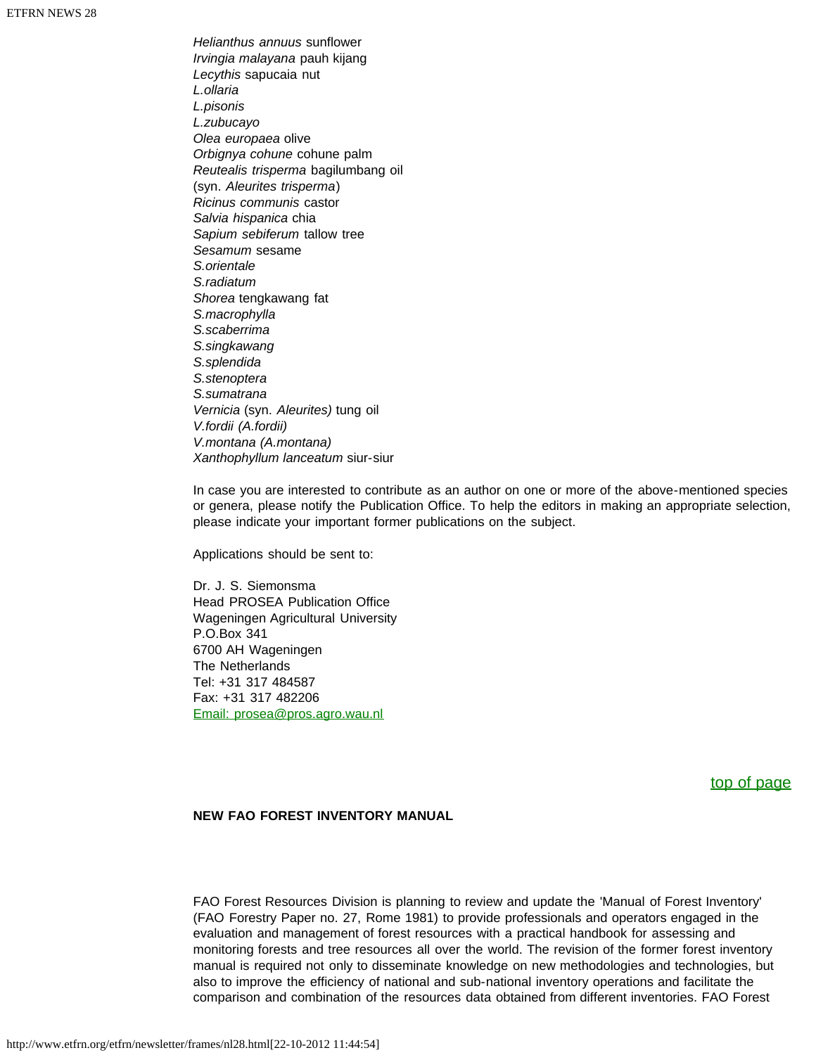*Helianthus annuus* sunflower
*Irvingia malayana* pauh kijang
*Lecythis* sapucaia nut
*L.ollaria*
*L.pisonis*
*L.zubucayo*
*Olea europaea* olive
*Orbignya cohune* cohune palm
*Reutealis trisperma* bagilumbang oil
(syn. *Aleurites trisperma*)
*Ricinus communis* castor
*Salvia hispanica* chia
*Sapium sebiferum* tallow tree
*Sesamum* sesame
*S.orientale*
*S.radiatum*
*Shorea* tengkawang fat
*S.macrophylla*
*S.scaberrima*
*S.singkawang*
*S.splendida*
*S.stenoptera*
*S.sumatrana*
*Vernicia* (syn. *Aleurites)* tung oil
*V.fordii (A.fordii)*
*V.montana (A.montana)*
*Xanthophyllum lanceatum* siur-siur

In case you are interested to contribute as an author on one or more of the above-mentioned species or genera, please notify the Publication Office. To help the editors in making an appropriate selection, please indicate your important former publications on the subject.

Applications should be sent to:

Dr. J. S. Siemonsma
Head PROSEA Publication Office
Wageningen Agricultural University
P.O.Box 341
6700 AH Wageningen
The Netherlands
Tel: +31 317 484587
Fax: +31 317 482206
Email: prosea@pros.agro.wau.nl

top of page

**NEW FAO FOREST INVENTORY MANUAL**

FAO Forest Resources Division is planning to review and update the 'Manual of Forest Inventory' (FAO Forestry Paper no. 27, Rome 1981) to provide professionals and operators engaged in the evaluation and management of forest resources with a practical handbook for assessing and monitoring forests and tree resources all over the world. The revision of the former forest inventory manual is required not only to disseminate knowledge on new methodologies and technologies, but also to improve the efficiency of national and sub-national inventory operations and facilitate the comparison and combination of the resources data obtained from different inventories. FAO Forest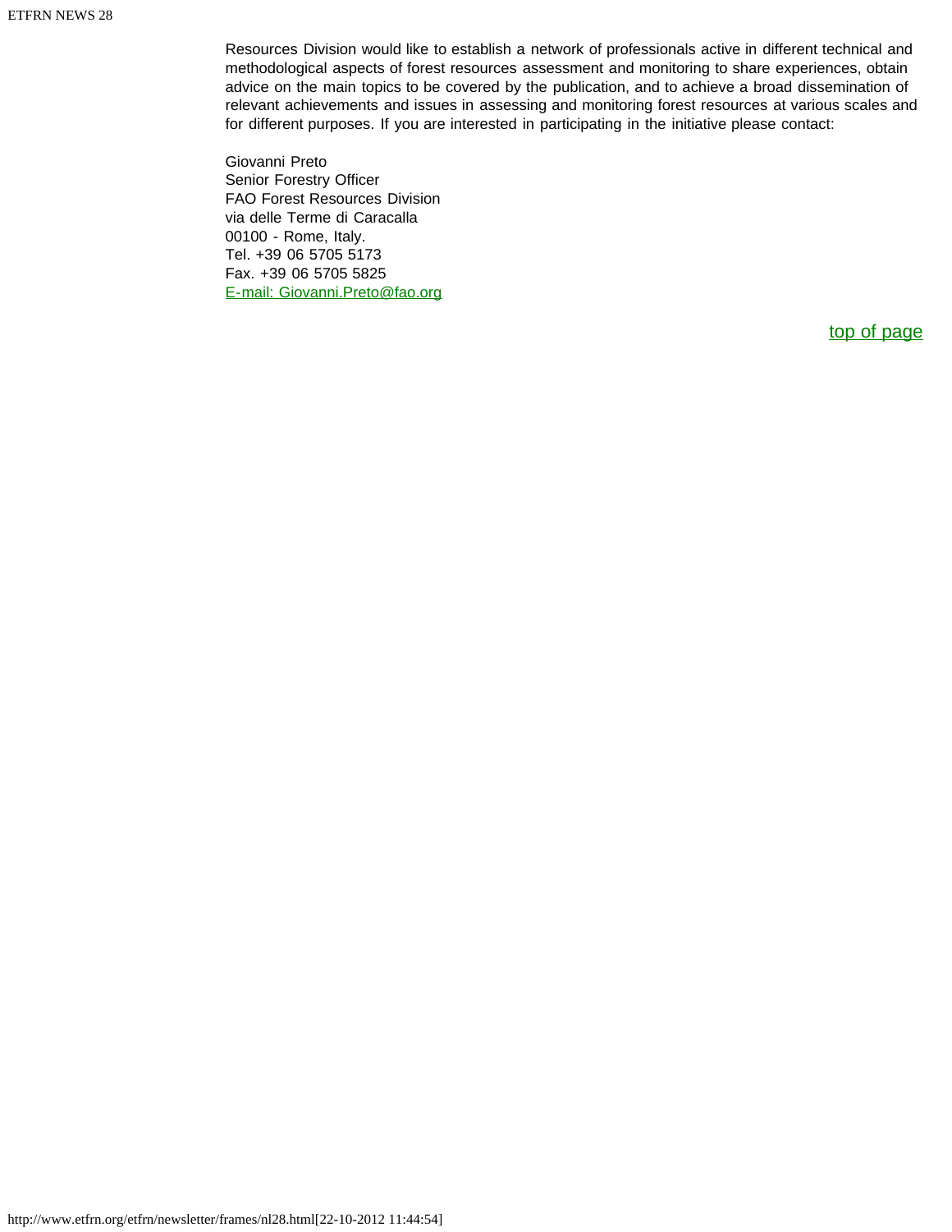Resources Division would like to establish a network of professionals active in different technical and methodological aspects of forest resources assessment and monitoring to share experiences, obtain advice on the main topics to be covered by the publication, and to achieve a broad dissemination of relevant achievements and issues in assessing and monitoring forest resources at various scales and for different purposes. If you are interested in participating in the initiative please contact:

Giovanni Preto
Senior Forestry Officer
FAO Forest Resources Division
via delle Terme di Caracalla
00100 - Rome, Italy.
Tel. +39 06 5705 5173
Fax. +39 06 5705 5825
E-mail: Giovanni.Preto@fao.org

top of page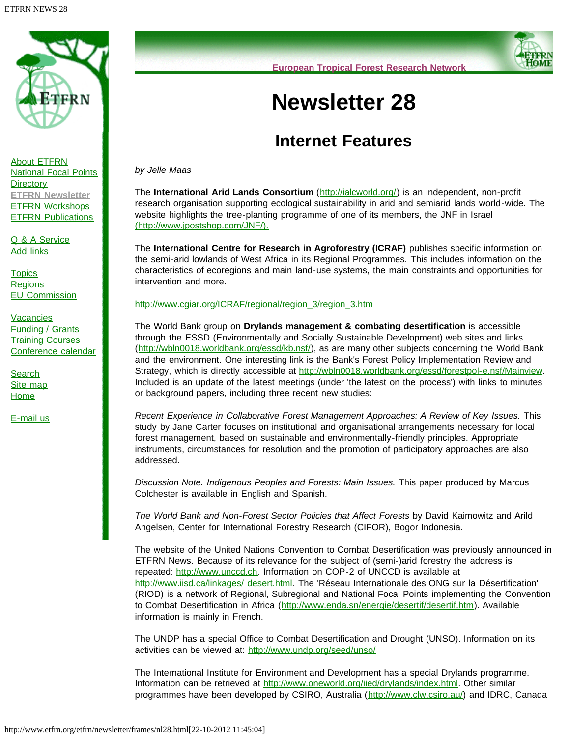# Newsletter 28

## Internet Features

*by Jelle Maas*

The **International Arid Lands Consortium** (http://ialcworld.org/) is an independent, non-profit research organisation supporting ecological sustainability in arid and semiarid lands world-wide. The website highlights the tree-planting programme of one of its members, the JNF in Israel (http://www.jpostshop.com/JNF/).

The **International Centre for Research in Agroforestry (ICRAF)** publishes specific information on the semi-arid lowlands of West Africa in its Regional Programmes. This includes information on the characteristics of ecoregions and main land-use systems, the main constraints and opportunities for intervention and more.

http://www.cgiar.org/ICRAF/regional/region_3/region_3.htm

The World Bank group on **Drylands management & combating desertification** is accessible through the ESSD (Environmentally and Socially Sustainable Development) web sites and links (http://wbln0018.worldbank.org/essd/kb.nsf/), as are many other subjects concerning the World Bank and the environment. One interesting link is the Bank's Forest Policy Implementation Review and Strategy, which is directly accessible at http://wbln0018.worldbank.org/essd/forestpol-e.nsf/Mainview. Included is an update of the latest meetings (under 'the latest on the process') with links to minutes or background papers, including three recent new studies:

*Recent Experience in Collaborative Forest Management Approaches: A Review of Key Issues.* This study by Jane Carter focuses on institutional and organisational arrangements necessary for local forest management, based on sustainable and environmentally-friendly principles. Appropriate instruments, circumstances for resolution and the promotion of participatory approaches are also addressed.

*Discussion Note. Indigenous Peoples and Forests: Main Issues.* This paper produced by Marcus Colchester is available in English and Spanish.

*The World Bank and Non-Forest Sector Policies that Affect Forests* by David Kaimowitz and Arild Angelsen, Center for International Forestry Research (CIFOR), Bogor Indonesia.

The website of the United Nations Convention to Combat Desertification was previously announced in ETFRN News. Because of its relevance for the subject of (semi-)arid forestry the address is repeated: http://www.unccd.ch. Information on COP-2 of UNCCD is available at http://www.iisd.ca/linkages/ desert.html. The 'Réseau Internationale des ONG sur la Désertification' (RIOD) is a network of Regional, Subregional and National Focal Points implementing the Convention to Combat Desertification in Africa (http://www.enda.sn/energie/desertif/desertif.htm). Available information is mainly in French.

The UNDP has a special Office to Combat Desertification and Drought (UNSO). Information on its activities can be viewed at: http://www.undp.org/seed/unso/

The International Institute for Environment and Development has a special Drylands programme. Information can be retrieved at http://www.oneworld.org/iied/drylands/index.html. Other similar programmes have been developed by CSIRO, Australia (http://www.clw.csiro.au/) and IDRC, Canada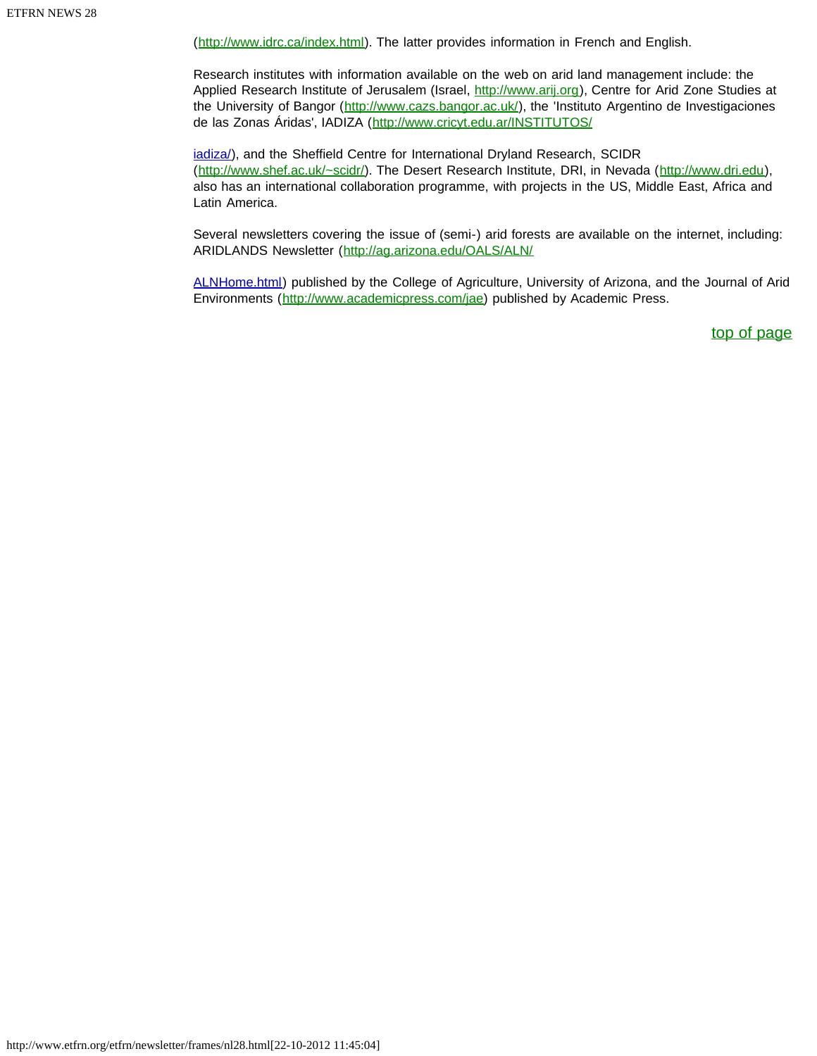(http://www.idrc.ca/index.html). The latter provides information in French and English.

Research institutes with information available on the web on arid land management include: the Applied Research Institute of Jerusalem (Israel, http://www.arij.org), Centre for Arid Zone Studies at the University of Bangor (http://www.cazs.bangor.ac.uk/), the 'Instituto Argentino de Investigaciones de las Zonas Áridas', IADIZA (http://www.cricyt.edu.ar/INSTITUTOS/iadiza/), and the Sheffield Centre for International Dryland Research, SCIDR (http://www.shef.ac.uk/~scidr/). The Desert Research Institute, DRI, in Nevada (http://www.dri.edu), also has an international collaboration programme, with projects in the US, Middle East, Africa and Latin America.

Several newsletters covering the issue of (semi-) arid forests are available on the internet, including: ARIDLANDS Newsletter (http://ag.arizona.edu/OALS/ALN/ALNHome.html) published by the College of Agriculture, University of Arizona, and the Journal of Arid Environments (http://www.academicpress.com/jae) published by Academic Press.

top of page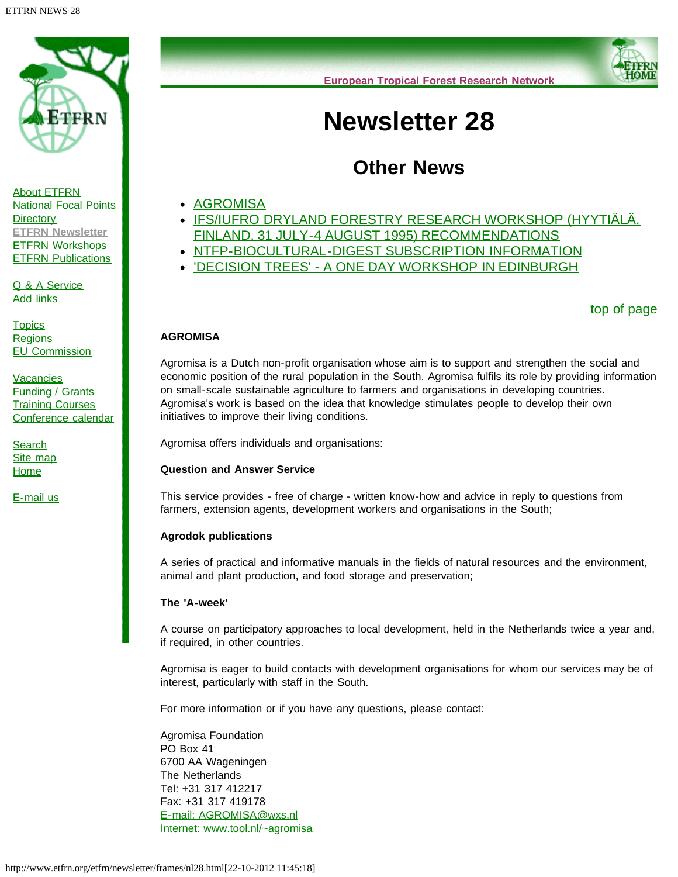About ETFRN
National Focal Points
Directory
ETFRN Newsletter
ETFRN Workshops
ETFRN Publications

Q & A Service
Add links

Topics
Regions
EU Commission

Vacancies
Funding / Grants
Training Courses
Conference calendar

Search
Site map
Home

E-mail us

European Tropical Forest Research Network

# Newsletter 28

## Other News

- AGROMISA
- IFS/IUFRO DRYLAND FORESTRY RESEARCH WORKSHOP (HYYTIÄLÄ, FINLAND, 31 JULY-4 AUGUST 1995) RECOMMENDATIONS
- NTFP-BIOCULTURAL-DIGEST SUBSCRIPTION INFORMATION
- 'DECISION TREES' - A ONE DAY WORKSHOP IN EDINBURGH

top of page

**AGROMISA**

Agromisa is a Dutch non-profit organisation whose aim is to support and strengthen the social and economic position of the rural population in the South. Agromisa fulfils its role by providing information on small-scale sustainable agriculture to farmers and organisations in developing countries. Agromisa's work is based on the idea that knowledge stimulates people to develop their own initiatives to improve their living conditions.

Agromisa offers individuals and organisations:

**Question and Answer Service**

This service provides - free of charge - written know-how and advice in reply to questions from farmers, extension agents, development workers and organisations in the South;

**Agrodok publications**

A series of practical and informative manuals in the fields of natural resources and the environment, animal and plant production, and food storage and preservation;

**The 'A-week'**

A course on participatory approaches to local development, held in the Netherlands twice a year and, if required, in other countries.

Agromisa is eager to build contacts with development organisations for whom our services may be of interest, particularly with staff in the South.

For more information or if you have any questions, please contact:

Agromisa Foundation
PO Box 41
6700 AA Wageningen
The Netherlands
Tel: +31 317 412217
Fax: +31 317 419178
E-mail: AGROMISA@wxs.nl
Internet: www.tool.nl/~agromisa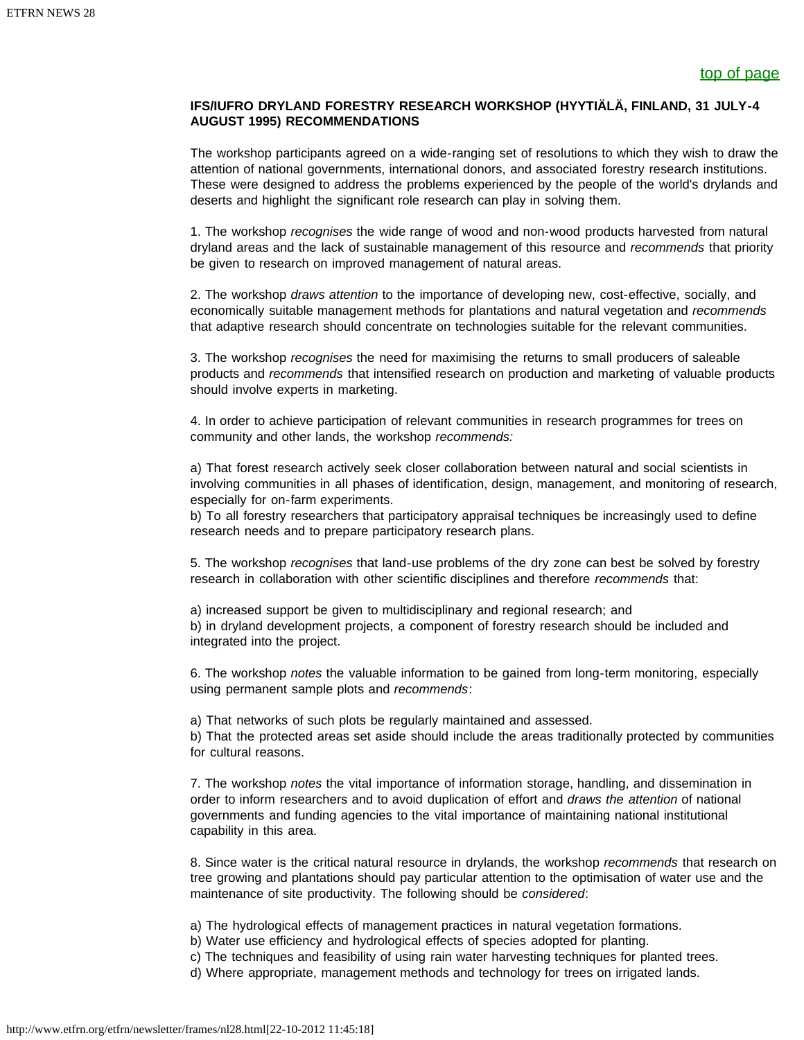[top of page](#)

**IFS/IUFRO DRYLAND FORESTRY RESEARCH WORKSHOP (HYYTIÄLÄ, FINLAND, 31 JULY-4 AUGUST 1995) RECOMMENDATIONS**

The workshop participants agreed on a wide-ranging set of resolutions to which they wish to draw the attention of national governments, international donors, and associated forestry research institutions. These were designed to address the problems experienced by the people of the world's drylands and deserts and highlight the significant role research can play in solving them.

1. The workshop *recognises* the wide range of wood and non-wood products harvested from natural dryland areas and the lack of sustainable management of this resource and *recommends* that priority be given to research on improved management of natural areas.

2. The workshop *draws attention* to the importance of developing new, cost-effective, socially, and economically suitable management methods for plantations and natural vegetation and *recommends* that adaptive research should concentrate on technologies suitable for the relevant communities.

3. The workshop *recognises* the need for maximising the returns to small producers of saleable products and *recommends* that intensified research on production and marketing of valuable products should involve experts in marketing.

4. In order to achieve participation of relevant communities in research programmes for trees on community and other lands, the workshop *recommends:*

a) That forest research actively seek closer collaboration between natural and social scientists in involving communities in all phases of identification, design, management, and monitoring of research, especially for on-farm experiments.
b) To all forestry researchers that participatory appraisal techniques be increasingly used to define research needs and to prepare participatory research plans.

5. The workshop *recognises* that land-use problems of the dry zone can best be solved by forestry research in collaboration with other scientific disciplines and therefore *recommends* that:

a) increased support be given to multidisciplinary and regional research; and
b) in dryland development projects, a component of forestry research should be included and integrated into the project.

6. The workshop *notes* the valuable information to be gained from long-term monitoring, especially using permanent sample plots and *recommends*:

a) That networks of such plots be regularly maintained and assessed.
b) That the protected areas set aside should include the areas traditionally protected by communities for cultural reasons.

7. The workshop *notes* the vital importance of information storage, handling, and dissemination in order to inform researchers and to avoid duplication of effort and *draws the attention* of national governments and funding agencies to the vital importance of maintaining national institutional capability in this area.

8. Since water is the critical natural resource in drylands, the workshop *recommends* that research on tree growing and plantations should pay particular attention to the optimisation of water use and the maintenance of site productivity. The following should be *considered*:

a) The hydrological effects of management practices in natural vegetation formations.
b) Water use efficiency and hydrological effects of species adopted for planting.
c) The techniques and feasibility of using rain water harvesting techniques for planted trees.
d) Where appropriate, management methods and technology for trees on irrigated lands.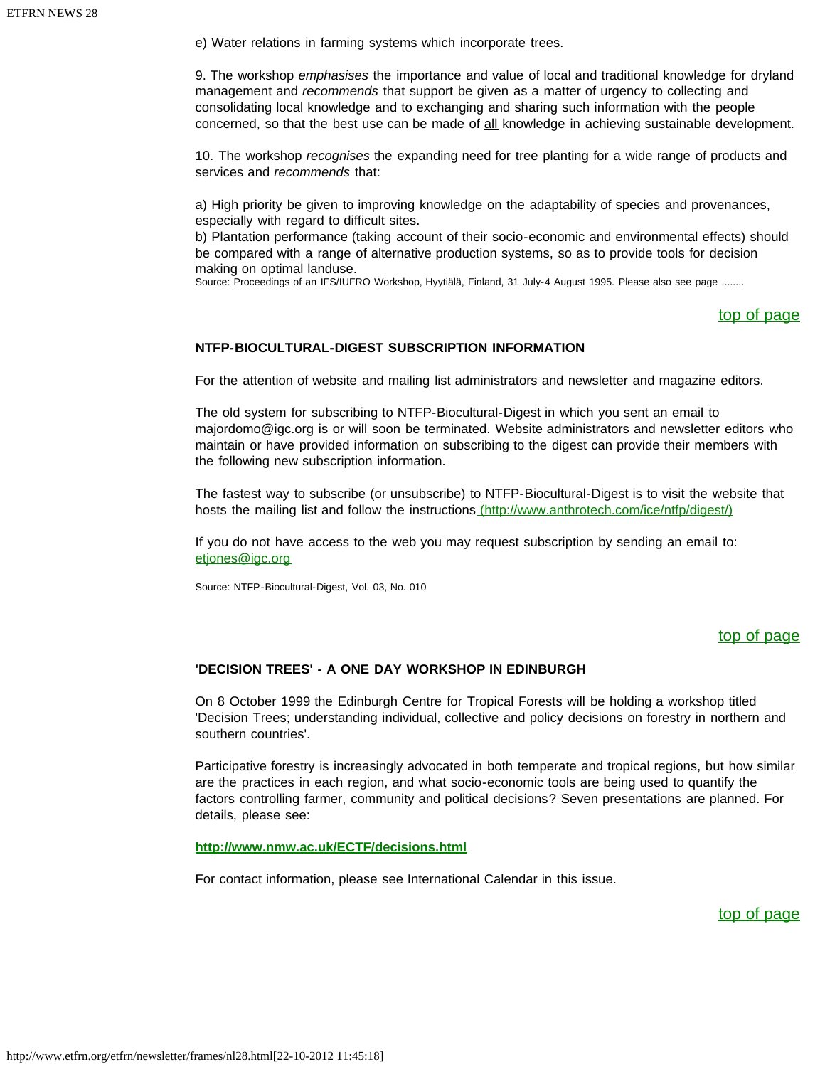e) Water relations in farming systems which incorporate trees.

9. The workshop *emphasises* the importance and value of local and traditional knowledge for dryland management and *recommends* that support be given as a matter of urgency to collecting and consolidating local knowledge and to exchanging and sharing such information with the people concerned, so that the best use can be made of all knowledge in achieving sustainable development.

10. The workshop *recognises* the expanding need for tree planting for a wide range of products and services and *recommends* that:

a) High priority be given to improving knowledge on the adaptability of species and provenances, especially with regard to difficult sites.
b) Plantation performance (taking account of their socio-economic and environmental effects) should be compared with a range of alternative production systems, so as to provide tools for decision making on optimal landuse.
Source: Proceedings of an IFS/IUFRO Workshop, Hyytiälä, Finland, 31 July-4 August 1995. Please also see page ........

top of page

### NTFP-BIOCULTURAL-DIGEST SUBSCRIPTION INFORMATION

For the attention of website and mailing list administrators and newsletter and magazine editors.

The old system for subscribing to NTFP-Biocultural-Digest in which you sent an email to majordomo@igc.org is or will soon be terminated. Website administrators and newsletter editors who maintain or have provided information on subscribing to the digest can provide their members with the following new subscription information.

The fastest way to subscribe (or unsubscribe) to NTFP-Biocultural-Digest is to visit the website that hosts the mailing list and follow the instructions (http://www.anthrotech.com/ice/ntfp/digest/)

If you do not have access to the web you may request subscription by sending an email to: etjones@igc.org

Source: NTFP-Biocultural-Digest, Vol. 03, No. 010

top of page

### 'DECISION TREES' - A ONE DAY WORKSHOP IN EDINBURGH

On 8 October 1999 the Edinburgh Centre for Tropical Forests will be holding a workshop titled 'Decision Trees; understanding individual, collective and policy decisions on forestry in northern and southern countries'.

Participative forestry is increasingly advocated in both temperate and tropical regions, but how similar are the practices in each region, and what socio-economic tools are being used to quantify the factors controlling farmer, community and political decisions? Seven presentations are planned. For details, please see:

**http://www.nmw.ac.uk/ECTF/decisions.html**

For contact information, please see International Calendar in this issue.

top of page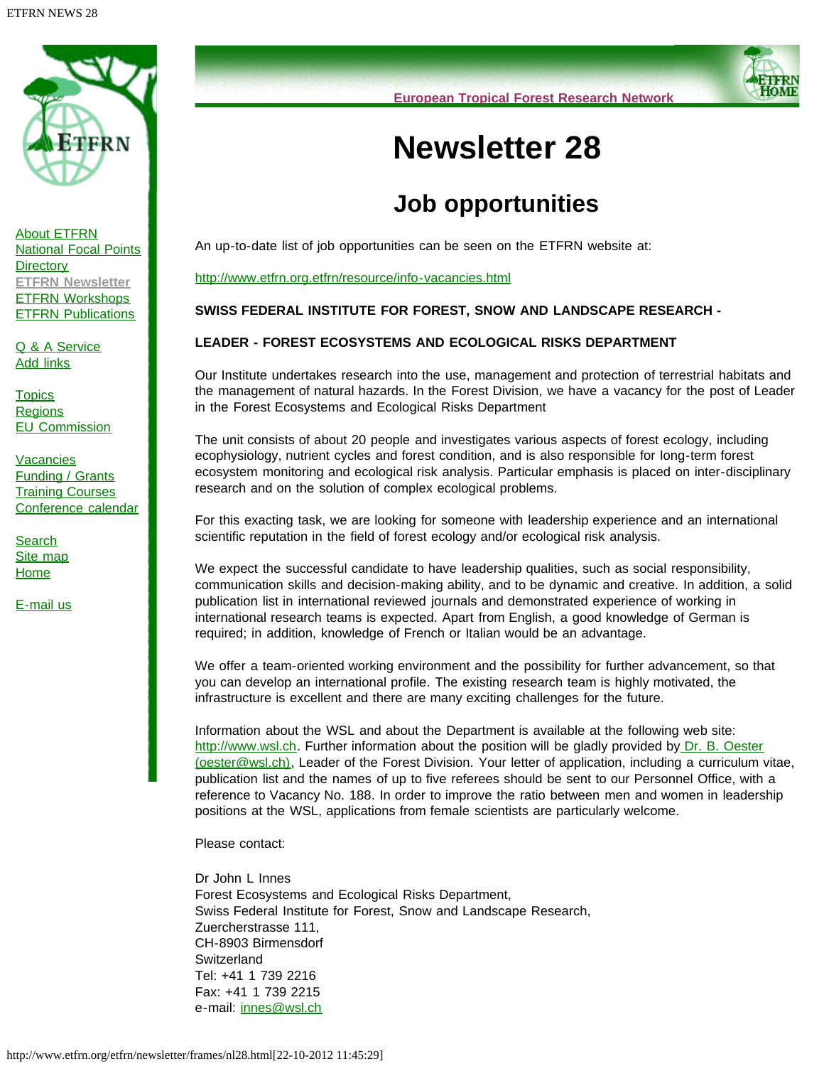# Newsletter 28

## Job opportunities

An up-to-date list of job opportunities can be seen on the ETFRN website at:

http://www.etfrn.org.etfrn/resource/info-vacancies.html

**SWISS FEDERAL INSTITUTE FOR FOREST, SNOW AND LANDSCAPE RESEARCH -**

**LEADER - FOREST ECOSYSTEMS AND ECOLOGICAL RISKS DEPARTMENT**

Our Institute undertakes research into the use, management and protection of terrestrial habitats and the management of natural hazards. In the Forest Division, we have a vacancy for the post of Leader in the Forest Ecosystems and Ecological Risks Department

The unit consists of about 20 people and investigates various aspects of forest ecology, including ecophysiology, nutrient cycles and forest condition, and is also responsible for long-term forest ecosystem monitoring and ecological risk analysis. Particular emphasis is placed on inter-disciplinary research and on the solution of complex ecological problems.

For this exacting task, we are looking for someone with leadership experience and an international scientific reputation in the field of forest ecology and/or ecological risk analysis.

We expect the successful candidate to have leadership qualities, such as social responsibility, communication skills and decision-making ability, and to be dynamic and creative. In addition, a solid publication list in international reviewed journals and demonstrated experience of working in international research teams is expected. Apart from English, a good knowledge of German is required; in addition, knowledge of French or Italian would be an advantage.

We offer a team-oriented working environment and the possibility for further advancement, so that you can develop an international profile. The existing research team is highly motivated, the infrastructure is excellent and there are many exciting challenges for the future.

Information about the WSL and about the Department is available at the following web site: http://www.wsl.ch. Further information about the position will be gladly provided by Dr. B. Oester (oester@wsl.ch), Leader of the Forest Division. Your letter of application, including a curriculum vitae, publication list and the names of up to five referees should be sent to our Personnel Office, with a reference to Vacancy No. 188. In order to improve the ratio between men and women in leadership positions at the WSL, applications from female scientists are particularly welcome.

Please contact:

Dr John L Innes
Forest Ecosystems and Ecological Risks Department,
Swiss Federal Institute for Forest, Snow and Landscape Research,
Zuercherstrasse 111,
CH-8903 Birmensdorf
Switzerland
Tel: +41 1 739 2216
Fax: +41 1 739 2215
e-mail: innes@wsl.ch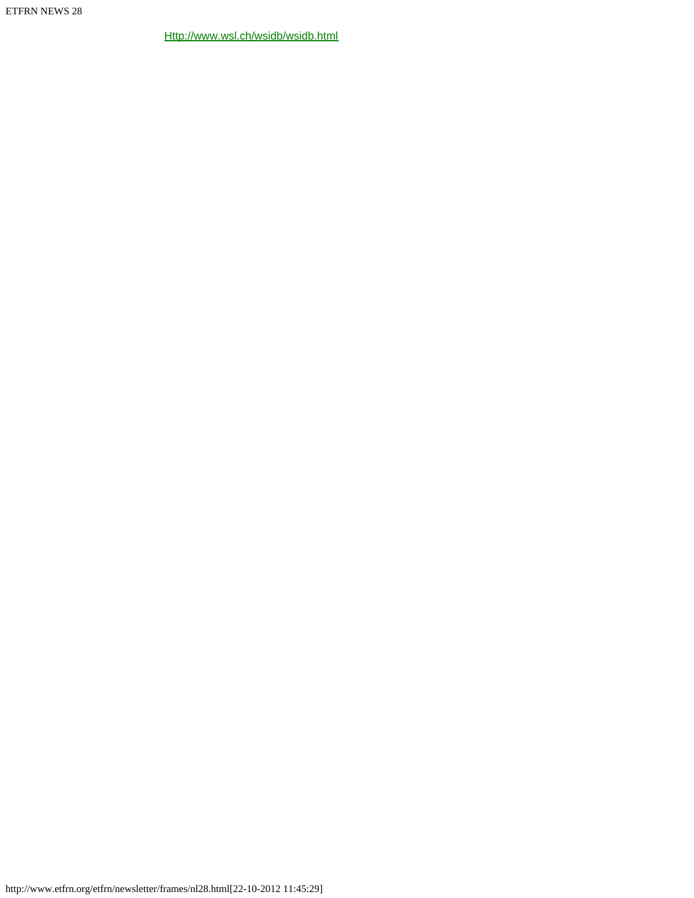Http://www.wsl.ch/wsidb/wsidb.html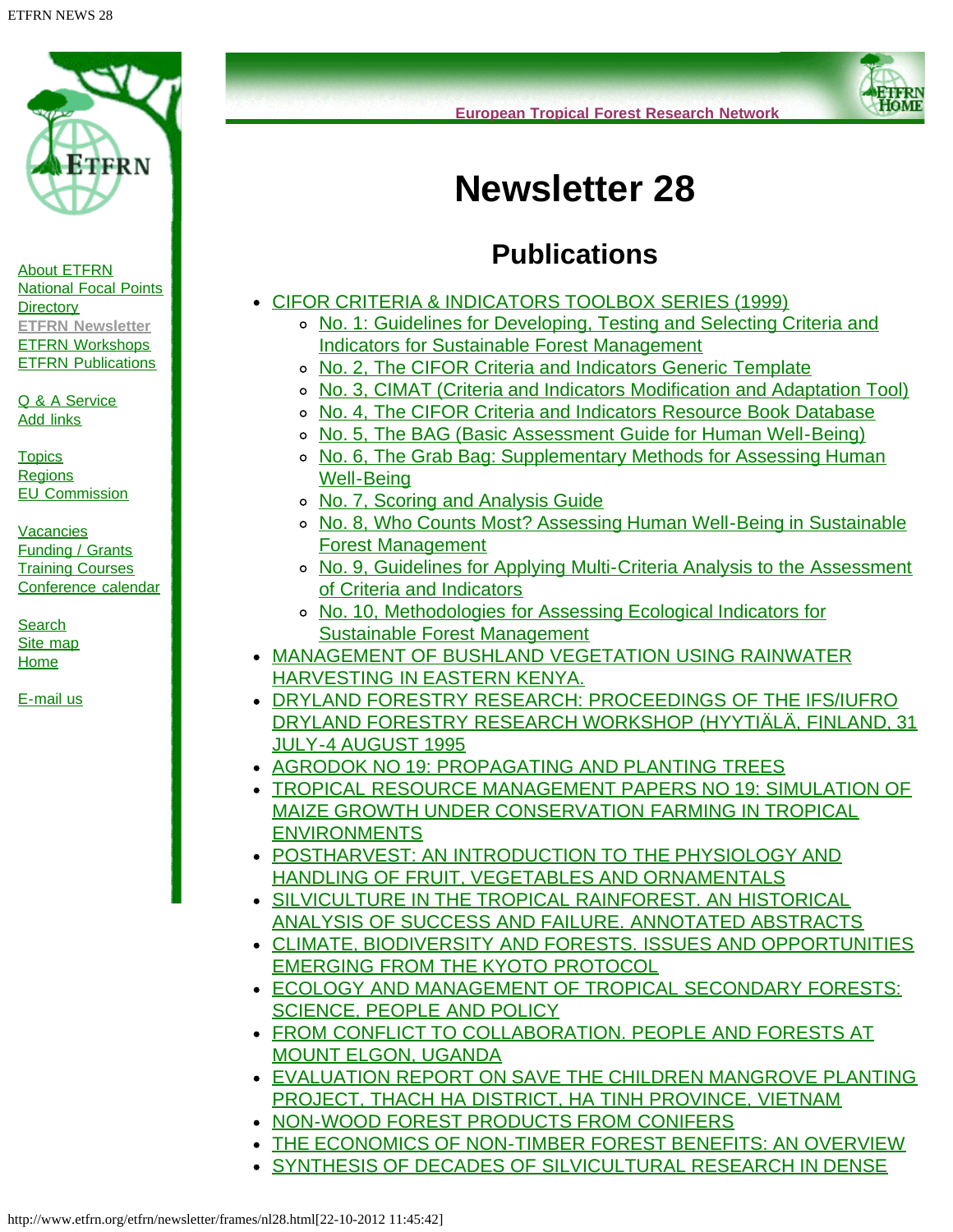European Tropical Forest Research Network

# Newsletter 28

## Publications

- CIFOR CRITERIA & INDICATORS TOOLBOX SERIES (1999)
  - No. 1: Guidelines for Developing, Testing and Selecting Criteria and Indicators for Sustainable Forest Management
  - No. 2, The CIFOR Criteria and Indicators Generic Template
  - No. 3, CIMAT (Criteria and Indicators Modification and Adaptation Tool)
  - No. 4, The CIFOR Criteria and Indicators Resource Book Database
  - No. 5, The BAG (Basic Assessment Guide for Human Well-Being)
  - No. 6, The Grab Bag: Supplementary Methods for Assessing Human Well-Being
  - No. 7, Scoring and Analysis Guide
  - No. 8, Who Counts Most? Assessing Human Well-Being in Sustainable Forest Management
  - No. 9, Guidelines for Applying Multi-Criteria Analysis to the Assessment of Criteria and Indicators
  - No. 10, Methodologies for Assessing Ecological Indicators for Sustainable Forest Management
- MANAGEMENT OF BUSHLAND VEGETATION USING RAINWATER HARVESTING IN EASTERN KENYA.
- DRYLAND FORESTRY RESEARCH: PROCEEDINGS OF THE IFS/IUFRO DRYLAND FORESTRY RESEARCH WORKSHOP (HYYTIÄLÄ, FINLAND, 31 JULY-4 AUGUST 1995
- AGRODOK NO 19: PROPAGATING AND PLANTING TREES
- TROPICAL RESOURCE MANAGEMENT PAPERS NO 19: SIMULATION OF MAIZE GROWTH UNDER CONSERVATION FARMING IN TROPICAL ENVIRONMENTS
- POSTHARVEST: AN INTRODUCTION TO THE PHYSIOLOGY AND HANDLING OF FRUIT, VEGETABLES AND ORNAMENTALS
- SILVICULTURE IN THE TROPICAL RAINFOREST. AN HISTORICAL ANALYSIS OF SUCCESS AND FAILURE. ANNOTATED ABSTRACTS
- CLIMATE, BIODIVERSITY AND FORESTS. ISSUES AND OPPORTUNITIES EMERGING FROM THE KYOTO PROTOCOL
- ECOLOGY AND MANAGEMENT OF TROPICAL SECONDARY FORESTS: SCIENCE, PEOPLE AND POLICY
- FROM CONFLICT TO COLLABORATION. PEOPLE AND FORESTS AT MOUNT ELGON, UGANDA
- EVALUATION REPORT ON SAVE THE CHILDREN MANGROVE PLANTING PROJECT, THACH HA DISTRICT, HA TINH PROVINCE, VIETNAM
- NON-WOOD FOREST PRODUCTS FROM CONIFERS
- THE ECONOMICS OF NON-TIMBER FOREST BENEFITS: AN OVERVIEW
- SYNTHESIS OF DECADES OF SILVICULTURAL RESEARCH IN DENSE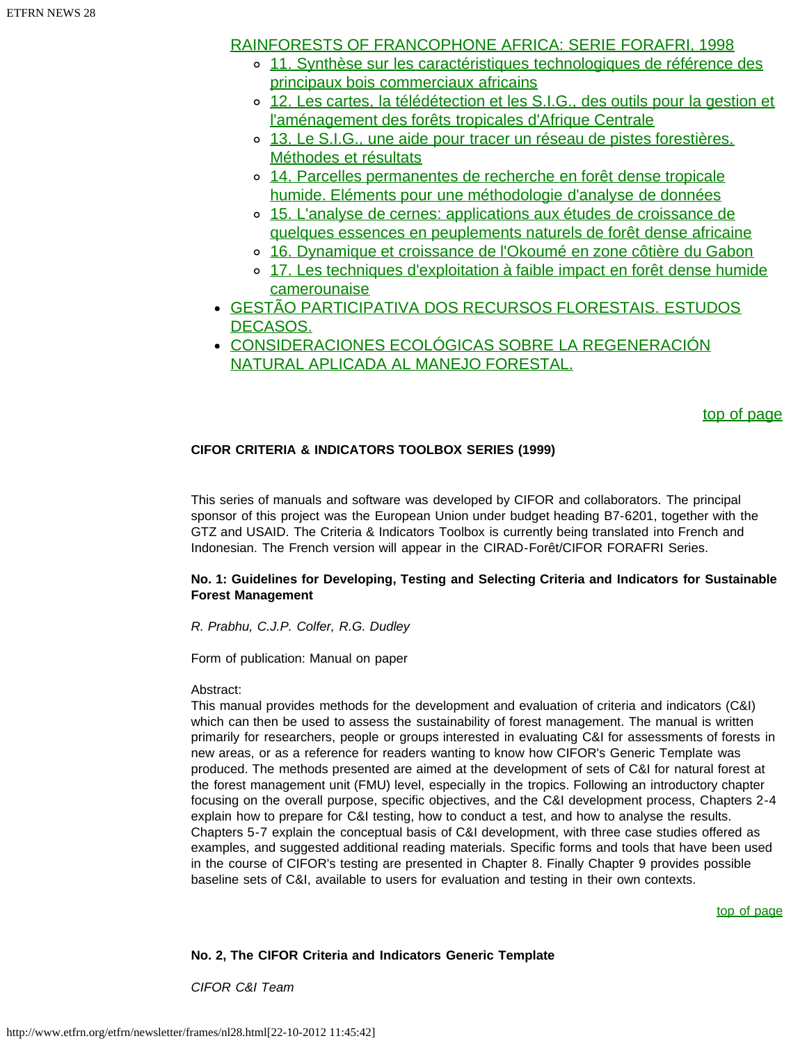RAINFORESTS OF FRANCOPHONE AFRICA: SERIE FORAFRI, 1998

- 11. Synthèse sur les caractéristiques technologiques de référence des principaux bois commerciaux africains
- 12. Les cartes, la télédétection et les S.I.G., des outils pour la gestion et l'aménagement des forêts tropicales d'Afrique Centrale
- 13. Le S.I.G., une aide pour tracer un réseau de pistes forestières. Méthodes et résultats
- 14. Parcelles permanentes de recherche en forêt dense tropicale humide. Eléments pour une méthodologie d'analyse de données
- 15. L'analyse de cernes: applications aux études de croissance de quelques essences en peuplements naturels de forêt dense africaine
- 16. Dynamique et croissance de l'Okoumé en zone côtière du Gabon
- 17. Les techniques d'exploitation à faible impact en forêt dense humide camerounaise

- GESTÃO PARTICIPATIVA DOS RECURSOS FLORESTAIS. ESTUDOS DECASOS.
- CONSIDERACIONES ECOLÓGICAS SOBRE LA REGENERACIÓN NATURAL APLICADA AL MANEJO FORESTAL.

top of page

**CIFOR CRITERIA & INDICATORS TOOLBOX SERIES (1999)**

This series of manuals and software was developed by CIFOR and collaborators. The principal sponsor of this project was the European Union under budget heading B7-6201, together with the GTZ and USAID. The Criteria & Indicators Toolbox is currently being translated into French and Indonesian. The French version will appear in the CIRAD-Forêt/CIFOR FORAFRI Series.

**No. 1: Guidelines for Developing, Testing and Selecting Criteria and Indicators for Sustainable Forest Management**

*R. Prabhu, C.J.P. Colfer, R.G. Dudley*

Form of publication: Manual on paper

Abstract:
This manual provides methods for the development and evaluation of criteria and indicators (C&I) which can then be used to assess the sustainability of forest management. The manual is written primarily for researchers, people or groups interested in evaluating C&I for assessments of forests in new areas, or as a reference for readers wanting to know how CIFOR's Generic Template was produced. The methods presented are aimed at the development of sets of C&I for natural forest at the forest management unit (FMU) level, especially in the tropics. Following an introductory chapter focusing on the overall purpose, specific objectives, and the C&I development process, Chapters 2-4 explain how to prepare for C&I testing, how to conduct a test, and how to analyse the results. Chapters 5-7 explain the conceptual basis of C&I development, with three case studies offered as examples, and suggested additional reading materials. Specific forms and tools that have been used in the course of CIFOR's testing are presented in Chapter 8. Finally Chapter 9 provides possible baseline sets of C&I, available to users for evaluation and testing in their own contexts.

top of page

**No. 2, The CIFOR Criteria and Indicators Generic Template**

*CIFOR C&I Team*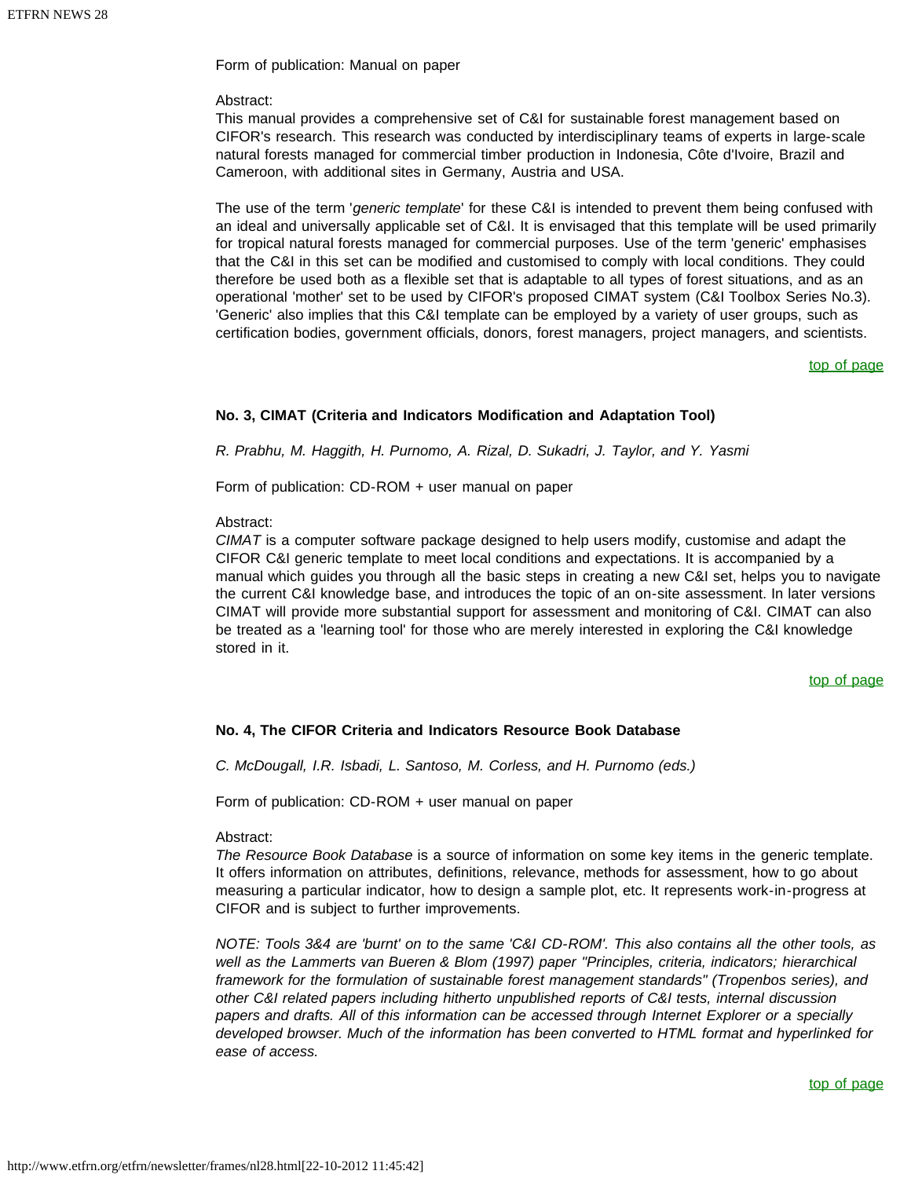Form of publication: Manual on paper

Abstract:
This manual provides a comprehensive set of C&I for sustainable forest management based on CIFOR's research. This research was conducted by interdisciplinary teams of experts in large-scale natural forests managed for commercial timber production in Indonesia, Côte d'Ivoire, Brazil and Cameroon, with additional sites in Germany, Austria and USA.

The use of the term '*generic template*' for these C&I is intended to prevent them being confused with an ideal and universally applicable set of C&I. It is envisaged that this template will be used primarily for tropical natural forests managed for commercial purposes. Use of the term 'generic' emphasises that the C&I in this set can be modified and customised to comply with local conditions. They could therefore be used both as a flexible set that is adaptable to all types of forest situations, and as an operational 'mother' set to be used by CIFOR's proposed CIMAT system (C&I Toolbox Series No.3). 'Generic' also implies that this C&I template can be employed by a variety of user groups, such as certification bodies, government officials, donors, forest managers, project managers, and scientists.

top of page

**No. 3, CIMAT (Criteria and Indicators Modification and Adaptation Tool)**

*R. Prabhu, M. Haggith, H. Purnomo, A. Rizal, D. Sukadri, J. Taylor, and Y. Yasmi*

Form of publication: CD-ROM + user manual on paper

Abstract:
*CIMAT* is a computer software package designed to help users modify, customise and adapt the CIFOR C&I generic template to meet local conditions and expectations. It is accompanied by a manual which guides you through all the basic steps in creating a new C&I set, helps you to navigate the current C&I knowledge base, and introduces the topic of an on-site assessment. In later versions CIMAT will provide more substantial support for assessment and monitoring of C&I. CIMAT can also be treated as a 'learning tool' for those who are merely interested in exploring the C&I knowledge stored in it.

top of page

**No. 4, The CIFOR Criteria and Indicators Resource Book Database**

*C. McDougall, I.R. Isbadi, L. Santoso, M. Corless, and H. Purnomo (eds.)*

Form of publication: CD-ROM + user manual on paper

Abstract:
*The Resource Book Database* is a source of information on some key items in the generic template. It offers information on attributes, definitions, relevance, methods for assessment, how to go about measuring a particular indicator, how to design a sample plot, etc. It represents work-in-progress at CIFOR and is subject to further improvements.

*NOTE: Tools 3&4 are 'burnt' on to the same 'C&I CD-ROM'. This also contains all the other tools, as well as the Lammerts van Bueren & Blom (1997) paper "Principles, criteria, indicators; hierarchical framework for the formulation of sustainable forest management standards" (Tropenbos series), and other C&I related papers including hitherto unpublished reports of C&I tests, internal discussion papers and drafts. All of this information can be accessed through Internet Explorer or a specially developed browser. Much of the information has been converted to HTML format and hyperlinked for ease of access.*

top of page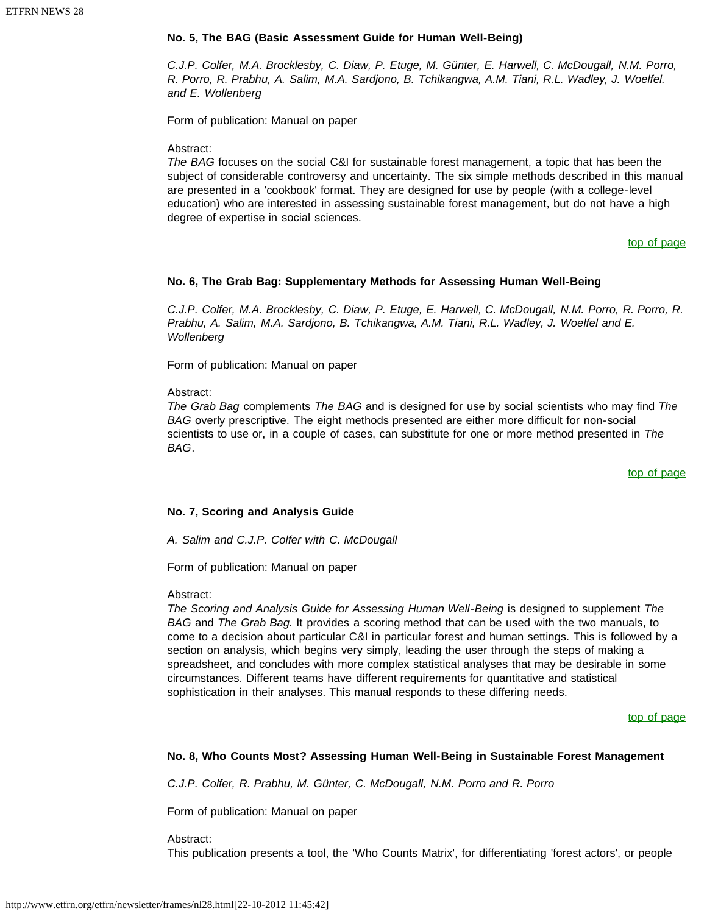**No. 5, The BAG (Basic Assessment Guide for Human Well-Being)**

*C.J.P. Colfer, M.A. Brocklesby, C. Diaw, P. Etuge, M. Günter, E. Harwell, C. McDougall, N.M. Porro, R. Porro, R. Prabhu, A. Salim, M.A. Sardjono, B. Tchikangwa, A.M. Tiani, R.L. Wadley, J. Woelfel. and E. Wollenberg*

Form of publication: Manual on paper

Abstract:
*The BAG* focuses on the social C&I for sustainable forest management, a topic that has been the subject of considerable controversy and uncertainty. The six simple methods described in this manual are presented in a 'cookbook' format. They are designed for use by people (with a college-level education) who are interested in assessing sustainable forest management, but do not have a high degree of expertise in social sciences.

top of page

**No. 6, The Grab Bag: Supplementary Methods for Assessing Human Well-Being**

*C.J.P. Colfer, M.A. Brocklesby, C. Diaw, P. Etuge, E. Harwell, C. McDougall, N.M. Porro, R. Porro, R. Prabhu, A. Salim, M.A. Sardjono, B. Tchikangwa, A.M. Tiani, R.L. Wadley, J. Woelfel and E. Wollenberg*

Form of publication: Manual on paper

Abstract:
*The Grab Bag* complements *The BAG* and is designed for use by social scientists who may find *The BAG* overly prescriptive. The eight methods presented are either more difficult for non-social scientists to use or, in a couple of cases, can substitute for one or more method presented in *The BAG*.

top of page

**No. 7, Scoring and Analysis Guide**

*A. Salim and C.J.P. Colfer with C. McDougall*

Form of publication: Manual on paper

Abstract:
*The Scoring and Analysis Guide for Assessing Human Well-Being* is designed to supplement *The BAG* and *The Grab Bag.* It provides a scoring method that can be used with the two manuals, to come to a decision about particular C&I in particular forest and human settings. This is followed by a section on analysis, which begins very simply, leading the user through the steps of making a spreadsheet, and concludes with more complex statistical analyses that may be desirable in some circumstances. Different teams have different requirements for quantitative and statistical sophistication in their analyses. This manual responds to these differing needs.

top of page

**No. 8, Who Counts Most? Assessing Human Well-Being in Sustainable Forest Management**

*C.J.P. Colfer, R. Prabhu, M. Günter, C. McDougall, N.M. Porro and R. Porro*

Form of publication: Manual on paper

Abstract:
This publication presents a tool, the 'Who Counts Matrix', for differentiating 'forest actors', or people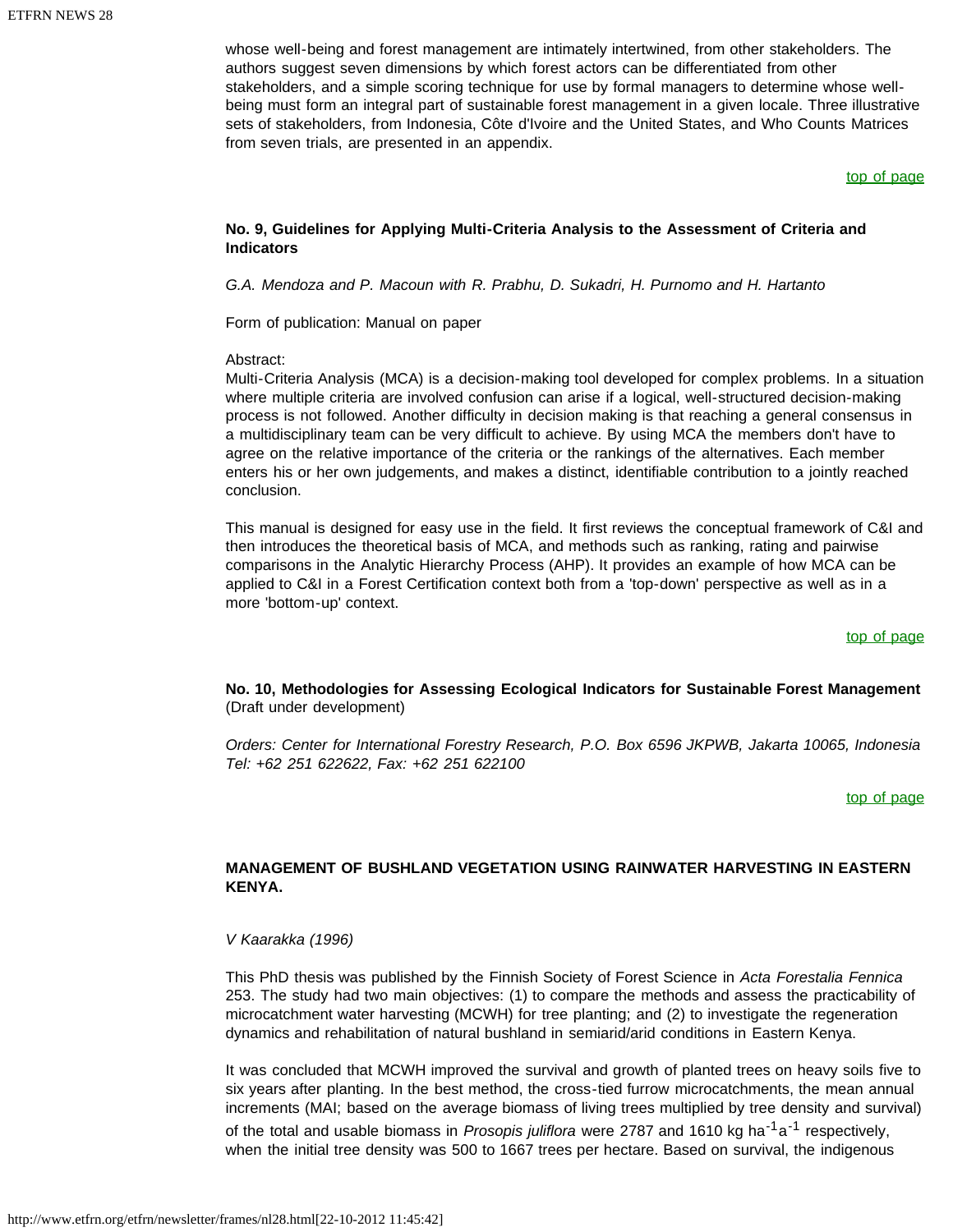whose well-being and forest management are intimately intertwined, from other stakeholders. The authors suggest seven dimensions by which forest actors can be differentiated from other stakeholders, and a simple scoring technique for use by formal managers to determine whose well-being must form an integral part of sustainable forest management in a given locale. Three illustrative sets of stakeholders, from Indonesia, Côte d'Ivoire and the United States, and Who Counts Matrices from seven trials, are presented in an appendix.

top of page

**No. 9, Guidelines for Applying Multi-Criteria Analysis to the Assessment of Criteria and Indicators**

*G.A. Mendoza and P. Macoun with R. Prabhu, D. Sukadri, H. Purnomo and H. Hartanto*

Form of publication: Manual on paper

Abstract:
Multi-Criteria Analysis (MCA) is a decision-making tool developed for complex problems. In a situation where multiple criteria are involved confusion can arise if a logical, well-structured decision-making process is not followed. Another difficulty in decision making is that reaching a general consensus in a multidisciplinary team can be very difficult to achieve. By using MCA the members don't have to agree on the relative importance of the criteria or the rankings of the alternatives. Each member enters his or her own judgements, and makes a distinct, identifiable contribution to a jointly reached conclusion.

This manual is designed for easy use in the field. It first reviews the conceptual framework of C&I and then introduces the theoretical basis of MCA, and methods such as ranking, rating and pairwise comparisons in the Analytic Hierarchy Process (AHP). It provides an example of how MCA can be applied to C&I in a Forest Certification context both from a 'top-down' perspective as well as in a more 'bottom-up' context.

top of page

**No. 10, Methodologies for Assessing Ecological Indicators for Sustainable Forest Management** (Draft under development)

*Orders: Center for International Forestry Research, P.O. Box 6596 JKPWB, Jakarta 10065, Indonesia Tel: +62 251 622622, Fax: +62 251 622100*

top of page

**MANAGEMENT OF BUSHLAND VEGETATION USING RAINWATER HARVESTING IN EASTERN KENYA.**

*V Kaarakka (1996)*

This PhD thesis was published by the Finnish Society of Forest Science in *Acta Forestalia Fennica* 253. The study had two main objectives: (1) to compare the methods and assess the practicability of microcatchment water harvesting (MCWH) for tree planting; and (2) to investigate the regeneration dynamics and rehabilitation of natural bushland in semiarid/arid conditions in Eastern Kenya.

It was concluded that MCWH improved the survival and growth of planted trees on heavy soils five to six years after planting. In the best method, the cross-tied furrow microcatchments, the mean annual increments (MAI; based on the average biomass of living trees multiplied by tree density and survival) of the total and usable biomass in *Prosopis juliflora* were 2787 and 1610 kg $ha^{-1}a^{-1}$ respectively, when the initial tree density was 500 to 1667 trees per hectare. Based on survival, the indigenous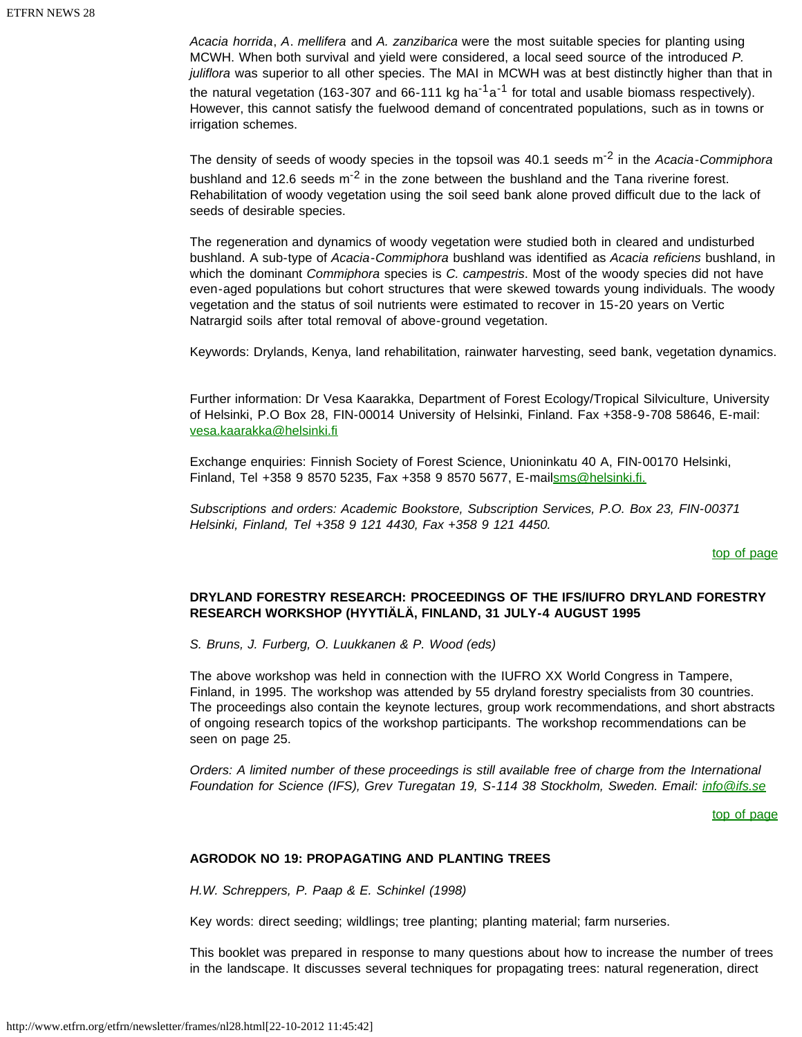*Acacia horrida*, *A. mellifera* and *A. zanzibarica* were the most suitable species for planting using MCWH. When both survival and yield were considered, a local seed source of the introduced *P. juliflora* was superior to all other species. The MAI in MCWH was at best distinctly higher than that in the natural vegetation (163-307 and 66-111 kg $ha^{-1}a^{-1}$ for total and usable biomass respectively). However, this cannot satisfy the fuelwood demand of concentrated populations, such as in towns or irrigation schemes.

The density of seeds of woody species in the topsoil was 40.1 seeds $m^{-2}$ in the *Acacia-Commiphora* bushland and 12.6 seeds $m^{-2}$ in the zone between the bushland and the Tana riverine forest. Rehabilitation of woody vegetation using the soil seed bank alone proved difficult due to the lack of seeds of desirable species.

The regeneration and dynamics of woody vegetation were studied both in cleared and undisturbed bushland. A sub-type of *Acacia-Commiphora* bushland was identified as *Acacia reficiens* bushland, in which the dominant *Commiphora* species is *C. campestris*. Most of the woody species did not have even-aged populations but cohort structures that were skewed towards young individuals. The woody vegetation and the status of soil nutrients were estimated to recover in 15-20 years on Vertic Natrargid soils after total removal of above-ground vegetation.

Keywords: Drylands, Kenya, land rehabilitation, rainwater harvesting, seed bank, vegetation dynamics.

Further information: Dr Vesa Kaarakka, Department of Forest Ecology/Tropical Silviculture, University of Helsinki, P.O Box 28, FIN-00014 University of Helsinki, Finland. Fax +358-9-708 58646, E-mail: vesa.kaarakka@helsinki.fi

Exchange enquiries: Finnish Society of Forest Science, Unioninkatu 40 A, FIN-00170 Helsinki, Finland, Tel +358 9 8570 5235, Fax +358 9 8570 5677, E-mailsms@helsinki.fi.

*Subscriptions and orders: Academic Bookstore, Subscription Services, P.O. Box 23, FIN-00371 Helsinki, Finland, Tel +358 9 121 4430, Fax +358 9 121 4450.*

top of page

### DRYLAND FORESTRY RESEARCH: PROCEEDINGS OF THE IFS/IUFRO DRYLAND FORESTRY RESEARCH WORKSHOP (HYYTIÄLÄ, FINLAND, 31 JULY-4 AUGUST 1995

*S. Bruns, J. Furberg, O. Luukkanen & P. Wood (eds)*

The above workshop was held in connection with the IUFRO XX World Congress in Tampere, Finland, in 1995. The workshop was attended by 55 dryland forestry specialists from 30 countries. The proceedings also contain the keynote lectures, group work recommendations, and short abstracts of ongoing research topics of the workshop participants. The workshop recommendations can be seen on page 25.

*Orders: A limited number of these proceedings is still available free of charge from the International Foundation for Science (IFS), Grev Turegatan 19, S-114 38 Stockholm, Sweden. Email: info@ifs.se*

top of page

### AGRODOK NO 19: PROPAGATING AND PLANTING TREES

*H.W. Schreppers, P. Paap & E. Schinkel (1998)*

Key words: direct seeding; wildlings; tree planting; planting material; farm nurseries.

This booklet was prepared in response to many questions about how to increase the number of trees in the landscape. It discusses several techniques for propagating trees: natural regeneration, direct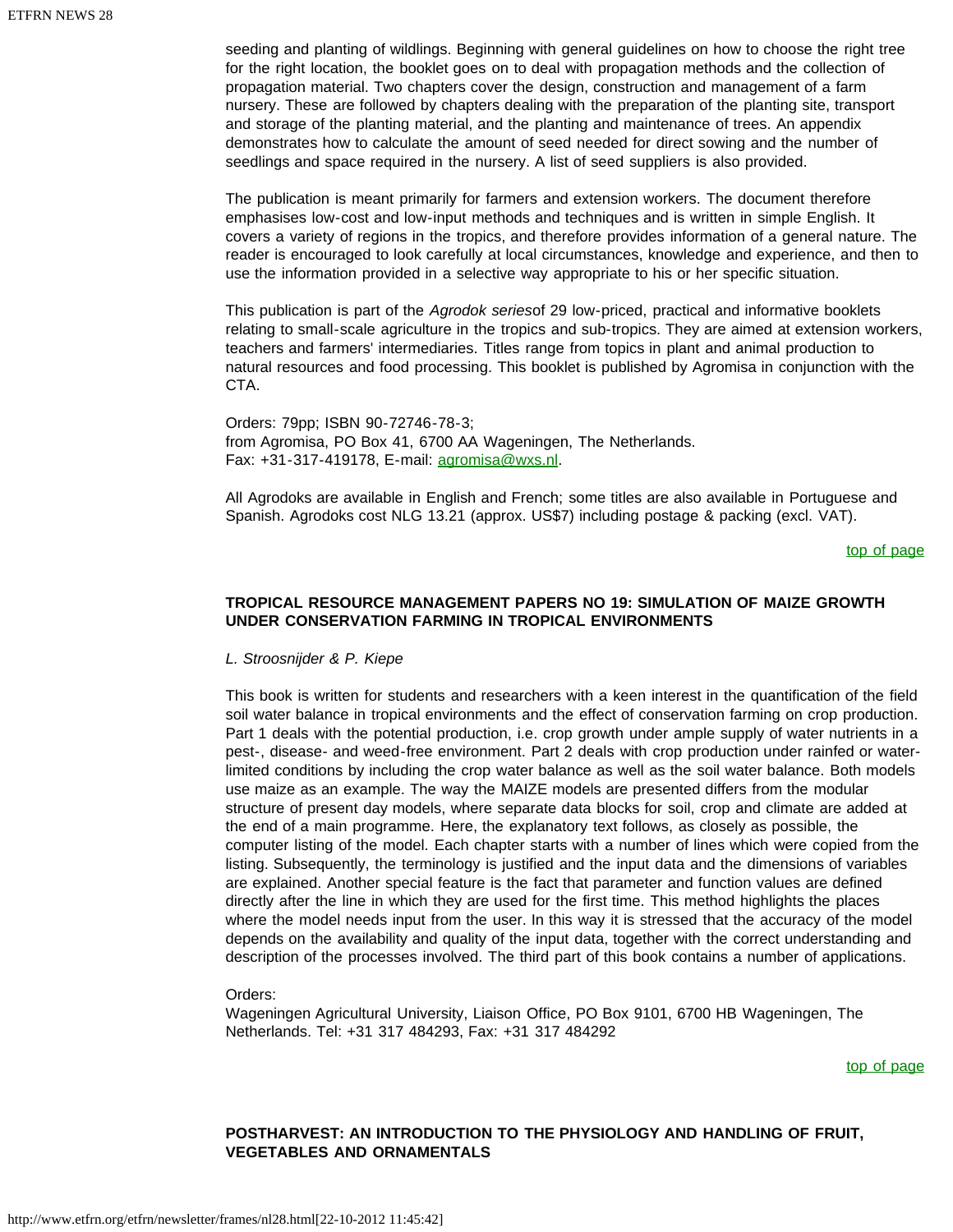seeding and planting of wildlings. Beginning with general guidelines on how to choose the right tree for the right location, the booklet goes on to deal with propagation methods and the collection of propagation material. Two chapters cover the design, construction and management of a farm nursery. These are followed by chapters dealing with the preparation of the planting site, transport and storage of the planting material, and the planting and maintenance of trees. An appendix demonstrates how to calculate the amount of seed needed for direct sowing and the number of seedlings and space required in the nursery. A list of seed suppliers is also provided.

The publication is meant primarily for farmers and extension workers. The document therefore emphasises low-cost and low-input methods and techniques and is written in simple English. It covers a variety of regions in the tropics, and therefore provides information of a general nature. The reader is encouraged to look carefully at local circumstances, knowledge and experience, and then to use the information provided in a selective way appropriate to his or her specific situation.

This publication is part of the *Agrodok series*of 29 low-priced, practical and informative booklets relating to small-scale agriculture in the tropics and sub-tropics. They are aimed at extension workers, teachers and farmers' intermediaries. Titles range from topics in plant and animal production to natural resources and food processing. This booklet is published by Agromisa in conjunction with the CTA.

Orders: 79pp; ISBN 90-72746-78-3;
from Agromisa, PO Box 41, 6700 AA Wageningen, The Netherlands.
Fax: +31-317-419178, E-mail: agromisa@wxs.nl.

All Agrodoks are available in English and French; some titles are also available in Portuguese and Spanish. Agrodoks cost NLG 13.21 (approx. US$7) including postage & packing (excl. VAT).

top of page

**TROPICAL RESOURCE MANAGEMENT PAPERS NO 19: SIMULATION OF MAIZE GROWTH UNDER CONSERVATION FARMING IN TROPICAL ENVIRONMENTS**

*L. Stroosnijder & P. Kiepe*

This book is written for students and researchers with a keen interest in the quantification of the field soil water balance in tropical environments and the effect of conservation farming on crop production. Part 1 deals with the potential production, i.e. crop growth under ample supply of water nutrients in a pest-, disease- and weed-free environment. Part 2 deals with crop production under rainfed or water-limited conditions by including the crop water balance as well as the soil water balance. Both models use maize as an example. The way the MAIZE models are presented differs from the modular structure of present day models, where separate data blocks for soil, crop and climate are added at the end of a main programme. Here, the explanatory text follows, as closely as possible, the computer listing of the model. Each chapter starts with a number of lines which were copied from the listing. Subsequently, the terminology is justified and the input data and the dimensions of variables are explained. Another special feature is the fact that parameter and function values are defined directly after the line in which they are used for the first time. This method highlights the places where the model needs input from the user. In this way it is stressed that the accuracy of the model depends on the availability and quality of the input data, together with the correct understanding and description of the processes involved. The third part of this book contains a number of applications.

Orders:
Wageningen Agricultural University, Liaison Office, PO Box 9101, 6700 HB Wageningen, The Netherlands. Tel: +31 317 484293, Fax: +31 317 484292

top of page

**POSTHARVEST: AN INTRODUCTION TO THE PHYSIOLOGY AND HANDLING OF FRUIT, VEGETABLES AND ORNAMENTALS**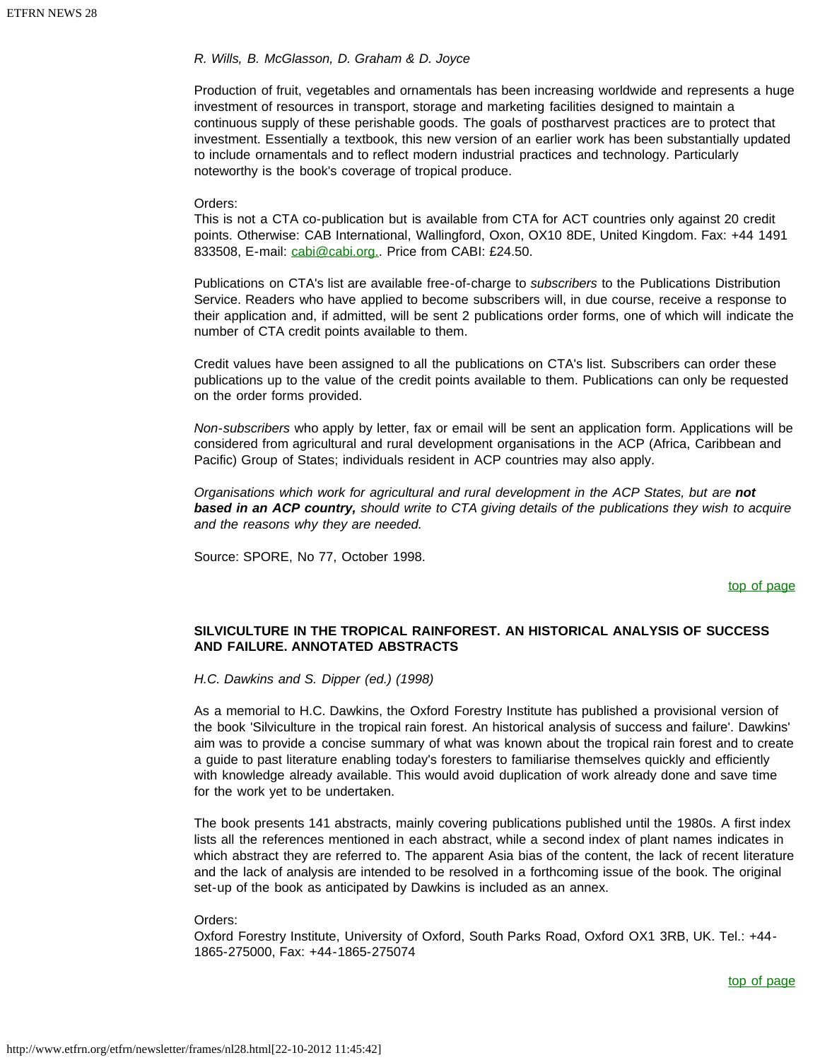*R. Wills, B. McGlasson, D. Graham & D. Joyce*

Production of fruit, vegetables and ornamentals has been increasing worldwide and represents a huge investment of resources in transport, storage and marketing facilities designed to maintain a continuous supply of these perishable goods. The goals of postharvest practices are to protect that investment. Essentially a textbook, this new version of an earlier work has been substantially updated to include ornamentals and to reflect modern industrial practices and technology. Particularly noteworthy is the book's coverage of tropical produce.

Orders:
This is not a CTA co-publication but is available from CTA for ACT countries only against 20 credit points. Otherwise: CAB International, Wallingford, Oxon, OX10 8DE, United Kingdom. Fax: +44 1491 833508, E-mail: cabi@cabi.org.. Price from CABI: £24.50.

Publications on CTA's list are available free-of-charge to *subscribers* to the Publications Distribution Service. Readers who have applied to become subscribers will, in due course, receive a response to their application and, if admitted, will be sent 2 publications order forms, one of which will indicate the number of CTA credit points available to them.

Credit values have been assigned to all the publications on CTA's list. Subscribers can order these publications up to the value of the credit points available to them. Publications can only be requested on the order forms provided.

*Non-subscribers* who apply by letter, fax or email will be sent an application form. Applications will be considered from agricultural and rural development organisations in the ACP (Africa, Caribbean and Pacific) Group of States; individuals resident in ACP countries may also apply.

*Organisations which work for agricultural and rural development in the ACP States, but are* ***not based in an ACP country,*** *should write to CTA giving details of the publications they wish to acquire and the reasons why they are needed.*

Source: SPORE, No 77, October 1998.

top of page

**SILVICULTURE IN THE TROPICAL RAINFOREST. AN HISTORICAL ANALYSIS OF SUCCESS AND FAILURE. ANNOTATED ABSTRACTS**

*H.C. Dawkins and S. Dipper (ed.) (1998)*

As a memorial to H.C. Dawkins, the Oxford Forestry Institute has published a provisional version of the book 'Silviculture in the tropical rain forest. An historical analysis of success and failure'. Dawkins' aim was to provide a concise summary of what was known about the tropical rain forest and to create a guide to past literature enabling today's foresters to familiarise themselves quickly and efficiently with knowledge already available. This would avoid duplication of work already done and save time for the work yet to be undertaken.

The book presents 141 abstracts, mainly covering publications published until the 1980s. A first index lists all the references mentioned in each abstract, while a second index of plant names indicates in which abstract they are referred to. The apparent Asia bias of the content, the lack of recent literature and the lack of analysis are intended to be resolved in a forthcoming issue of the book. The original set-up of the book as anticipated by Dawkins is included as an annex.

Orders:
Oxford Forestry Institute, University of Oxford, South Parks Road, Oxford OX1 3RB, UK. Tel.: +44-1865-275000, Fax: +44-1865-275074

top of page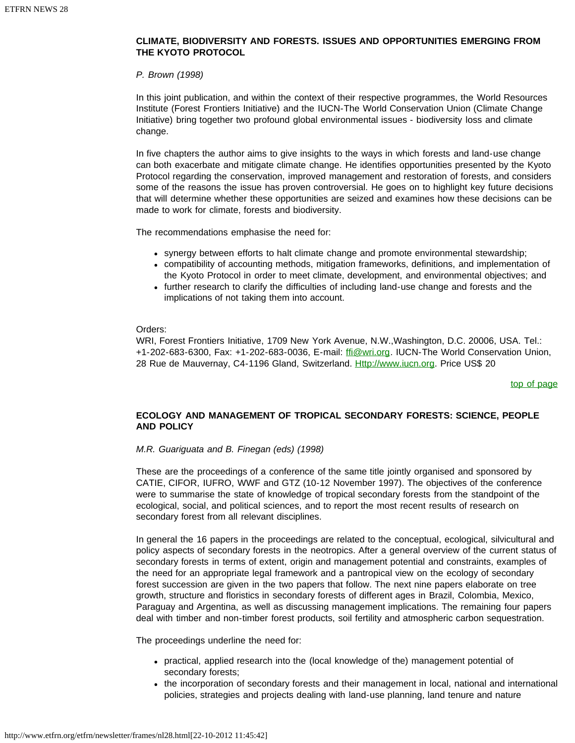**CLIMATE, BIODIVERSITY AND FORESTS. ISSUES AND OPPORTUNITIES EMERGING FROM THE KYOTO PROTOCOL**

*P. Brown (1998)*

In this joint publication, and within the context of their respective programmes, the World Resources Institute (Forest Frontiers Initiative) and the IUCN-The World Conservation Union (Climate Change Initiative) bring together two profound global environmental issues - biodiversity loss and climate change.

In five chapters the author aims to give insights to the ways in which forests and land-use change can both exacerbate and mitigate climate change. He identifies opportunities presented by the Kyoto Protocol regarding the conservation, improved management and restoration of forests, and considers some of the reasons the issue has proven controversial. He goes on to highlight key future decisions that will determine whether these opportunities are seized and examines how these decisions can be made to work for climate, forests and biodiversity.

The recommendations emphasise the need for:

- synergy between efforts to halt climate change and promote environmental stewardship;
- compatibility of accounting methods, mitigation frameworks, definitions, and implementation of the Kyoto Protocol in order to meet climate, development, and environmental objectives; and
- further research to clarify the difficulties of including land-use change and forests and the implications of not taking them into account.

Orders:
WRI, Forest Frontiers Initiative, 1709 New York Avenue, N.W.,Washington, D.C. 20006, USA. Tel.: +1-202-683-6300, Fax: +1-202-683-0036, E-mail: ffi@wri.org. IUCN-The World Conservation Union, 28 Rue de Mauvernay, C4-1196 Gland, Switzerland. Http://www.iucn.org. Price US$ 20

top of page

**ECOLOGY AND MANAGEMENT OF TROPICAL SECONDARY FORESTS: SCIENCE, PEOPLE AND POLICY**

*M.R. Guariguata and B. Finegan (eds) (1998)*

These are the proceedings of a conference of the same title jointly organised and sponsored by CATIE, CIFOR, IUFRO, WWF and GTZ (10-12 November 1997). The objectives of the conference were to summarise the state of knowledge of tropical secondary forests from the standpoint of the ecological, social, and political sciences, and to report the most recent results of research on secondary forest from all relevant disciplines.

In general the 16 papers in the proceedings are related to the conceptual, ecological, silvicultural and policy aspects of secondary forests in the neotropics. After a general overview of the current status of secondary forests in terms of extent, origin and management potential and constraints, examples of the need for an appropriate legal framework and a pantropical view on the ecology of secondary forest succession are given in the two papers that follow. The next nine papers elaborate on tree growth, structure and floristics in secondary forests of different ages in Brazil, Colombia, Mexico, Paraguay and Argentina, as well as discussing management implications. The remaining four papers deal with timber and non-timber forest products, soil fertility and atmospheric carbon sequestration.

The proceedings underline the need for:

- practical, applied research into the (local knowledge of the) management potential of secondary forests;
- the incorporation of secondary forests and their management in local, national and international policies, strategies and projects dealing with land-use planning, land tenure and nature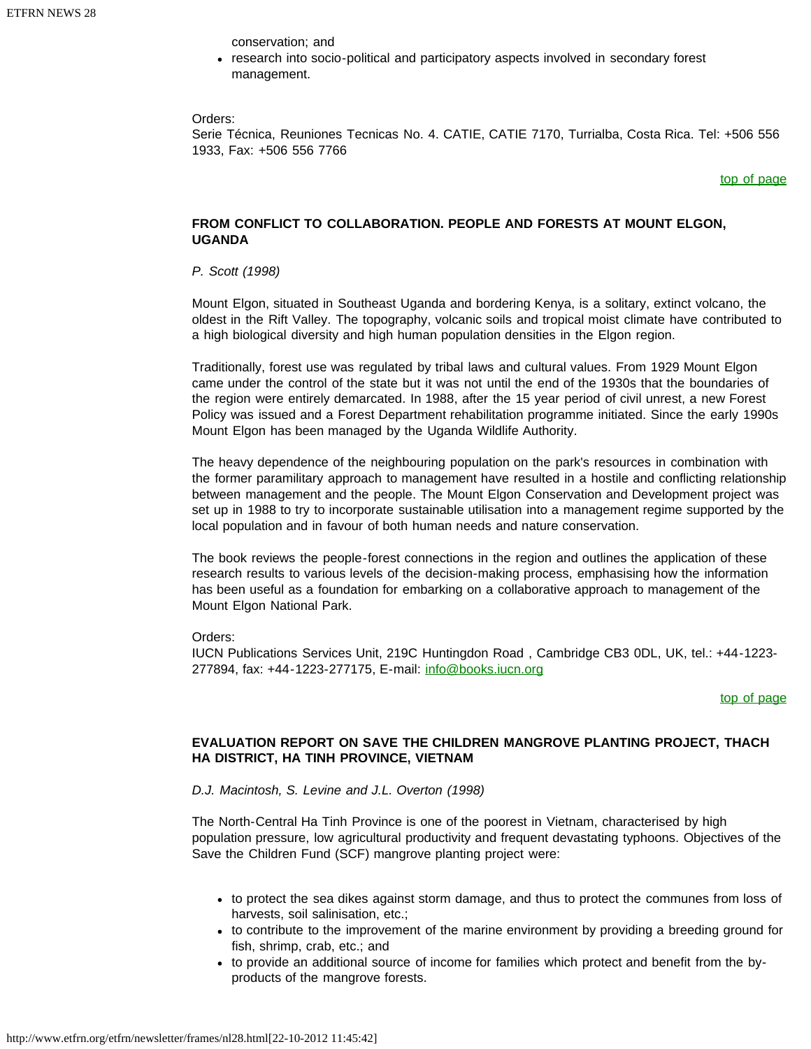conservation; and

- research into socio-political and participatory aspects involved in secondary forest management.

Orders:
Serie Técnica, Reuniones Tecnicas No. 4. CATIE, CATIE 7170, Turrialba, Costa Rica. Tel: +506 556 1933, Fax: +506 556 7766

top of page

### FROM CONFLICT TO COLLABORATION. PEOPLE AND FORESTS AT MOUNT ELGON, UGANDA

*P. Scott (1998)*

Mount Elgon, situated in Southeast Uganda and bordering Kenya, is a solitary, extinct volcano, the oldest in the Rift Valley. The topography, volcanic soils and tropical moist climate have contributed to a high biological diversity and high human population densities in the Elgon region.

Traditionally, forest use was regulated by tribal laws and cultural values. From 1929 Mount Elgon came under the control of the state but it was not until the end of the 1930s that the boundaries of the region were entirely demarcated. In 1988, after the 15 year period of civil unrest, a new Forest Policy was issued and a Forest Department rehabilitation programme initiated. Since the early 1990s Mount Elgon has been managed by the Uganda Wildlife Authority.

The heavy dependence of the neighbouring population on the park's resources in combination with the former paramilitary approach to management have resulted in a hostile and conflicting relationship between management and the people. The Mount Elgon Conservation and Development project was set up in 1988 to try to incorporate sustainable utilisation into a management regime supported by the local population and in favour of both human needs and nature conservation.

The book reviews the people-forest connections in the region and outlines the application of these research results to various levels of the decision-making process, emphasising how the information has been useful as a foundation for embarking on a collaborative approach to management of the Mount Elgon National Park.

Orders:
IUCN Publications Services Unit, 219C Huntingdon Road , Cambridge CB3 0DL, UK, tel.: +44-1223-277894, fax: +44-1223-277175, E-mail: info@books.iucn.org

top of page

### EVALUATION REPORT ON SAVE THE CHILDREN MANGROVE PLANTING PROJECT, THACH HA DISTRICT, HA TINH PROVINCE, VIETNAM

*D.J. Macintosh, S. Levine and J.L. Overton (1998)*

The North-Central Ha Tinh Province is one of the poorest in Vietnam, characterised by high population pressure, low agricultural productivity and frequent devastating typhoons. Objectives of the Save the Children Fund (SCF) mangrove planting project were:

- to protect the sea dikes against storm damage, and thus to protect the communes from loss of harvests, soil salinisation, etc.;
- to contribute to the improvement of the marine environment by providing a breeding ground for fish, shrimp, crab, etc.; and
- to provide an additional source of income for families which protect and benefit from the by-products of the mangrove forests.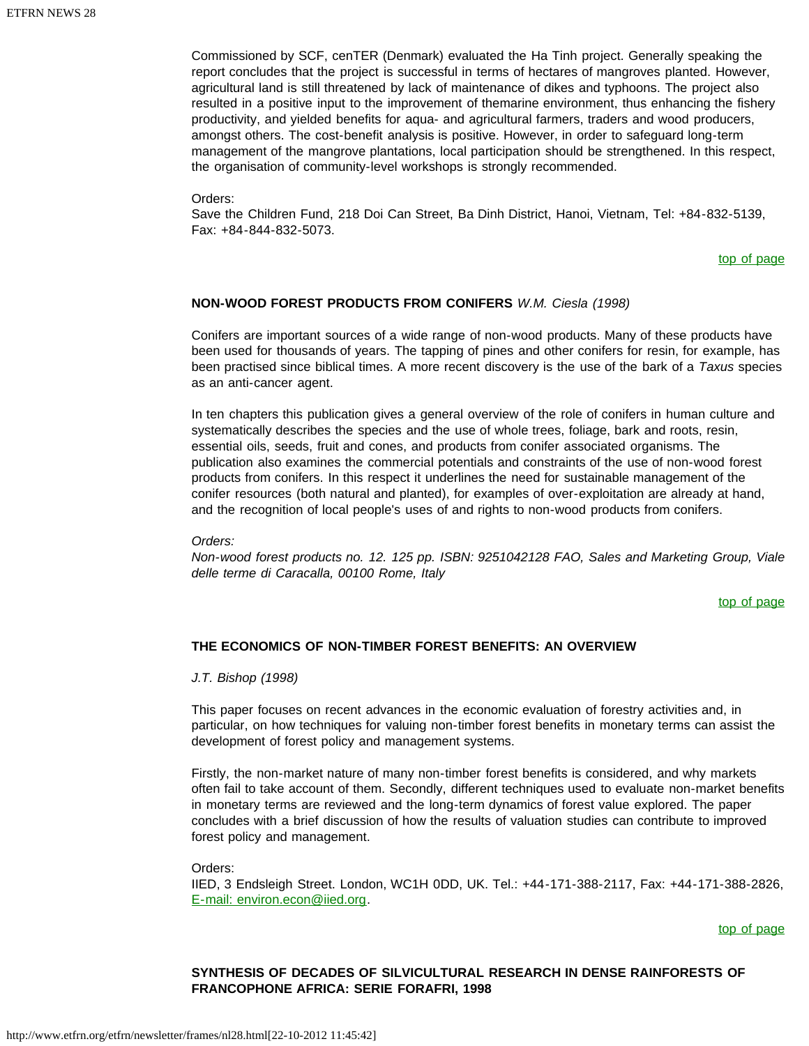Commissioned by SCF, cenTER (Denmark) evaluated the Ha Tinh project. Generally speaking the report concludes that the project is successful in terms of hectares of mangroves planted. However, agricultural land is still threatened by lack of maintenance of dikes and typhoons. The project also resulted in a positive input to the improvement of themarine environment, thus enhancing the fishery productivity, and yielded benefits for aqua- and agricultural farmers, traders and wood producers, amongst others. The cost-benefit analysis is positive. However, in order to safeguard long-term management of the mangrove plantations, local participation should be strengthened. In this respect, the organisation of community-level workshops is strongly recommended.

Orders:
Save the Children Fund, 218 Doi Can Street, Ba Dinh District, Hanoi, Vietnam, Tel: +84-832-5139, Fax: +84-844-832-5073.

top of page

**NON-WOOD FOREST PRODUCTS FROM CONIFERS** *W.M. Ciesla (1998)*

Conifers are important sources of a wide range of non-wood products. Many of these products have been used for thousands of years. The tapping of pines and other conifers for resin, for example, has been practised since biblical times. A more recent discovery is the use of the bark of a *Taxus* species as an anti-cancer agent.

In ten chapters this publication gives a general overview of the role of conifers in human culture and systematically describes the species and the use of whole trees, foliage, bark and roots, resin, essential oils, seeds, fruit and cones, and products from conifer associated organisms. The publication also examines the commercial potentials and constraints of the use of non-wood forest products from conifers. In this respect it underlines the need for sustainable management of the conifer resources (both natural and planted), for examples of over-exploitation are already at hand, and the recognition of local people's uses of and rights to non-wood products from conifers.

*Orders:*
*Non-wood forest products no. 12. 125 pp. ISBN: 9251042128 FAO, Sales and Marketing Group, Viale delle terme di Caracalla, 00100 Rome, Italy*

top of page

**THE ECONOMICS OF NON-TIMBER FOREST BENEFITS: AN OVERVIEW**

*J.T. Bishop (1998)*

This paper focuses on recent advances in the economic evaluation of forestry activities and, in particular, on how techniques for valuing non-timber forest benefits in monetary terms can assist the development of forest policy and management systems.

Firstly, the non-market nature of many non-timber forest benefits is considered, and why markets often fail to take account of them. Secondly, different techniques used to evaluate non-market benefits in monetary terms are reviewed and the long-term dynamics of forest value explored. The paper concludes with a brief discussion of how the results of valuation studies can contribute to improved forest policy and management.

Orders:
IIED, 3 Endsleigh Street. London, WC1H 0DD, UK. Tel.: +44-171-388-2117, Fax: +44-171-388-2826, E-mail: environ.econ@iied.org.

top of page

**SYNTHESIS OF DECADES OF SILVICULTURAL RESEARCH IN DENSE RAINFORESTS OF FRANCOPHONE AFRICA: SERIE FORAFRI, 1998**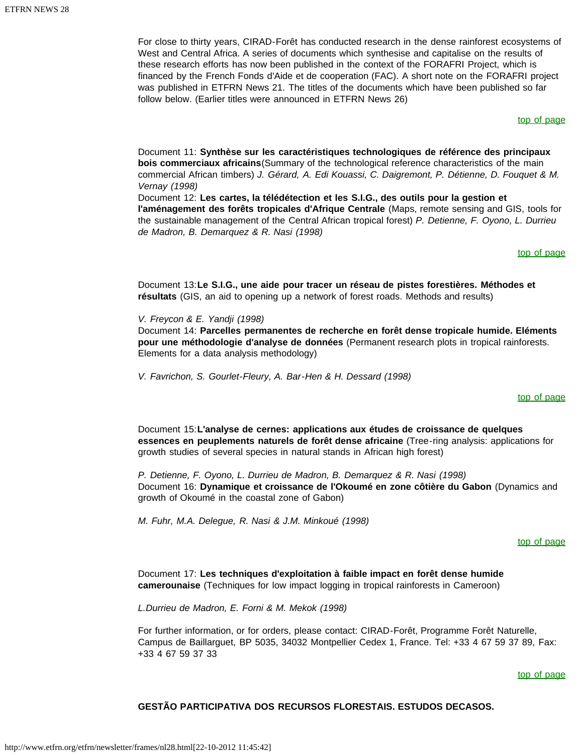For close to thirty years, CIRAD-Forêt has conducted research in the dense rainforest ecosystems of West and Central Africa. A series of documents which synthesise and capitalise on the results of these research efforts has now been published in the context of the FORAFRI Project, which is financed by the French Fonds d'Aide et de cooperation (FAC). A short note on the FORAFRI project was published in ETFRN News 21. The titles of the documents which have been published so far follow below. (Earlier titles were announced in ETFRN News 26)

top of page

Document 11: **Synthèse sur les caractéristiques technologiques de référence des principaux bois commerciaux africains**(Summary of the technological reference characteristics of the main commercial African timbers) *J. Gérard, A. Edi Kouassi, C. Daigremont, P. Détienne, D. Fouquet & M. Vernay (1998)*

Document 12: **Les cartes, la télédétection et les S.I.G., des outils pour la gestion et l'aménagement des forêts tropicales d'Afrique Centrale** (Maps, remote sensing and GIS, tools for the sustainable management of the Central African tropical forest) *P. Detienne, F. Oyono, L. Durrieu de Madron, B. Demarquez & R. Nasi (1998)*

top of page

Document 13:**Le S.I.G., une aide pour tracer un réseau de pistes forestières. Méthodes et résultats** (GIS, an aid to opening up a network of forest roads. Methods and results)

*V. Freycon & E. Yandji (1998)*

Document 14: **Parcelles permanentes de recherche en forêt dense tropicale humide. Eléments pour une méthodologie d'analyse de données** (Permanent research plots in tropical rainforests. Elements for a data analysis methodology)

*V. Favrichon, S. Gourlet-Fleury, A. Bar-Hen & H. Dessard (1998)*

top of page

Document 15:**L'analyse de cernes: applications aux études de croissance de quelques essences en peuplements naturels de forêt dense africaine** (Tree-ring analysis: applications for growth studies of several species in natural stands in African high forest)

*P. Detienne, F. Oyono, L. Durrieu de Madron, B. Demarquez & R. Nasi (1998)*

Document 16: **Dynamique et croissance de l'Okoumé en zone côtière du Gabon** (Dynamics and growth of Okoumé in the coastal zone of Gabon)

*M. Fuhr, M.A. Delegue, R. Nasi & J.M. Minkoué (1998)*

top of page

Document 17: **Les techniques d'exploitation à faible impact en forêt dense humide camerounaise** (Techniques for low impact logging in tropical rainforests in Cameroon)

*L.Durrieu de Madron, E. Forni & M. Mekok (1998)*

For further information, or for orders, please contact: CIRAD-Forêt, Programme Forêt Naturelle, Campus de Baillarguet, BP 5035, 34032 Montpellier Cedex 1, France. Tel: +33 4 67 59 37 89, Fax: +33 4 67 59 37 33

top of page

**GESTÃO PARTICIPATIVA DOS RECURSOS FLORESTAIS. ESTUDOS DECASOS.**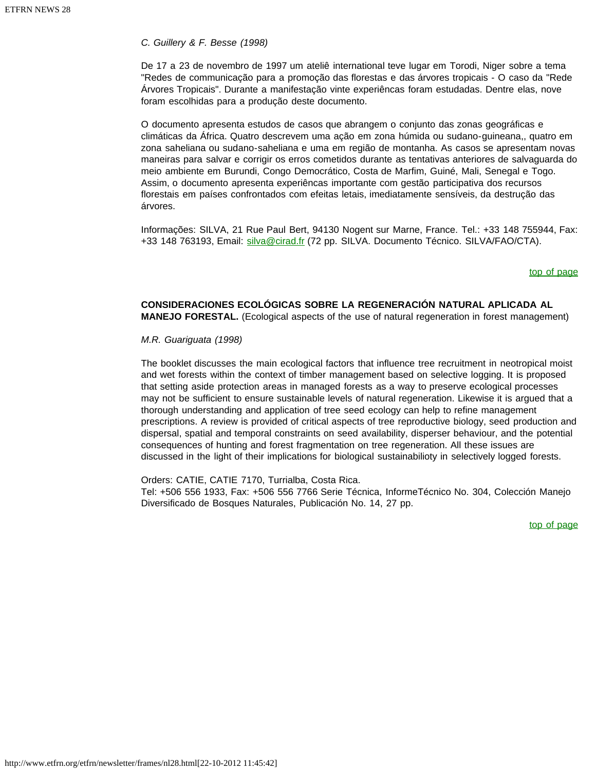*C. Guillery & F. Besse (1998)*

De 17 a 23 de novembro de 1997 um ateliê international teve lugar em Torodi, Niger sobre a tema "Redes de communicação para a promoção das florestas e das árvores tropicais - O caso da "Rede Árvores Tropicais". Durante a manifestação vinte experiêncas foram estudadas. Dentre elas, nove foram escolhidas para a produção deste documento.

O documento apresenta estudos de casos que abrangem o conjunto das zonas geográficas e climáticas da África. Quatro descrevem uma ação em zona húmida ou sudano-guineana,, quatro em zona saheliana ou sudano-saheliana e uma em região de montanha. As casos se apresentam novas maneiras para salvar e corrigir os erros cometidos durante as tentativas anteriores de salvaguarda do meio ambiente em Burundi, Congo Democrático, Costa de Marfim, Guiné, Mali, Senegal e Togo. Assim, o documento apresenta experiêncas importante com gestão participativa dos recursos florestais em países confrontados com efeitas letais, imediatamente sensíveis, da destrução das árvores.

Informações: SILVA, 21 Rue Paul Bert, 94130 Nogent sur Marne, France. Tel.: +33 148 755944, Fax: +33 148 763193, Email: silva@cirad.fr (72 pp. SILVA. Documento Técnico. SILVA/FAO/CTA).

top of page

**CONSIDERACIONES ECOLÓGICAS SOBRE LA REGENERACIÓN NATURAL APLICADA AL MANEJO FORESTAL.** (Ecological aspects of the use of natural regeneration in forest management)

*M.R. Guariguata (1998)*

The booklet discusses the main ecological factors that influence tree recruitment in neotropical moist and wet forests within the context of timber management based on selective logging. It is proposed that setting aside protection areas in managed forests as a way to preserve ecological processes may not be sufficient to ensure sustainable levels of natural regeneration. Likewise it is argued that a thorough understanding and application of tree seed ecology can help to refine management prescriptions. A review is provided of critical aspects of tree reproductive biology, seed production and dispersal, spatial and temporal constraints on seed availability, disperser behaviour, and the potential consequences of hunting and forest fragmentation on tree regeneration. All these issues are discussed in the light of their implications for biological sustainabilioty in selectively logged forests.

Orders: CATIE, CATIE 7170, Turrialba, Costa Rica.
Tel: +506 556 1933, Fax: +506 556 7766 Serie Técnica, InformeTécnico No. 304, Colección Manejo Diversificado de Bosques Naturales, Publicación No. 14, 27 pp.

top of page